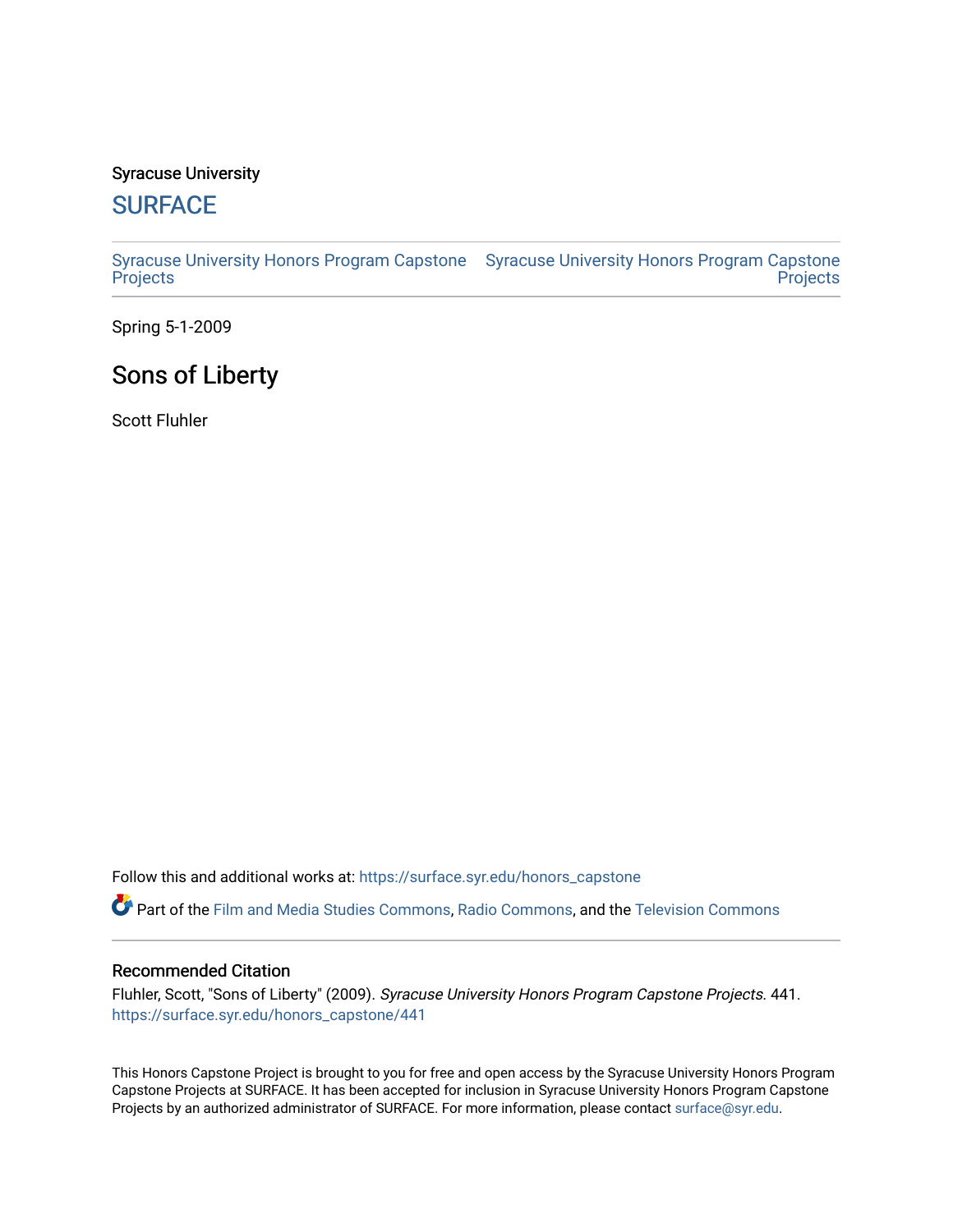Syracuse University

# SURFACE

Syracuse University Honors Program Capstone Projects | Syracuse University Honors Program Capstone Projects

Spring 5-1-2009

## Sons of Liberty

Scott Fluhler

Follow this and additional works at: https://surface.syr.edu/honors_capstone

Part of the Film and Media Studies Commons, Radio Commons, and the Television Commons

### Recommended Citation

Fluhler, Scott, "Sons of Liberty" (2009). *Syracuse University Honors Program Capstone Projects*. 441.
https://surface.syr.edu/honors_capstone/441

This Honors Capstone Project is brought to you for free and open access by the Syracuse University Honors Program Capstone Projects at SURFACE. It has been accepted for inclusion in Syracuse University Honors Program Capstone Projects by an authorized administrator of SURFACE. For more information, please contact surface@syr.edu.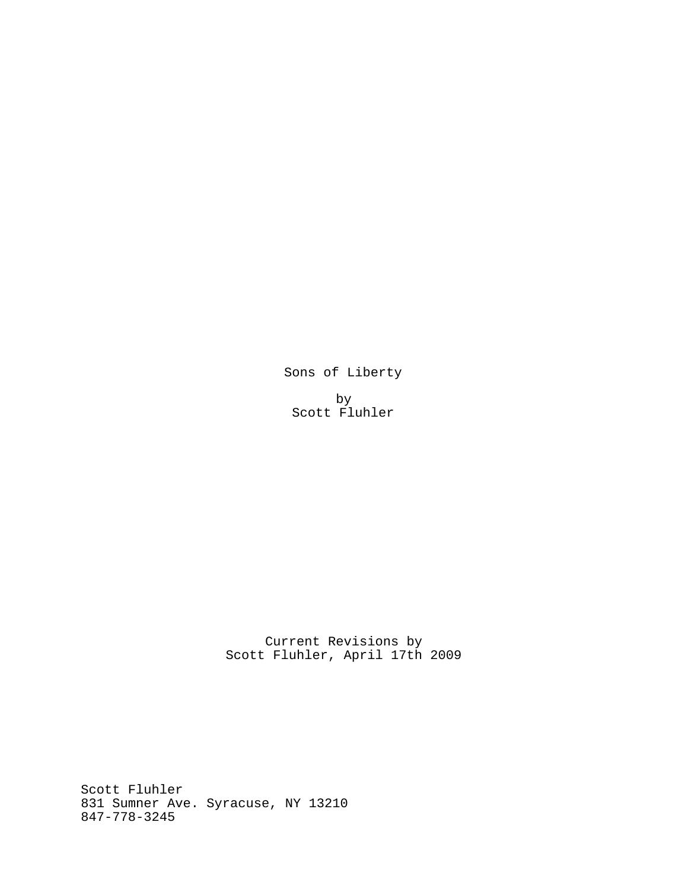Sons of Liberty

by
Scott Fluhler

Current Revisions by
Scott Fluhler, April 17th 2009

Scott Fluhler
831 Sumner Ave. Syracuse, NY 13210
847-778-3245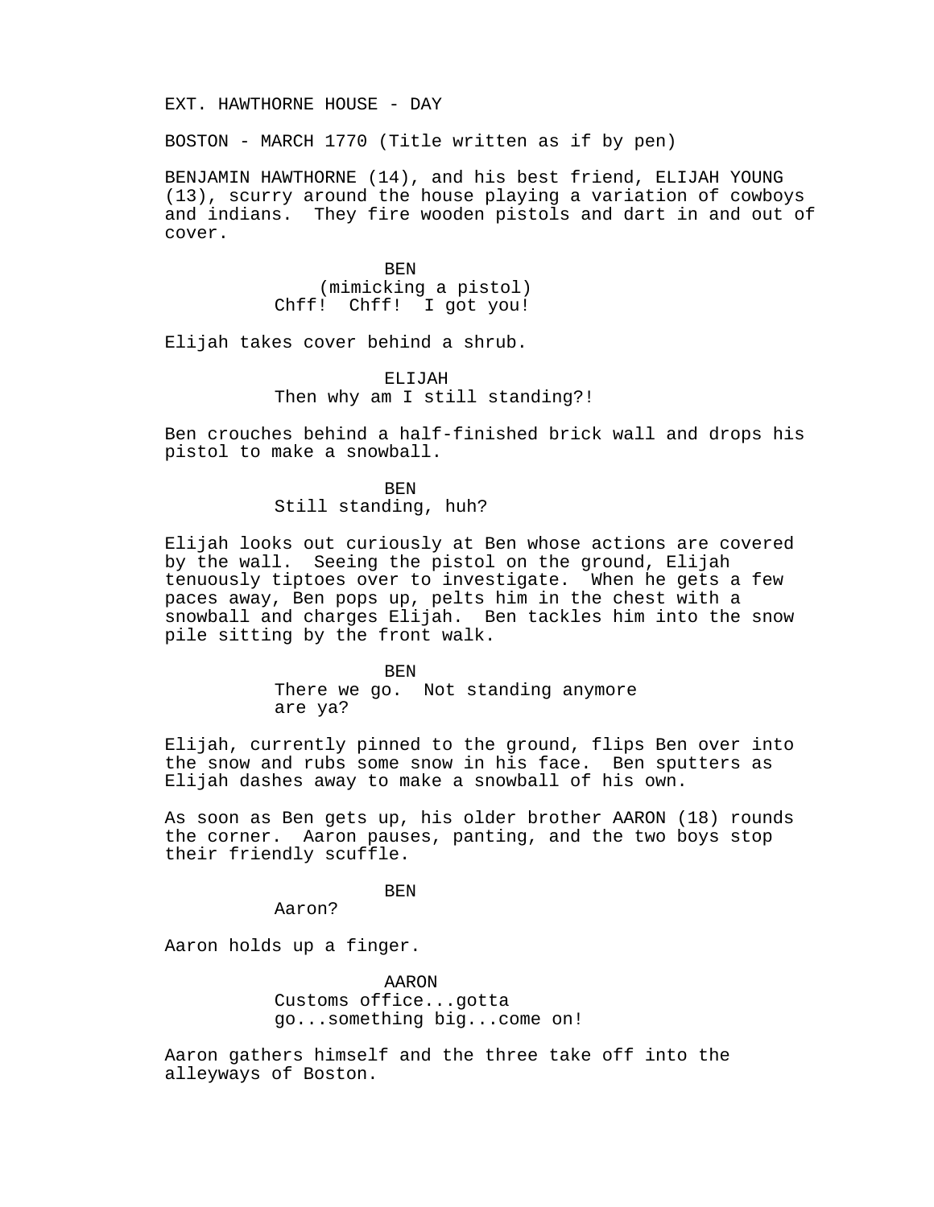EXT. HAWTHORNE HOUSE - DAY

BOSTON - MARCH 1770 (Title written as if by pen)

BENJAMIN HAWTHORNE (14), and his best friend, ELIJAH YOUNG (13), scurry around the house playing a variation of cowboys and indians. They fire wooden pistols and dart in and out of cover.

BEN
(mimicking a pistol)
Chff! Chff! I got you!

Elijah takes cover behind a shrub.

ELIJAH
Then why am I still standing?!

Ben crouches behind a half-finished brick wall and drops his pistol to make a snowball.

BEN
Still standing, huh?

Elijah looks out curiously at Ben whose actions are covered by the wall. Seeing the pistol on the ground, Elijah tenuously tiptoes over to investigate. When he gets a few paces away, Ben pops up, pelts him in the chest with a snowball and charges Elijah. Ben tackles him into the snow pile sitting by the front walk.

BEN
There we go. Not standing anymore are ya?

Elijah, currently pinned to the ground, flips Ben over into the snow and rubs some snow in his face. Ben sputters as Elijah dashes away to make a snowball of his own.

As soon as Ben gets up, his older brother AARON (18) rounds the corner. Aaron pauses, panting, and the two boys stop their friendly scuffle.

BEN
Aaron?

Aaron holds up a finger.

AARON
Customs office...gotta go...something big...come on!

Aaron gathers himself and the three take off into the alleyways of Boston.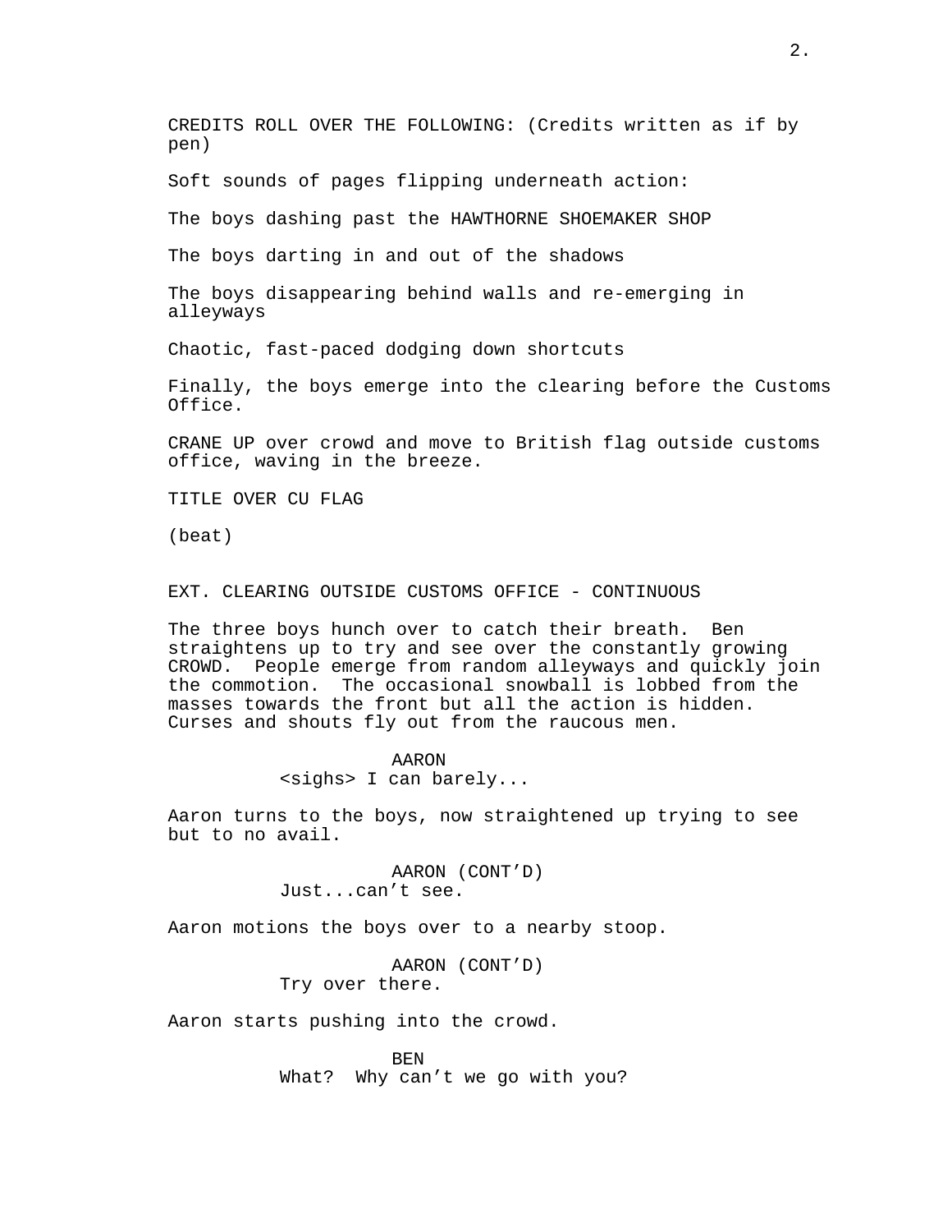CREDITS ROLL OVER THE FOLLOWING: (Credits written as if by pen)

Soft sounds of pages flipping underneath action:

The boys dashing past the HAWTHORNE SHOEMAKER SHOP

The boys darting in and out of the shadows

The boys disappearing behind walls and re-emerging in alleyways

Chaotic, fast-paced dodging down shortcuts

Finally, the boys emerge into the clearing before the Customs Office.

CRANE UP over crowd and move to British flag outside customs office, waving in the breeze.

TITLE OVER CU FLAG

(beat)

EXT. CLEARING OUTSIDE CUSTOMS OFFICE - CONTINUOUS

The three boys hunch over to catch their breath. Ben straightens up to try and see over the constantly growing CROWD. People emerge from random alleyways and quickly join the commotion. The occasional snowball is lobbed from the masses towards the front but all the action is hidden. Curses and shouts fly out from the raucous men.

AARON
<sighs> I can barely...

Aaron turns to the boys, now straightened up trying to see but to no avail.

AARON (CONT'D)
Just...can't see.

Aaron motions the boys over to a nearby stoop.

AARON (CONT'D)
Try over there.

Aaron starts pushing into the crowd.

BEN
What? Why can't we go with you?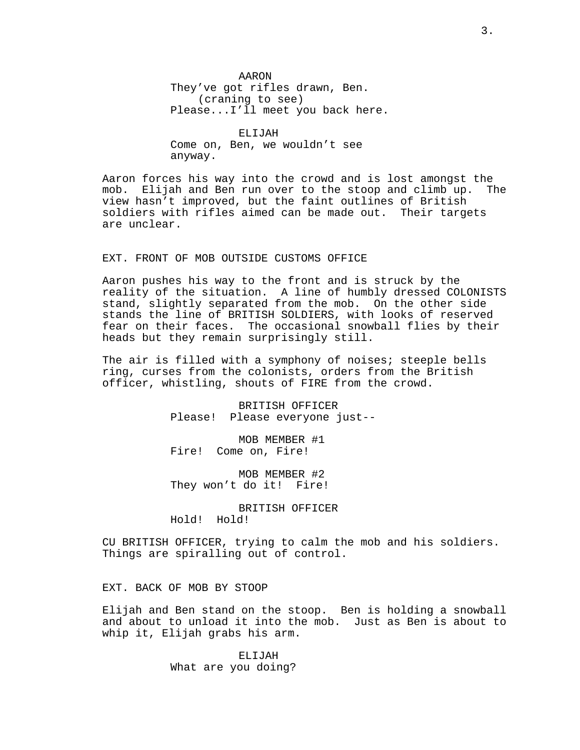AARON
They’ve got rifles drawn, Ben.
(craning to see)
Please...I’ll meet you back here.

ELIJAH
Come on, Ben, we wouldn’t see anyway.

Aaron forces his way into the crowd and is lost amongst the mob. Elijah and Ben run over to the stoop and climb up. The view hasn’t improved, but the faint outlines of British soldiers with rifles aimed can be made out. Their targets are unclear.

EXT. FRONT OF MOB OUTSIDE CUSTOMS OFFICE

Aaron pushes his way to the front and is struck by the reality of the situation. A line of humbly dressed COLONISTS stand, slightly separated from the mob. On the other side stands the line of BRITISH SOLDIERS, with looks of reserved fear on their faces. The occasional snowball flies by their heads but they remain surprisingly still.

The air is filled with a symphony of noises; steeple bells ring, curses from the colonists, orders from the British officer, whistling, shouts of FIRE from the crowd.

BRITISH OFFICER
Please! Please everyone just--

MOB MEMBER #1
Fire! Come on, Fire!

MOB MEMBER #2
They won’t do it! Fire!

BRITISH OFFICER
Hold! Hold!

CU BRITISH OFFICER, trying to calm the mob and his soldiers. Things are spiralling out of control.

EXT. BACK OF MOB BY STOOP

Elijah and Ben stand on the stoop. Ben is holding a snowball and about to unload it into the mob. Just as Ben is about to whip it, Elijah grabs his arm.

ELIJAH
What are you doing?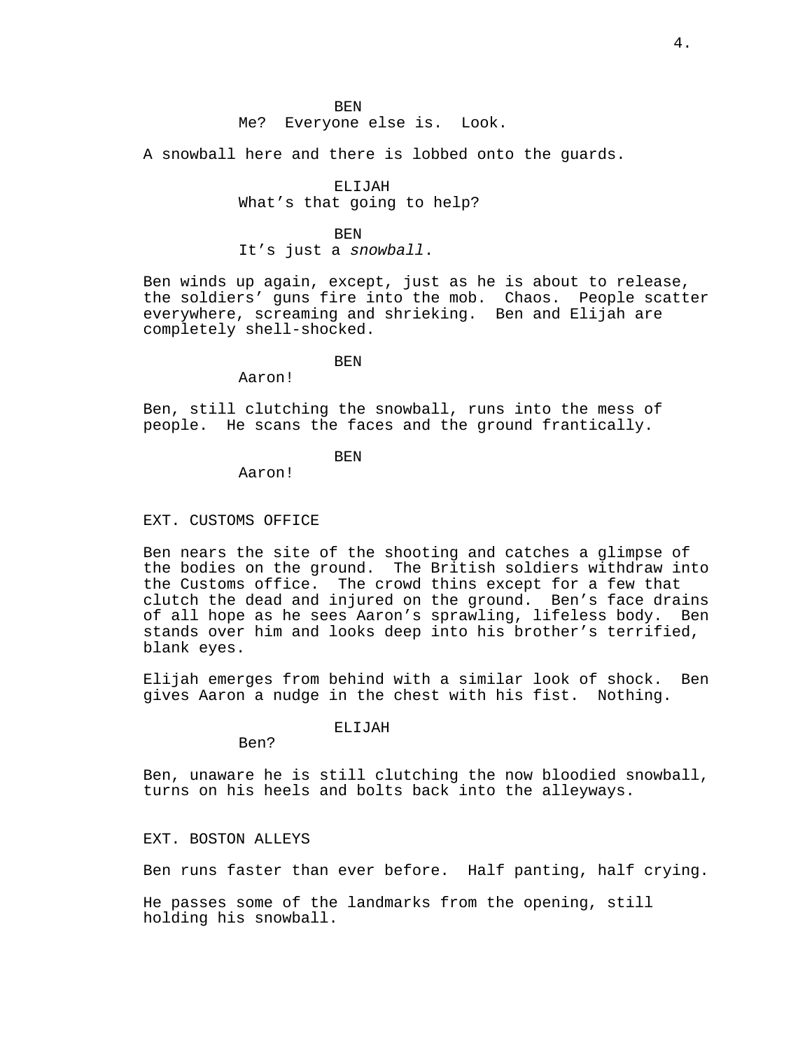BEN
Me? Everyone else is. Look.

A snowball here and there is lobbed onto the guards.

ELIJAH
What's that going to help?

BEN
It's just a *snowball*.

Ben winds up again, except, just as he is about to release, the soldiers' guns fire into the mob. Chaos. People scatter everywhere, screaming and shrieking. Ben and Elijah are completely shell-shocked.

BEN
Aaron!

Ben, still clutching the snowball, runs into the mess of people. He scans the faces and the ground frantically.

BEN
Aaron!

EXT. CUSTOMS OFFICE

Ben nears the site of the shooting and catches a glimpse of the bodies on the ground. The British soldiers withdraw into the Customs office. The crowd thins except for a few that clutch the dead and injured on the ground. Ben's face drains of all hope as he sees Aaron's sprawling, lifeless body. Ben stands over him and looks deep into his brother's terrified, blank eyes.

Elijah emerges from behind with a similar look of shock. Ben gives Aaron a nudge in the chest with his fist. Nothing.

ELIJAH
Ben?

Ben, unaware he is still clutching the now bloodied snowball, turns on his heels and bolts back into the alleyways.

EXT. BOSTON ALLEYS

Ben runs faster than ever before. Half panting, half crying.

He passes some of the landmarks from the opening, still holding his snowball.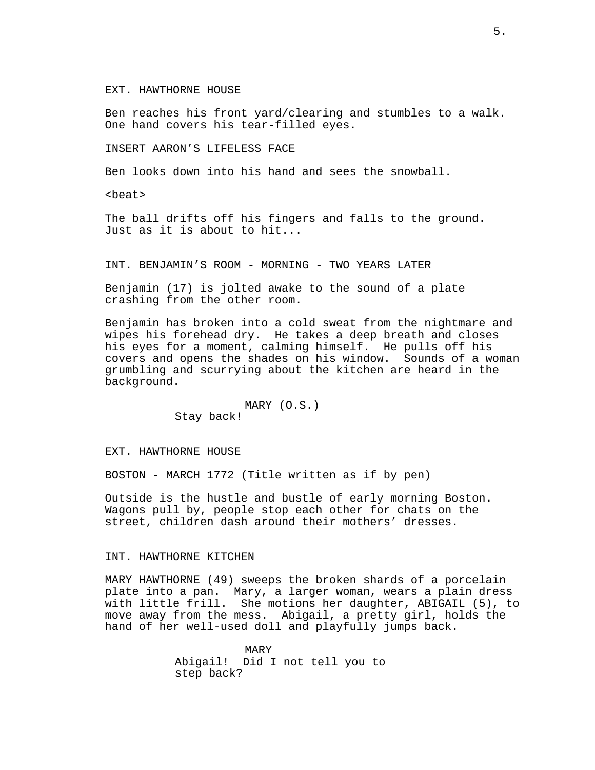EXT. HAWTHORNE HOUSE

Ben reaches his front yard/clearing and stumbles to a walk. One hand covers his tear-filled eyes.

INSERT AARON’S LIFELESS FACE

Ben looks down into his hand and sees the snowball.

<beat>

The ball drifts off his fingers and falls to the ground. Just as it is about to hit...

INT. BENJAMIN’S ROOM - MORNING - TWO YEARS LATER

Benjamin (17) is jolted awake to the sound of a plate crashing from the other room.

Benjamin has broken into a cold sweat from the nightmare and wipes his forehead dry. He takes a deep breath and closes his eyes for a moment, calming himself. He pulls off his covers and opens the shades on his window. Sounds of a woman grumbling and scurrying about the kitchen are heard in the background.

MARY (O.S.)
Stay back!

EXT. HAWTHORNE HOUSE

BOSTON - MARCH 1772 (Title written as if by pen)

Outside is the hustle and bustle of early morning Boston. Wagons pull by, people stop each other for chats on the street, children dash around their mothers’ dresses.

INT. HAWTHORNE KITCHEN

MARY HAWTHORNE (49) sweeps the broken shards of a porcelain plate into a pan. Mary, a larger woman, wears a plain dress with little frill. She motions her daughter, ABIGAIL (5), to move away from the mess. Abigail, a pretty girl, holds the hand of her well-used doll and playfully jumps back.

MARY
Abigail! Did I not tell you to step back?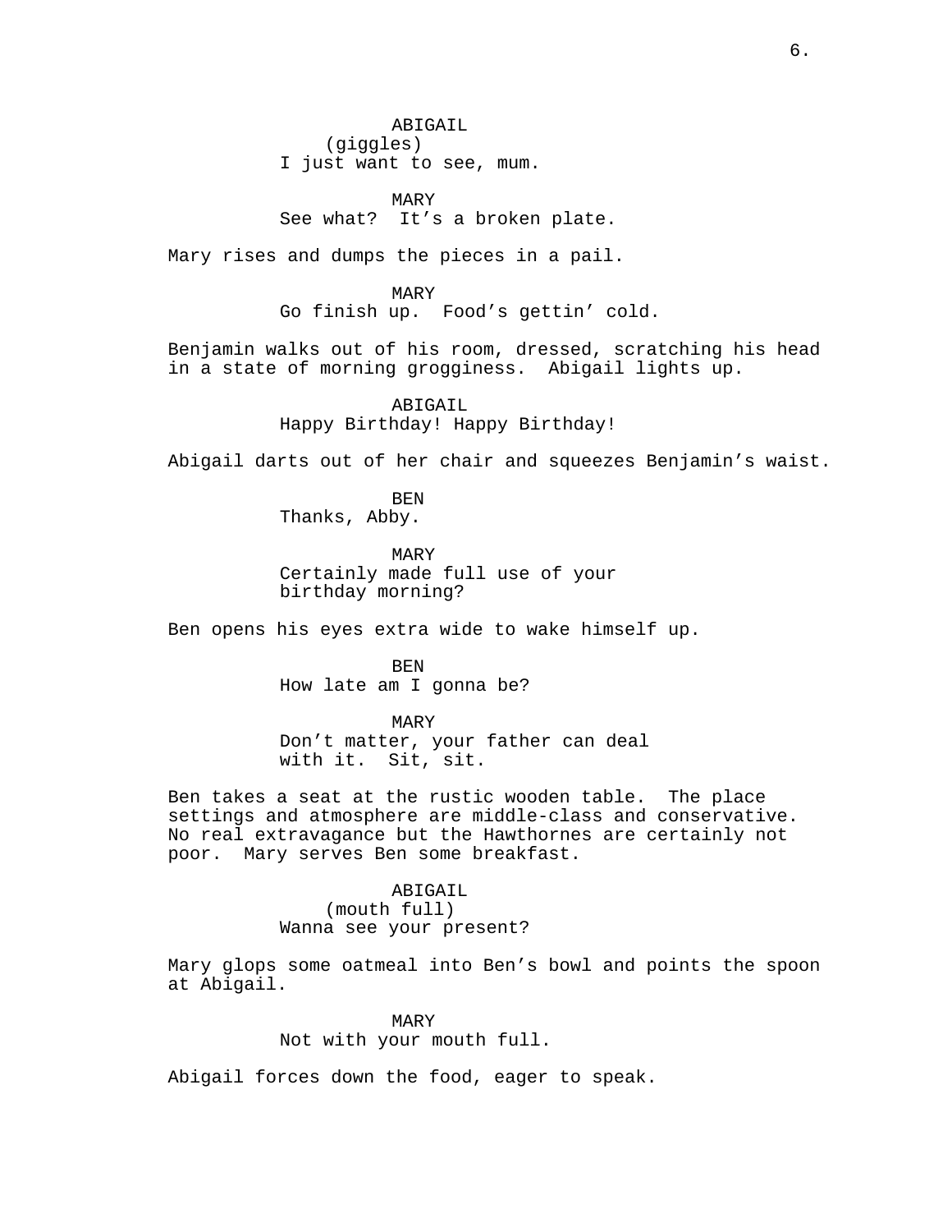ABIGAIL
(giggles)
I just want to see, mum.

MARY
See what? It's a broken plate.

Mary rises and dumps the pieces in a pail.

MARY
Go finish up. Food's gettin' cold.

Benjamin walks out of his room, dressed, scratching his head in a state of morning grogginess. Abigail lights up.

ABIGAIL
Happy Birthday! Happy Birthday!

Abigail darts out of her chair and squeezes Benjamin's waist.

BEN
Thanks, Abby.

MARY
Certainly made full use of your birthday morning?

Ben opens his eyes extra wide to wake himself up.

BEN
How late am I gonna be?

MARY
Don't matter, your father can deal with it. Sit, sit.

Ben takes a seat at the rustic wooden table. The place settings and atmosphere are middle-class and conservative. No real extravagance but the Hawthornes are certainly not poor. Mary serves Ben some breakfast.

ABIGAIL
(mouth full)
Wanna see your present?

Mary glops some oatmeal into Ben's bowl and points the spoon at Abigail.

MARY
Not with your mouth full.

Abigail forces down the food, eager to speak.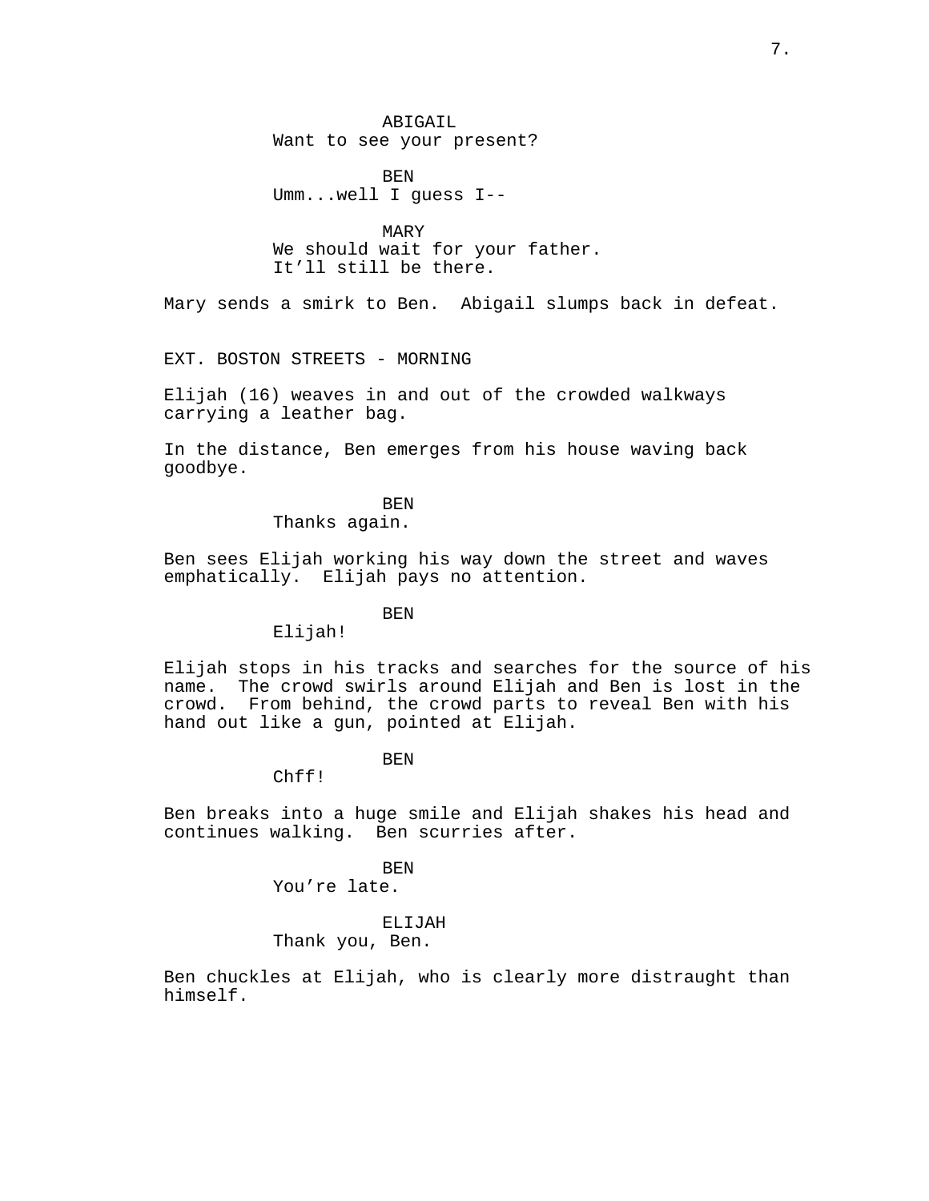ABIGAIL
Want to see your present?

BEN
Umm...well I guess I--

MARY
We should wait for your father.
It’ll still be there.

Mary sends a smirk to Ben. Abigail slumps back in defeat.

EXT. BOSTON STREETS - MORNING

Elijah (16) weaves in and out of the crowded walkways carrying a leather bag.

In the distance, Ben emerges from his house waving back goodbye.

BEN
Thanks again.

Ben sees Elijah working his way down the street and waves emphatically. Elijah pays no attention.

BEN
Elijah!

Elijah stops in his tracks and searches for the source of his name. The crowd swirls around Elijah and Ben is lost in the crowd. From behind, the crowd parts to reveal Ben with his hand out like a gun, pointed at Elijah.

BEN
Chff!

Ben breaks into a huge smile and Elijah shakes his head and continues walking. Ben scurries after.

BEN
You’re late.

ELIJAH
Thank you, Ben.

Ben chuckles at Elijah, who is clearly more distraught than himself.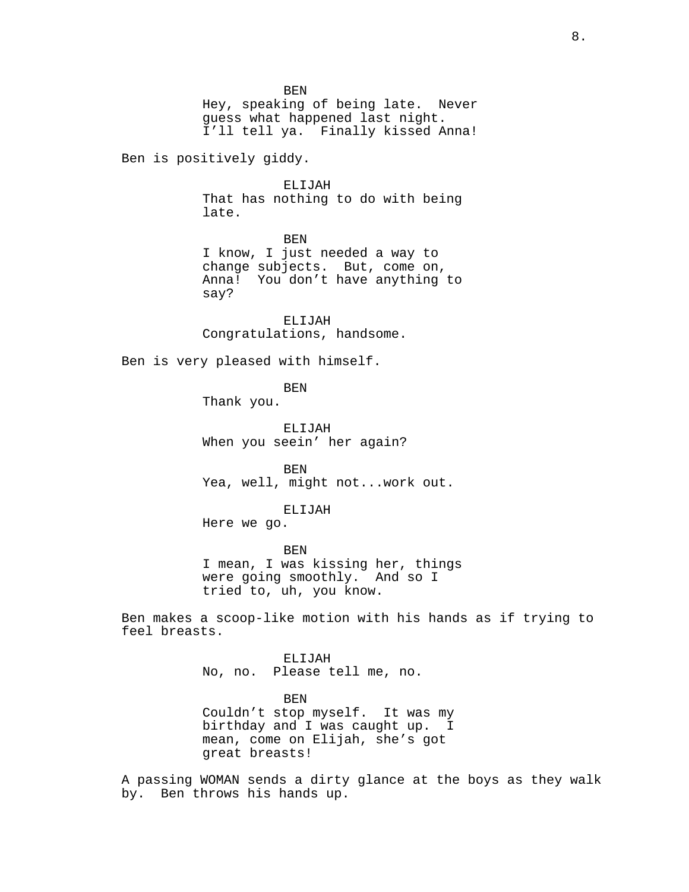BEN
Hey, speaking of being late. Never guess what happened last night. I'll tell ya. Finally kissed Anna!

Ben is positively giddy.

ELIJAH
That has nothing to do with being late.

BEN
I know, I just needed a way to change subjects. But, come on, Anna! You don't have anything to say?

ELIJAH
Congratulations, handsome.

Ben is very pleased with himself.

BEN
Thank you.

ELIJAH
When you seein' her again?

BEN
Yea, well, might not...work out.

ELIJAH
Here we go.

BEN
I mean, I was kissing her, things were going smoothly. And so I tried to, uh, you know.

Ben makes a scoop-like motion with his hands as if trying to feel breasts.

ELIJAH
No, no. Please tell me, no.

BEN
Couldn't stop myself. It was my birthday and I was caught up. I mean, come on Elijah, she's got great breasts!

A passing WOMAN sends a dirty glance at the boys as they walk by. Ben throws his hands up.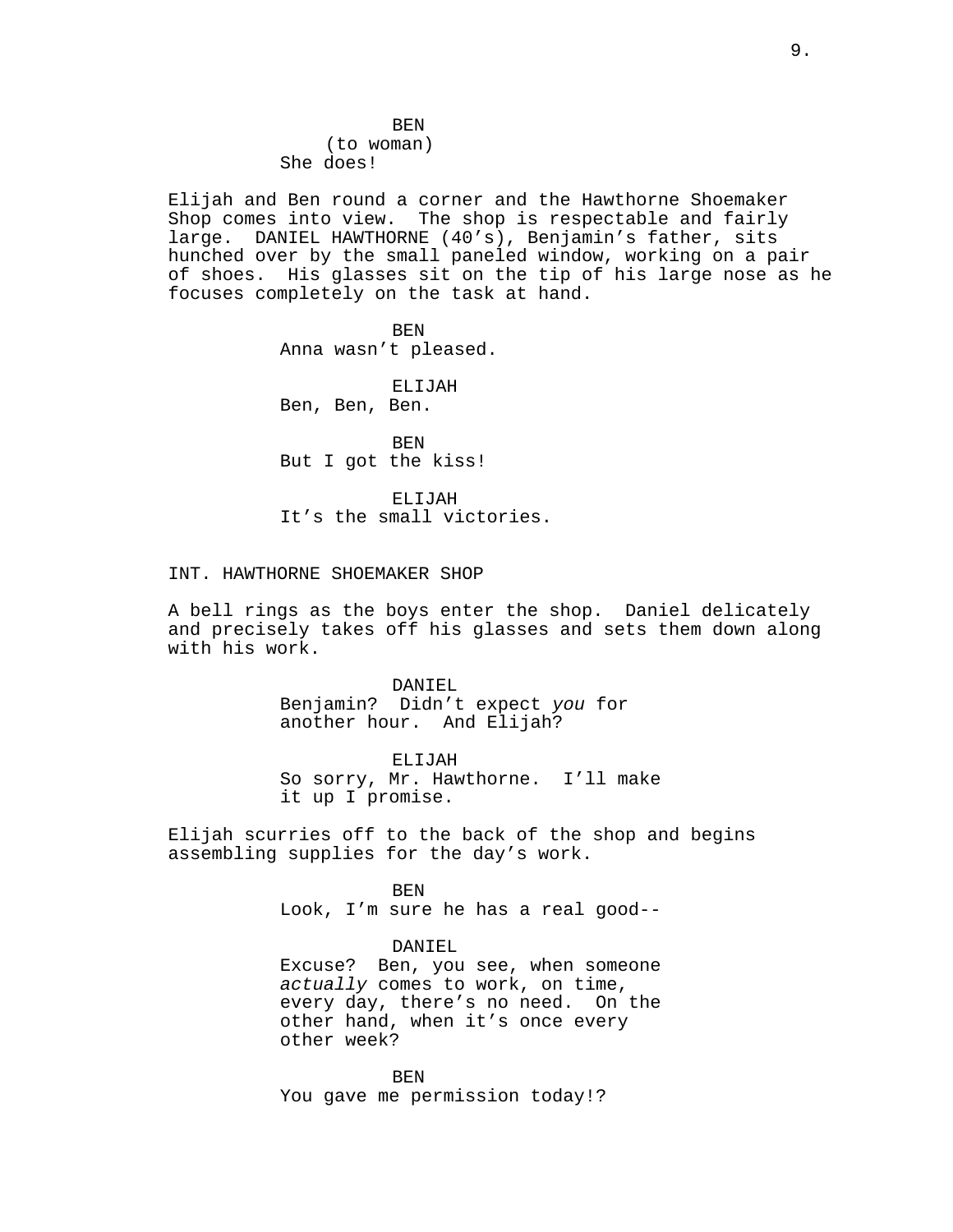BEN
(to woman)
She does!

Elijah and Ben round a corner and the Hawthorne Shoemaker Shop comes into view. The shop is respectable and fairly large. DANIEL HAWTHORNE (40's), Benjamin's father, sits hunched over by the small paneled window, working on a pair of shoes. His glasses sit on the tip of his large nose as he focuses completely on the task at hand.

BEN
Anna wasn't pleased.

ELIJAH
Ben, Ben, Ben.

BEN
But I got the kiss!

ELIJAH
It's the small victories.

INT. HAWTHORNE SHOEMAKER SHOP

A bell rings as the boys enter the shop. Daniel delicately and precisely takes off his glasses and sets them down along with his work.

DANIEL
Benjamin? Didn't expect *you* for another hour. And Elijah?

ELIJAH
So sorry, Mr. Hawthorne. I'll make it up I promise.

Elijah scurries off to the back of the shop and begins assembling supplies for the day's work.

BEN
Look, I'm sure he has a real good--

DANIEL
Excuse? Ben, you see, when someone *actually* comes to work, on time, every day, there's no need. On the other hand, when it's once every other week?

BEN
You gave me permission today!?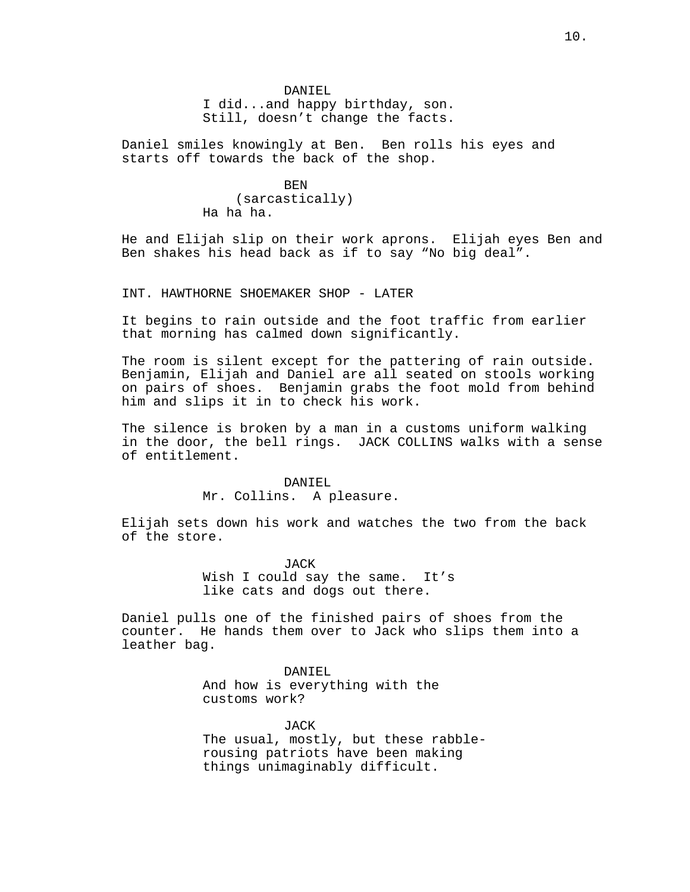DANIEL
I did...and happy birthday, son.
Still, doesn't change the facts.

Daniel smiles knowingly at Ben. Ben rolls his eyes and starts off towards the back of the shop.

BEN
(sarcastically)
Ha ha ha.

He and Elijah slip on their work aprons. Elijah eyes Ben and Ben shakes his head back as if to say "No big deal".

INT. HAWTHORNE SHOEMAKER SHOP - LATER

It begins to rain outside and the foot traffic from earlier that morning has calmed down significantly.

The room is silent except for the pattering of rain outside. Benjamin, Elijah and Daniel are all seated on stools working on pairs of shoes. Benjamin grabs the foot mold from behind him and slips it in to check his work.

The silence is broken by a man in a customs uniform walking in the door, the bell rings. JACK COLLINS walks with a sense of entitlement.

DANIEL
Mr. Collins. A pleasure.

Elijah sets down his work and watches the two from the back of the store.

JACK
Wish I could say the same. It's
like cats and dogs out there.

Daniel pulls one of the finished pairs of shoes from the counter. He hands them over to Jack who slips them into a leather bag.

DANIEL
And how is everything with the
customs work?

JACK
The usual, mostly, but these rabble-
rousing patriots have been making
things unimaginably difficult.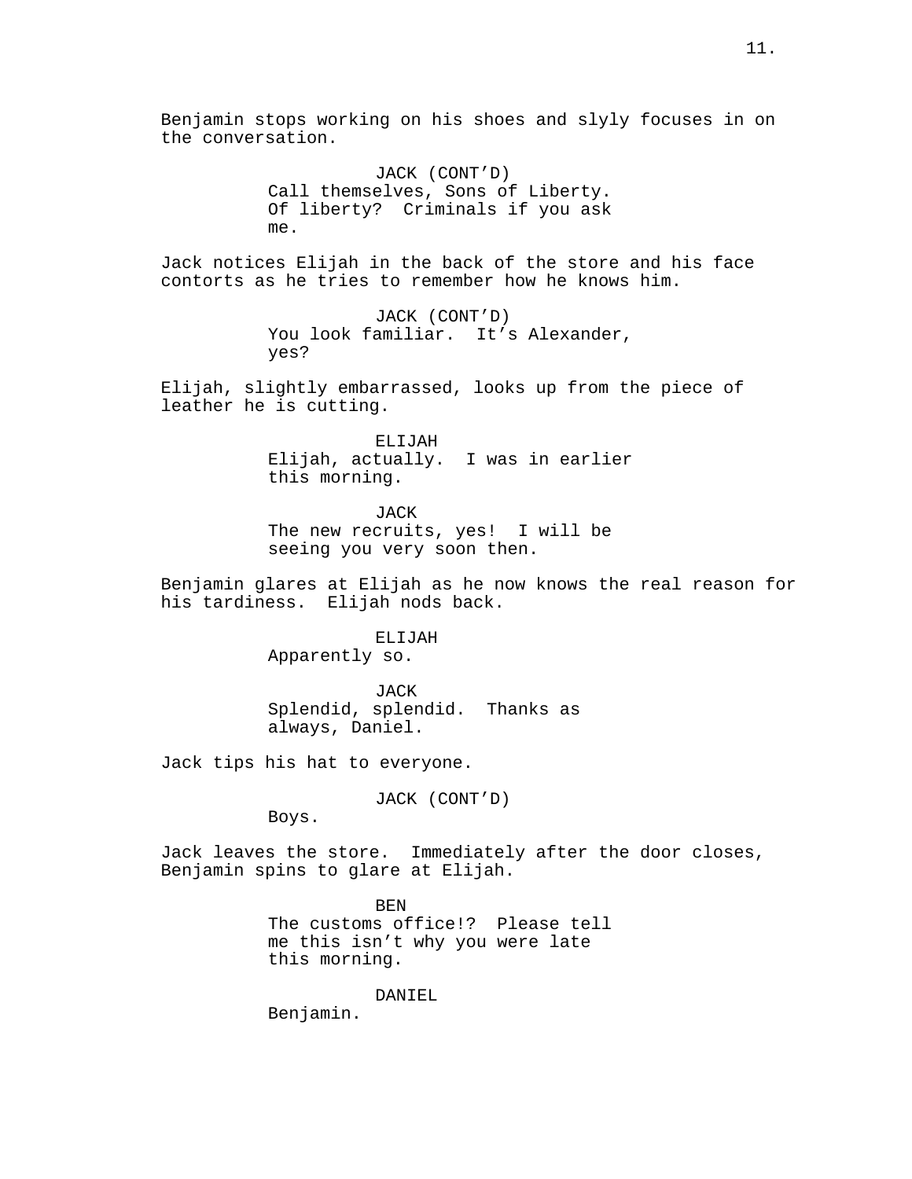Benjamin stops working on his shoes and slyly focuses in on the conversation.

JACK (CONT'D)
Call themselves, Sons of Liberty. Of liberty? Criminals if you ask me.

Jack notices Elijah in the back of the store and his face contorts as he tries to remember how he knows him.

JACK (CONT'D)
You look familiar. It's Alexander, yes?

Elijah, slightly embarrassed, looks up from the piece of leather he is cutting.

ELIJAH
Elijah, actually. I was in earlier this morning.

JACK
The new recruits, yes! I will be seeing you very soon then.

Benjamin glares at Elijah as he now knows the real reason for his tardiness. Elijah nods back.

ELIJAH
Apparently so.

JACK
Splendid, splendid. Thanks as always, Daniel.

Jack tips his hat to everyone.

JACK (CONT'D)
Boys.

Jack leaves the store. Immediately after the door closes, Benjamin spins to glare at Elijah.

BEN
The customs office!? Please tell me this isn't why you were late this morning.

DANIEL
Benjamin.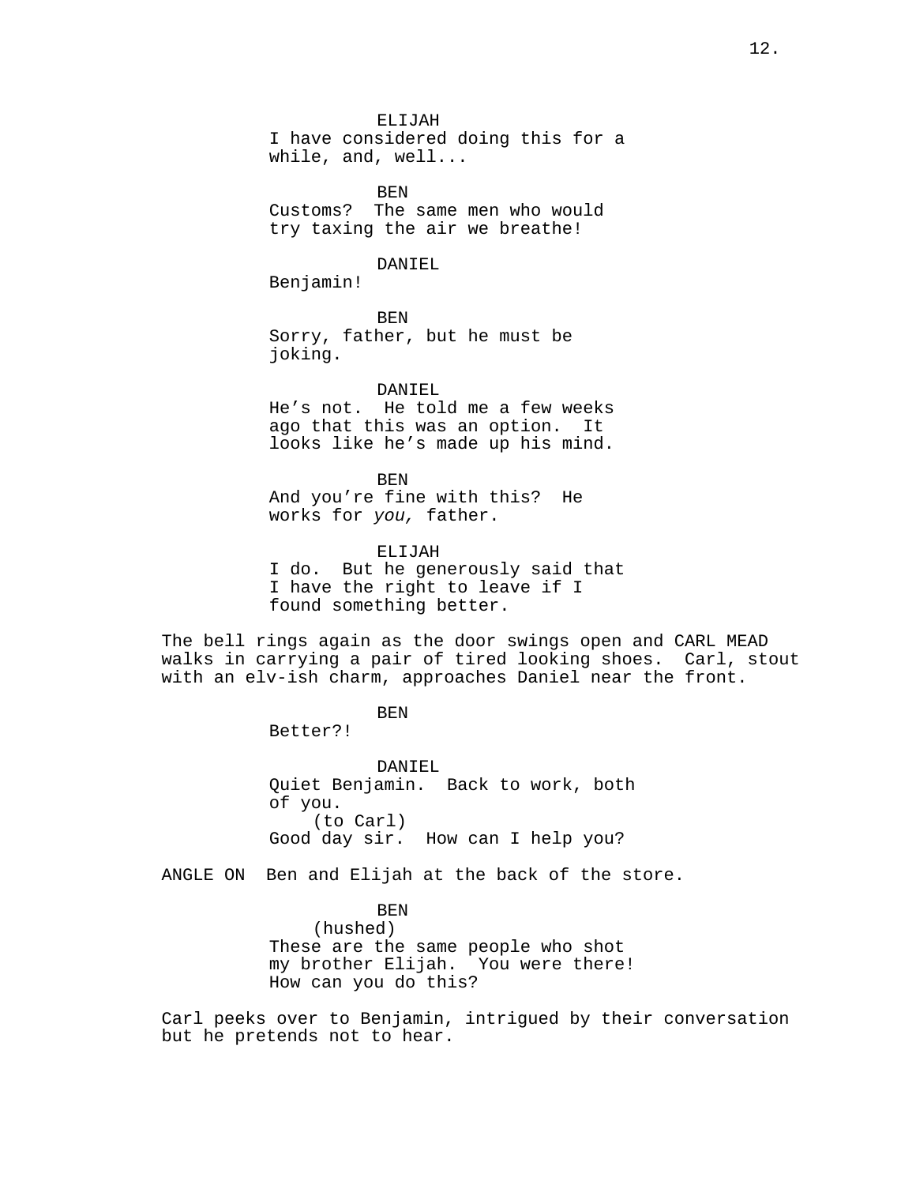ELIJAH
I have considered doing this for a while, and, well...

BEN
Customs? The same men who would try taxing the air we breathe!

DANIEL
Benjamin!

BEN
Sorry, father, but he must be joking.

DANIEL
He’s not. He told me a few weeks ago that this was an option. It looks like he’s made up his mind.

BEN
And you’re fine with this? He works for *you,* father.

ELIJAH
I do. But he generously said that I have the right to leave if I found something better.

The bell rings again as the door swings open and CARL MEAD walks in carrying a pair of tired looking shoes. Carl, stout with an elv-ish charm, approaches Daniel near the front.

BEN
Better?!

DANIEL
Quiet Benjamin. Back to work, both of you.
(to Carl)
Good day sir. How can I help you?

ANGLE ON Ben and Elijah at the back of the store.

BEN
(hushed)
These are the same people who shot my brother Elijah. You were there! How can you do this?

Carl peeks over to Benjamin, intrigued by their conversation but he pretends not to hear.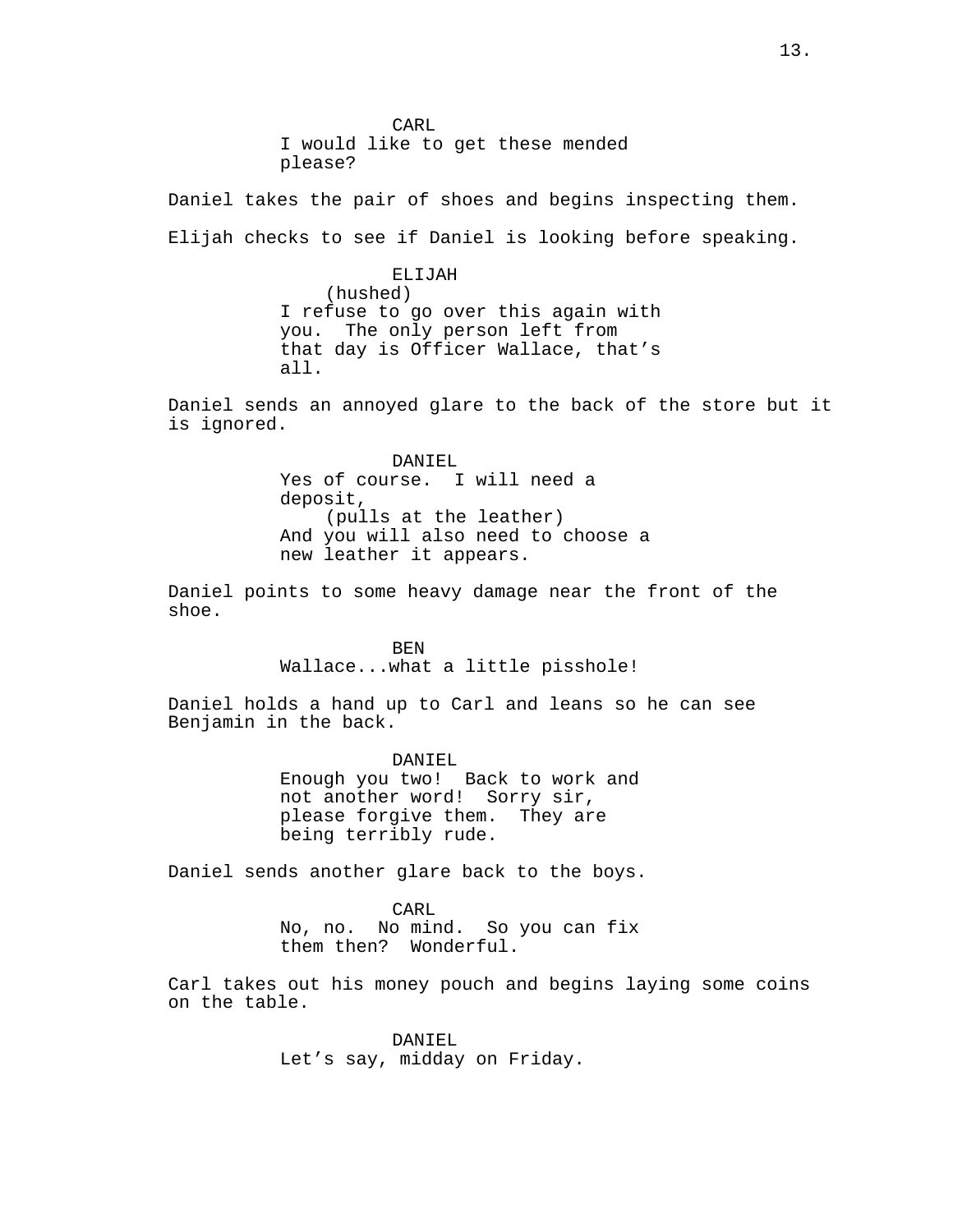CARL
I would like to get these mended please?

Daniel takes the pair of shoes and begins inspecting them.

Elijah checks to see if Daniel is looking before speaking.

ELIJAH
(hushed)
I refuse to go over this again with you.  The only person left from that day is Officer Wallace, that's all.

Daniel sends an annoyed glare to the back of the store but it is ignored.

DANIEL
Yes of course.  I will need a deposit,
(pulls at the leather)
And you will also need to choose a new leather it appears.

Daniel points to some heavy damage near the front of the shoe.

BEN
Wallace...what a little pisshole!

Daniel holds a hand up to Carl and leans so he can see Benjamin in the back.

DANIEL
Enough you two!  Back to work and not another word!  Sorry sir, please forgive them.  They are being terribly rude.

Daniel sends another glare back to the boys.

CARL
No, no.  No mind.  So you can fix them then?  Wonderful.

Carl takes out his money pouch and begins laying some coins on the table.

DANIEL
Let's say, midday on Friday.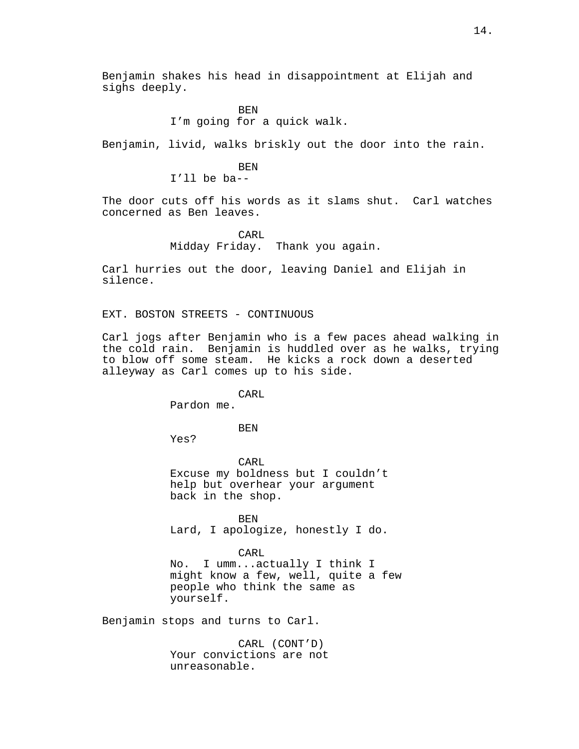Benjamin shakes his head in disappointment at Elijah and sighs deeply.

BEN
I'm going for a quick walk.

Benjamin, livid, walks briskly out the door into the rain.

BEN
I'll be ba--

The door cuts off his words as it slams shut. Carl watches concerned as Ben leaves.

CARL
Midday Friday. Thank you again.

Carl hurries out the door, leaving Daniel and Elijah in silence.

EXT. BOSTON STREETS - CONTINUOUS

Carl jogs after Benjamin who is a few paces ahead walking in the cold rain. Benjamin is huddled over as he walks, trying to blow off some steam. He kicks a rock down a deserted alleyway as Carl comes up to his side.

CARL
Pardon me.

BEN
Yes?

CARL
Excuse my boldness but I couldn't help but overhear your argument back in the shop.

BEN
Lard, I apologize, honestly I do.

CARL
No. I umm...actually I think I might know a few, well, quite a few people who think the same as yourself.

Benjamin stops and turns to Carl.

CARL (CONT'D)
Your convictions are not unreasonable.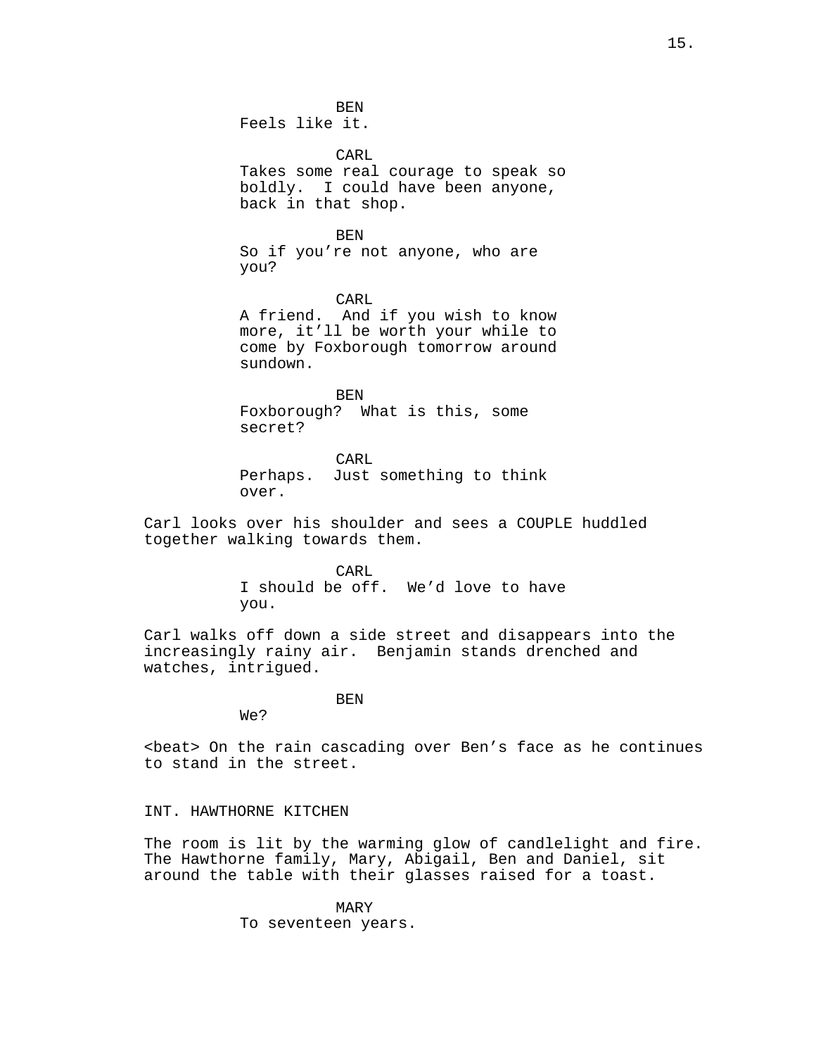BEN
Feels like it.

CARL
Takes some real courage to speak so boldly. I could have been anyone, back in that shop.

BEN
So if you're not anyone, who are you?

CARL
A friend. And if you wish to know more, it'll be worth your while to come by Foxborough tomorrow around sundown.

BEN
Foxborough? What is this, some secret?

CARL
Perhaps. Just something to think over.

Carl looks over his shoulder and sees a COUPLE huddled together walking towards them.

CARL
I should be off. We'd love to have you.

Carl walks off down a side street and disappears into the increasingly rainy air. Benjamin stands drenched and watches, intrigued.

BEN
We?

<beat> On the rain cascading over Ben's face as he continues to stand in the street.

INT. HAWTHORNE KITCHEN

The room is lit by the warming glow of candlelight and fire. The Hawthorne family, Mary, Abigail, Ben and Daniel, sit around the table with their glasses raised for a toast.

MARY
To seventeen years.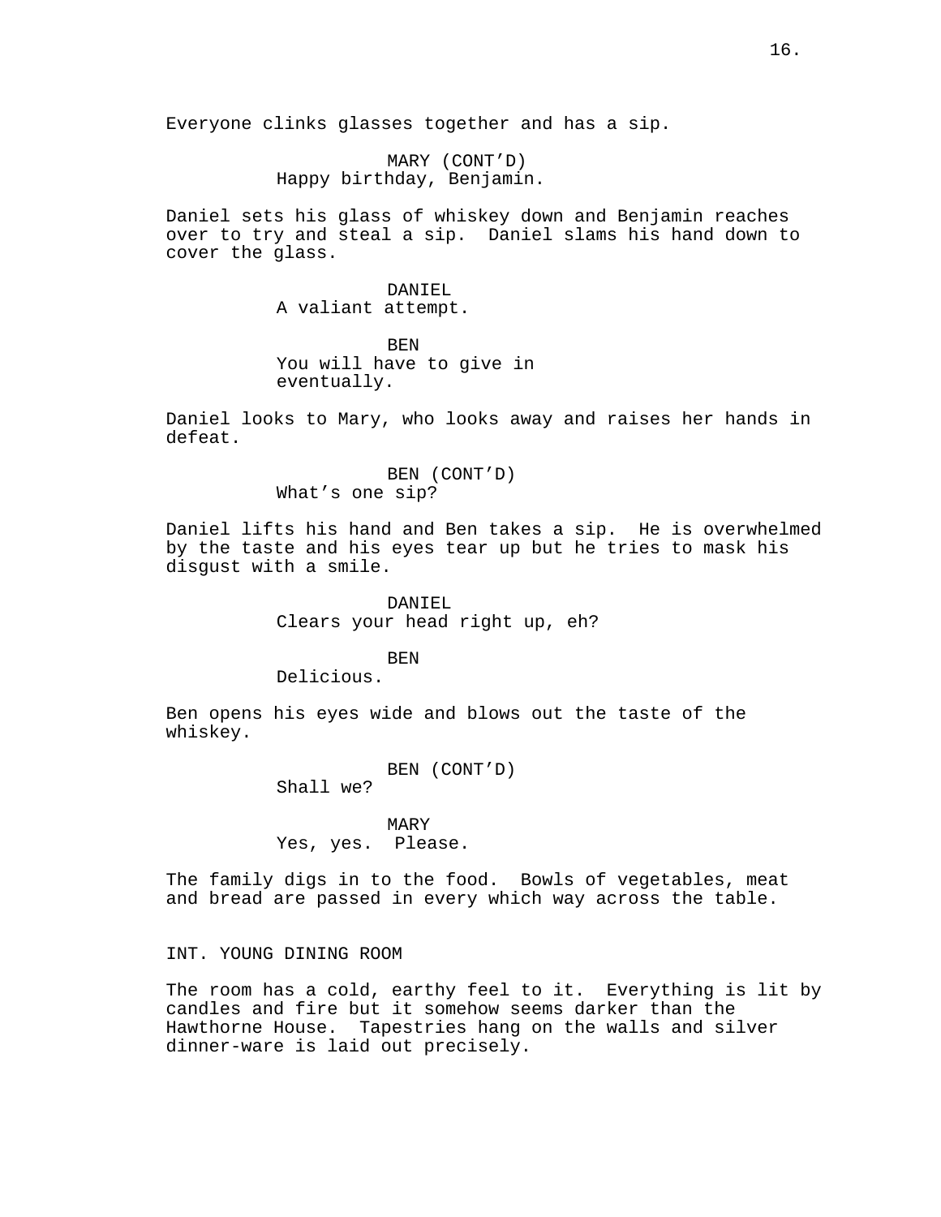Everyone clinks glasses together and has a sip.

MARY (CONT'D)
Happy birthday, Benjamin.

Daniel sets his glass of whiskey down and Benjamin reaches over to try and steal a sip. Daniel slams his hand down to cover the glass.

DANIEL
A valiant attempt.

BEN
You will have to give in eventually.

Daniel looks to Mary, who looks away and raises her hands in defeat.

BEN (CONT'D)
What's one sip?

Daniel lifts his hand and Ben takes a sip. He is overwhelmed by the taste and his eyes tear up but he tries to mask his disgust with a smile.

DANIEL
Clears your head right up, eh?

BEN
Delicious.

Ben opens his eyes wide and blows out the taste of the whiskey.

BEN (CONT'D)
Shall we?

MARY
Yes, yes. Please.

The family digs in to the food. Bowls of vegetables, meat and bread are passed in every which way across the table.

INT. YOUNG DINING ROOM

The room has a cold, earthy feel to it. Everything is lit by candles and fire but it somehow seems darker than the Hawthorne House. Tapestries hang on the walls and silver dinner-ware is laid out precisely.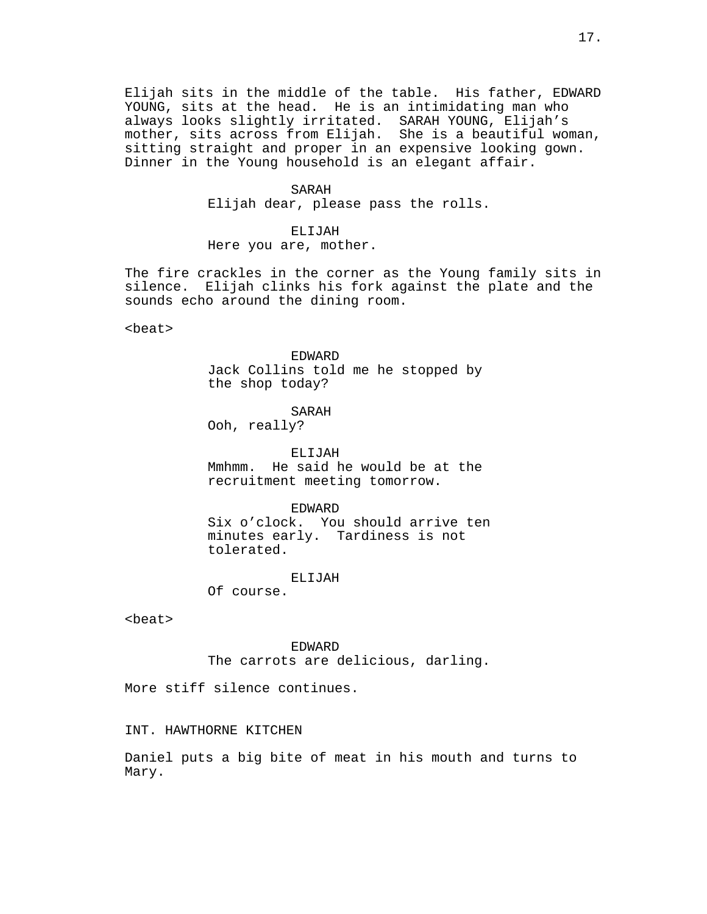Elijah sits in the middle of the table. His father, EDWARD YOUNG, sits at the head. He is an intimidating man who always looks slightly irritated. SARAH YOUNG, Elijah's mother, sits across from Elijah. She is a beautiful woman, sitting straight and proper in an expensive looking gown. Dinner in the Young household is an elegant affair.

SARAH
Elijah dear, please pass the rolls.

ELIJAH
Here you are, mother.

The fire crackles in the corner as the Young family sits in silence. Elijah clinks his fork against the plate and the sounds echo around the dining room.

<beat>

EDWARD
Jack Collins told me he stopped by the shop today?

SARAH
Ooh, really?

ELIJAH
Mmhmm. He said he would be at the recruitment meeting tomorrow.

EDWARD
Six o'clock. You should arrive ten minutes early. Tardiness is not tolerated.

ELIJAH
Of course.

<beat>

EDWARD
The carrots are delicious, darling.

More stiff silence continues.

INT. HAWTHORNE KITCHEN

Daniel puts a big bite of meat in his mouth and turns to Mary.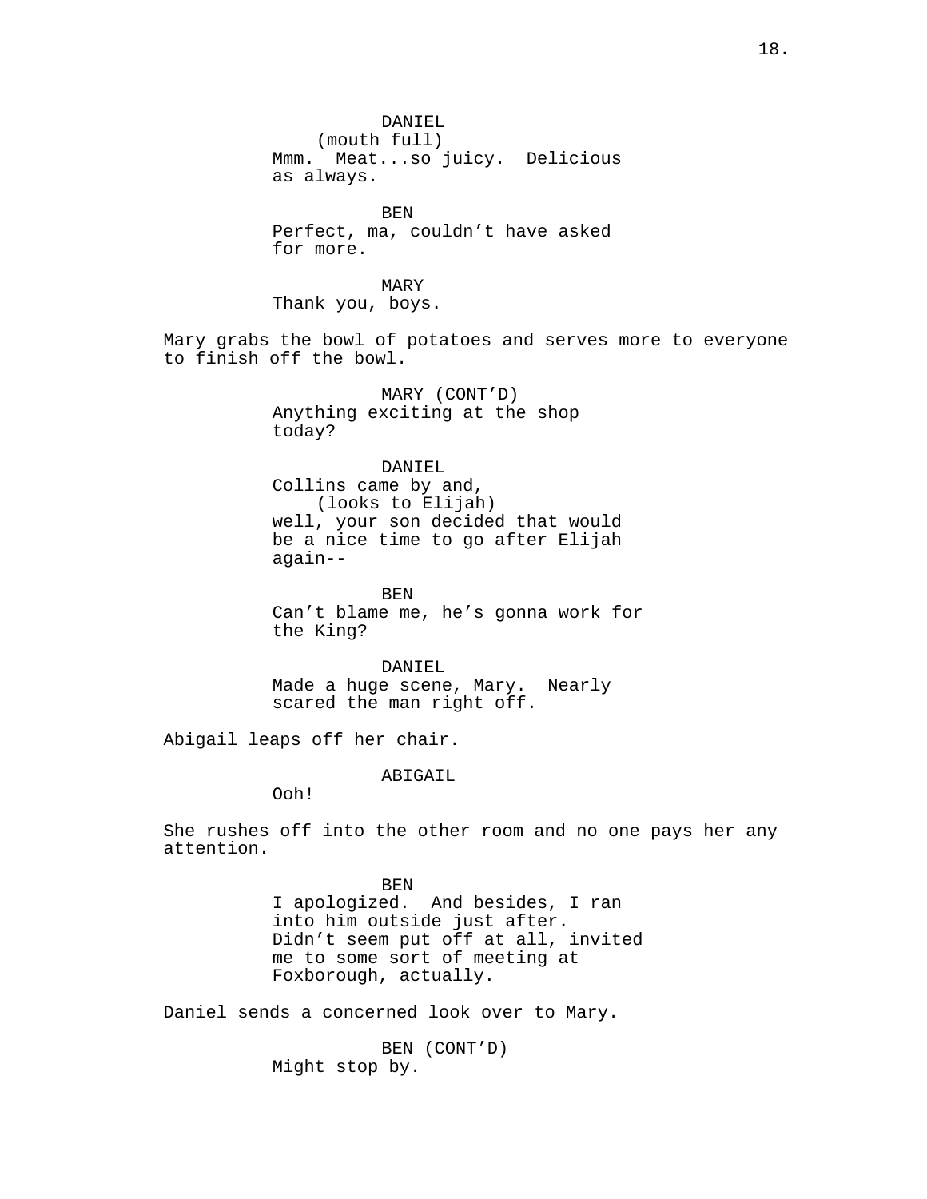DANIEL
(mouth full)
Mmm.  Meat...so juicy.  Delicious as always.

BEN
Perfect, ma, couldn't have asked for more.

MARY
Thank you, boys.

Mary grabs the bowl of potatoes and serves more to everyone to finish off the bowl.

MARY (CONT'D)
Anything exciting at the shop today?

DANIEL
Collins came by and,
(looks to Elijah)
well, your son decided that would be a nice time to go after Elijah again--

BEN
Can't blame me, he's gonna work for the King?

DANIEL
Made a huge scene, Mary.  Nearly scared the man right off.

Abigail leaps off her chair.

ABIGAIL
Ooh!

She rushes off into the other room and no one pays her any attention.

BEN
I apologized.  And besides, I ran into him outside just after. Didn't seem put off at all, invited me to some sort of meeting at Foxborough, actually.

Daniel sends a concerned look over to Mary.

BEN (CONT'D)
Might stop by.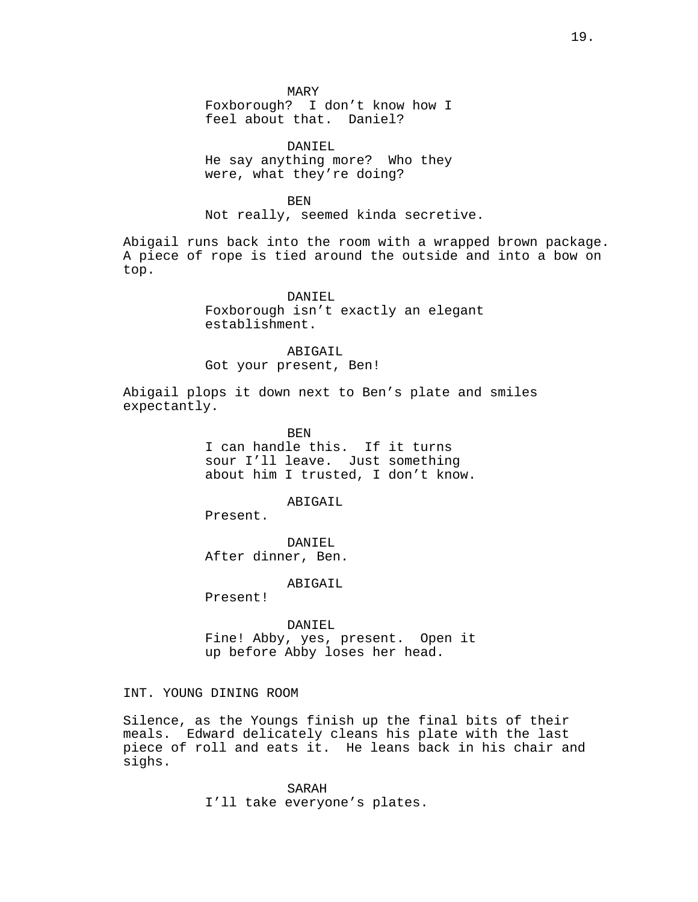MARY
Foxborough?  I don’t know how I feel about that.  Daniel?

DANIEL
He say anything more?  Who they were, what they’re doing?

BEN
Not really, seemed kinda secretive.

Abigail runs back into the room with a wrapped brown package. A piece of rope is tied around the outside and into a bow on top.

DANIEL
Foxborough isn’t exactly an elegant establishment.

ABIGAIL
Got your present, Ben!

Abigail plops it down next to Ben’s plate and smiles expectantly.

BEN
I can handle this.  If it turns sour I’ll leave.  Just something about him I trusted, I don’t know.

ABIGAIL
Present.

DANIEL
After dinner, Ben.

ABIGAIL
Present!

DANIEL
Fine! Abby, yes, present.  Open it up before Abby loses her head.

INT. YOUNG DINING ROOM

Silence, as the Youngs finish up the final bits of their meals.  Edward delicately cleans his plate with the last piece of roll and eats it.  He leans back in his chair and sighs.

SARAH
I’ll take everyone’s plates.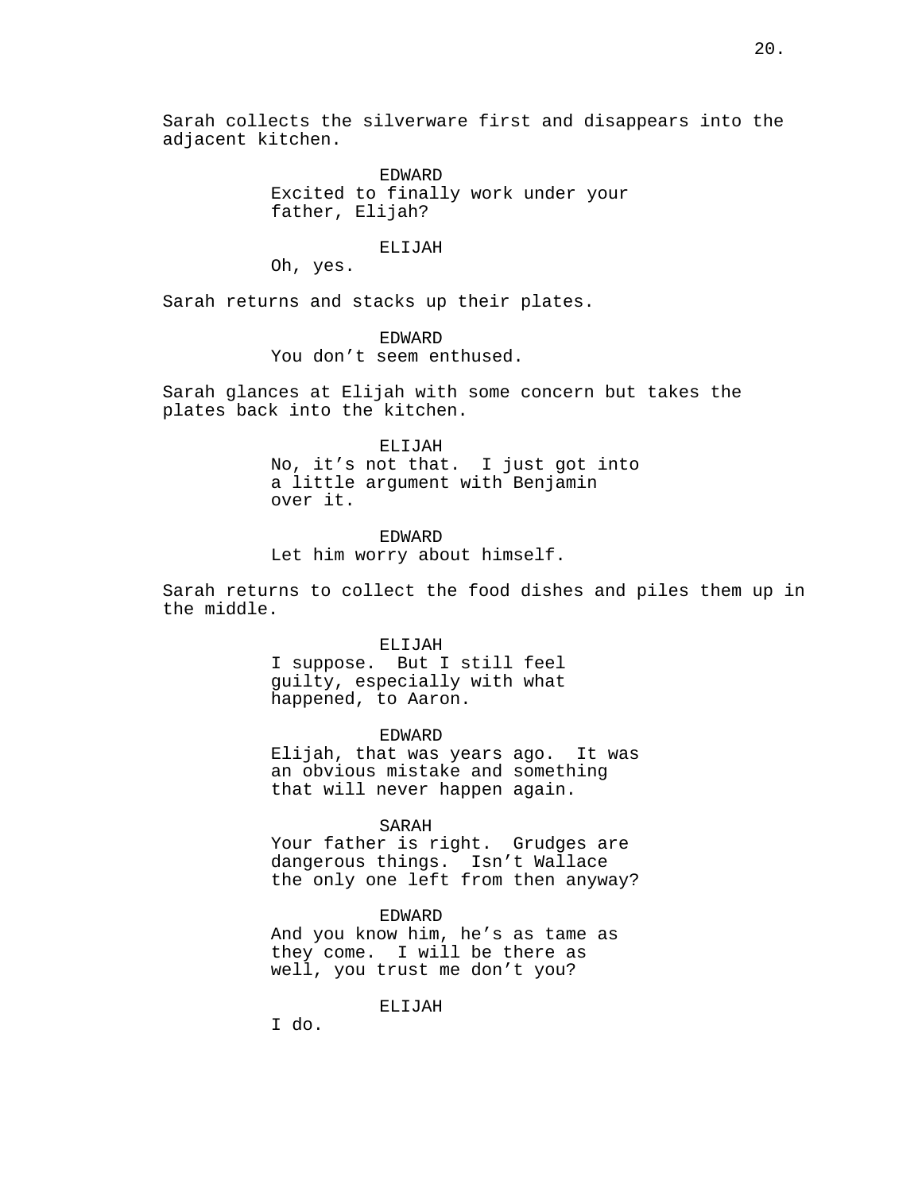Sarah collects the silverware first and disappears into the adjacent kitchen.

EDWARD
Excited to finally work under your father, Elijah?

ELIJAH
Oh, yes.

Sarah returns and stacks up their plates.

EDWARD
You don’t seem enthused.

Sarah glances at Elijah with some concern but takes the plates back into the kitchen.

ELIJAH
No, it’s not that. I just got into a little argument with Benjamin over it.

EDWARD
Let him worry about himself.

Sarah returns to collect the food dishes and piles them up in the middle.

ELIJAH
I suppose. But I still feel guilty, especially with what happened, to Aaron.

EDWARD
Elijah, that was years ago. It was an obvious mistake and something that will never happen again.

SARAH
Your father is right. Grudges are dangerous things. Isn’t Wallace the only one left from then anyway?

EDWARD
And you know him, he’s as tame as they come. I will be there as well, you trust me don’t you?

ELIJAH
I do.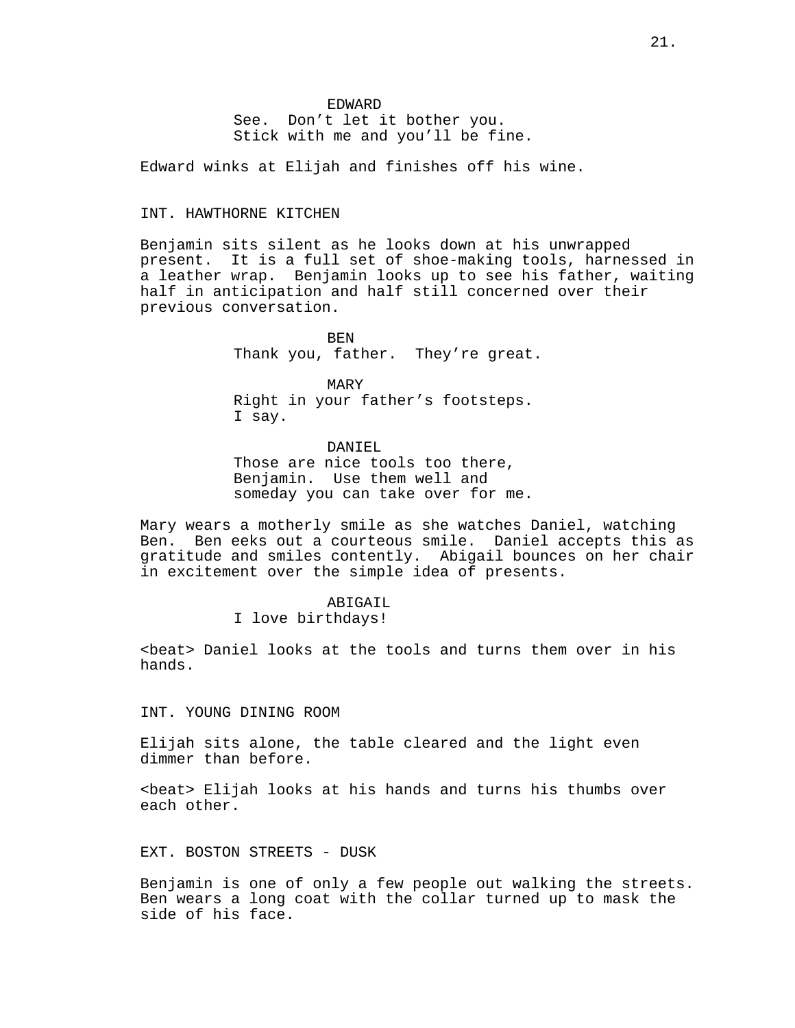EDWARD
See. Don't let it bother you.
Stick with me and you'll be fine.

Edward winks at Elijah and finishes off his wine.

INT. HAWTHORNE KITCHEN

Benjamin sits silent as he looks down at his unwrapped present. It is a full set of shoe-making tools, harnessed in a leather wrap. Benjamin looks up to see his father, waiting half in anticipation and half still concerned over their previous conversation.

BEN
Thank you, father. They're great.

MARY
Right in your father's footsteps.
I say.

DANIEL
Those are nice tools too there,
Benjamin. Use them well and
someday you can take over for me.

Mary wears a motherly smile as she watches Daniel, watching Ben. Ben eeks out a courteous smile. Daniel accepts this as gratitude and smiles contently. Abigail bounces on her chair in excitement over the simple idea of presents.

ABIGAIL
I love birthdays!

<beat> Daniel looks at the tools and turns them over in his hands.

INT. YOUNG DINING ROOM

Elijah sits alone, the table cleared and the light even dimmer than before.

<beat> Elijah looks at his hands and turns his thumbs over each other.

EXT. BOSTON STREETS - DUSK

Benjamin is one of only a few people out walking the streets. Ben wears a long coat with the collar turned up to mask the side of his face.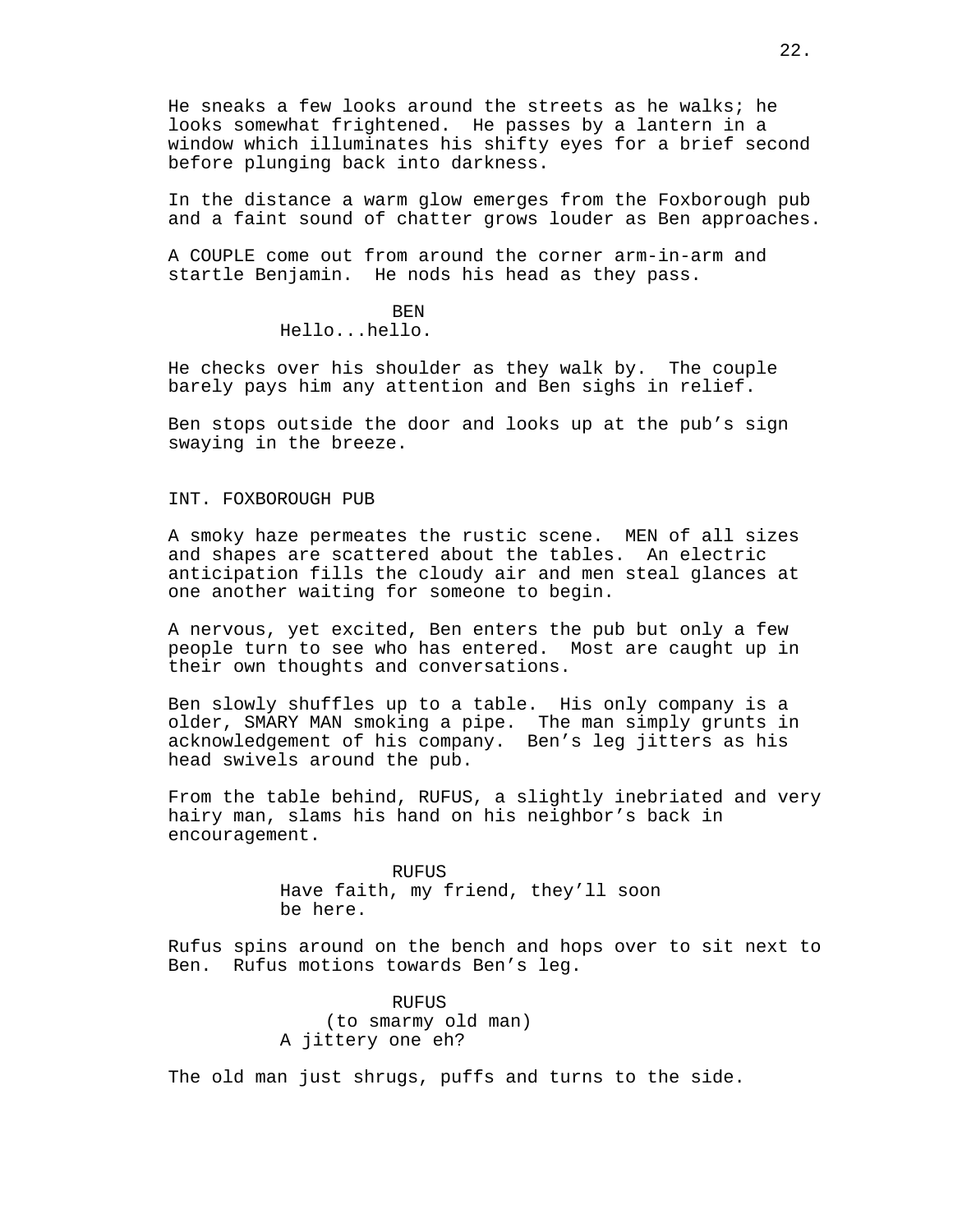He sneaks a few looks around the streets as he walks; he looks somewhat frightened. He passes by a lantern in a window which illuminates his shifty eyes for a brief second before plunging back into darkness.

In the distance a warm glow emerges from the Foxborough pub and a faint sound of chatter grows louder as Ben approaches.

A COUPLE come out from around the corner arm-in-arm and startle Benjamin. He nods his head as they pass.

BEN
Hello...hello.

He checks over his shoulder as they walk by. The couple barely pays him any attention and Ben sighs in relief.

Ben stops outside the door and looks up at the pub's sign swaying in the breeze.

INT. FOXBOROUGH PUB

A smoky haze permeates the rustic scene. MEN of all sizes and shapes are scattered about the tables. An electric anticipation fills the cloudy air and men steal glances at one another waiting for someone to begin.

A nervous, yet excited, Ben enters the pub but only a few people turn to see who has entered. Most are caught up in their own thoughts and conversations.

Ben slowly shuffles up to a table. His only company is a older, SMARY MAN smoking a pipe. The man simply grunts in acknowledgement of his company. Ben's leg jitters as his head swivels around the pub.

From the table behind, RUFUS, a slightly inebriated and very hairy man, slams his hand on his neighbor's back in encouragement.

RUFUS
Have faith, my friend, they'll soon be here.

Rufus spins around on the bench and hops over to sit next to Ben. Rufus motions towards Ben's leg.

RUFUS
(to smarmy old man)
A jittery one eh?

The old man just shrugs, puffs and turns to the side.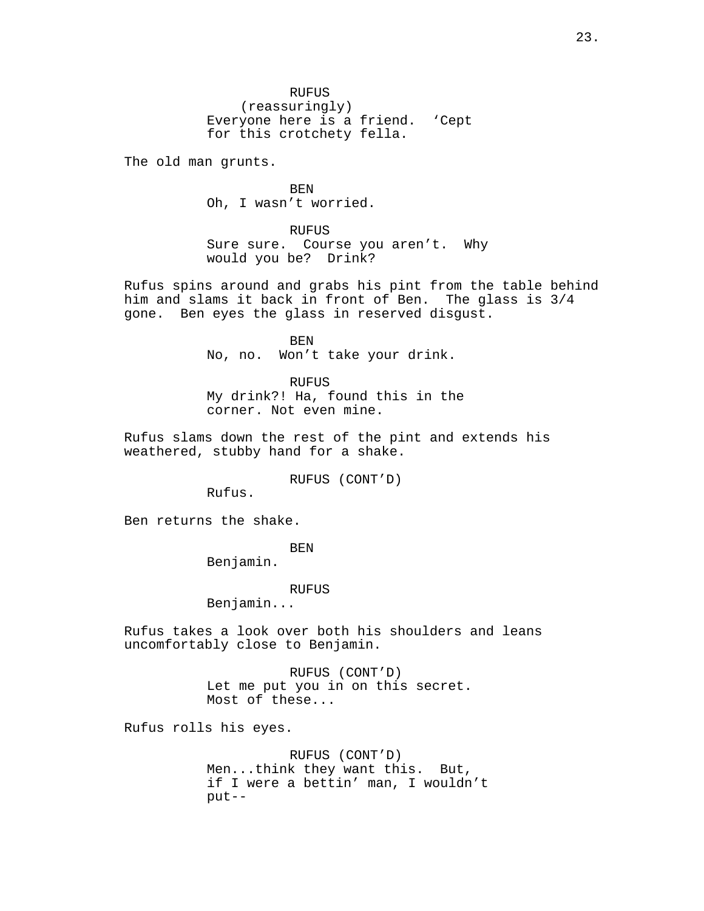RUFUS
(reassuringly)
Everyone here is a friend. 'Cept for this crotchety fella.

The old man grunts.

BEN
Oh, I wasn't worried.

RUFUS
Sure sure. Course you aren't. Why would you be? Drink?

Rufus spins around and grabs his pint from the table behind him and slams it back in front of Ben. The glass is 3/4 gone. Ben eyes the glass in reserved disgust.

BEN
No, no. Won't take your drink.

RUFUS
My drink?! Ha, found this in the corner. Not even mine.

Rufus slams down the rest of the pint and extends his weathered, stubby hand for a shake.

RUFUS (CONT'D)
Rufus.

Ben returns the shake.

BEN
Benjamin.

RUFUS
Benjamin...

Rufus takes a look over both his shoulders and leans uncomfortably close to Benjamin.

RUFUS (CONT'D)
Let me put you in on this secret. Most of these...

Rufus rolls his eyes.

RUFUS (CONT'D)
Men...think they want this. But, if I were a bettin' man, I wouldn't put--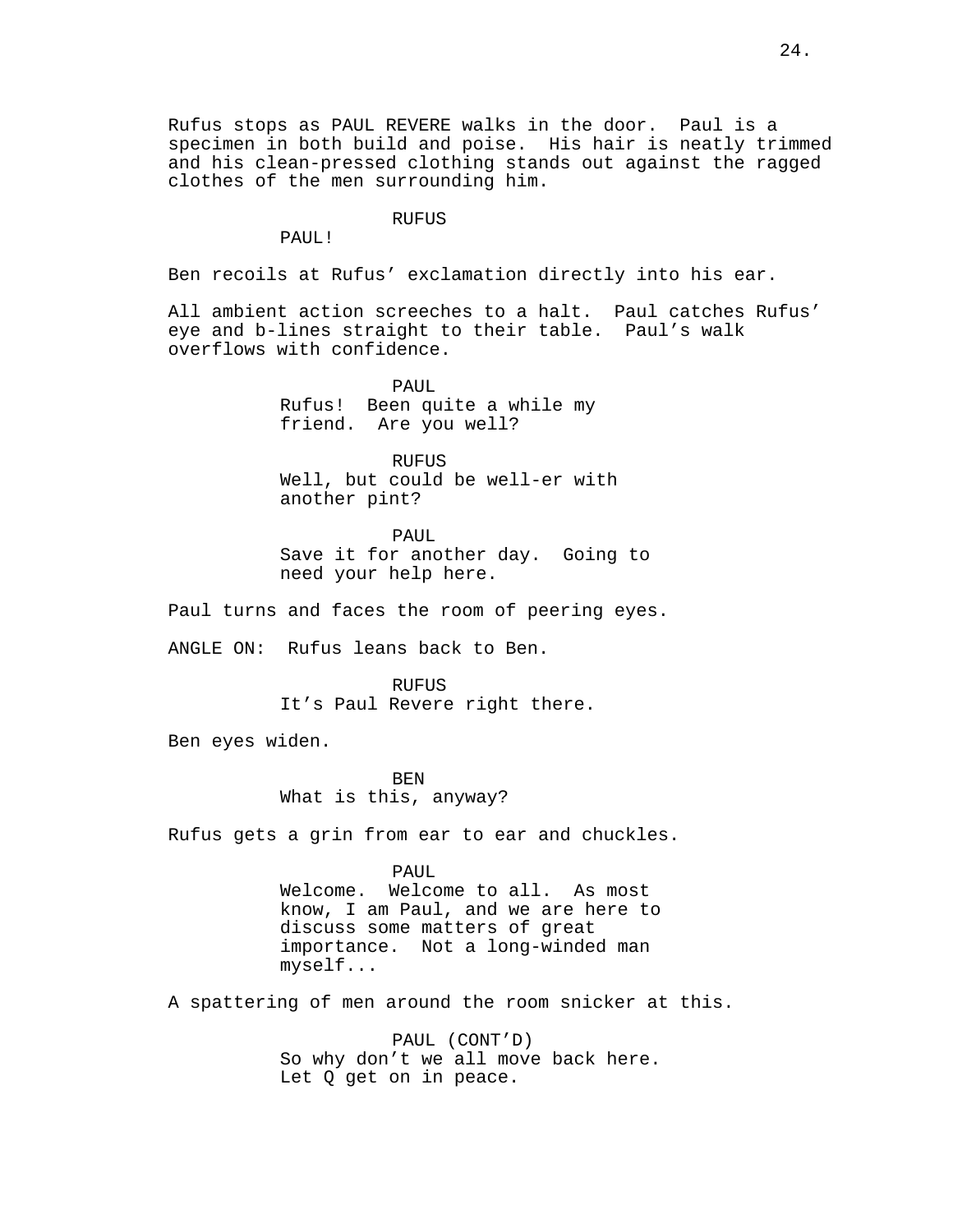Rufus stops as PAUL REVERE walks in the door. Paul is a specimen in both build and poise. His hair is neatly trimmed and his clean-pressed clothing stands out against the ragged clothes of the men surrounding him.

RUFUS
PAUL!

Ben recoils at Rufus' exclamation directly into his ear.

All ambient action screeches to a halt. Paul catches Rufus' eye and b-lines straight to their table. Paul's walk overflows with confidence.

PAUL
Rufus! Been quite a while my friend. Are you well?

RUFUS
Well, but could be well-er with another pint?

PAUL
Save it for another day. Going to need your help here.

Paul turns and faces the room of peering eyes.

ANGLE ON: Rufus leans back to Ben.

RUFUS
It's Paul Revere right there.

Ben eyes widen.

BEN
What is this, anyway?

Rufus gets a grin from ear to ear and chuckles.

PAUL
Welcome. Welcome to all. As most know, I am Paul, and we are here to discuss some matters of great importance. Not a long-winded man myself...

A spattering of men around the room snicker at this.

PAUL (CONT'D)
So why don't we all move back here. Let Q get on in peace.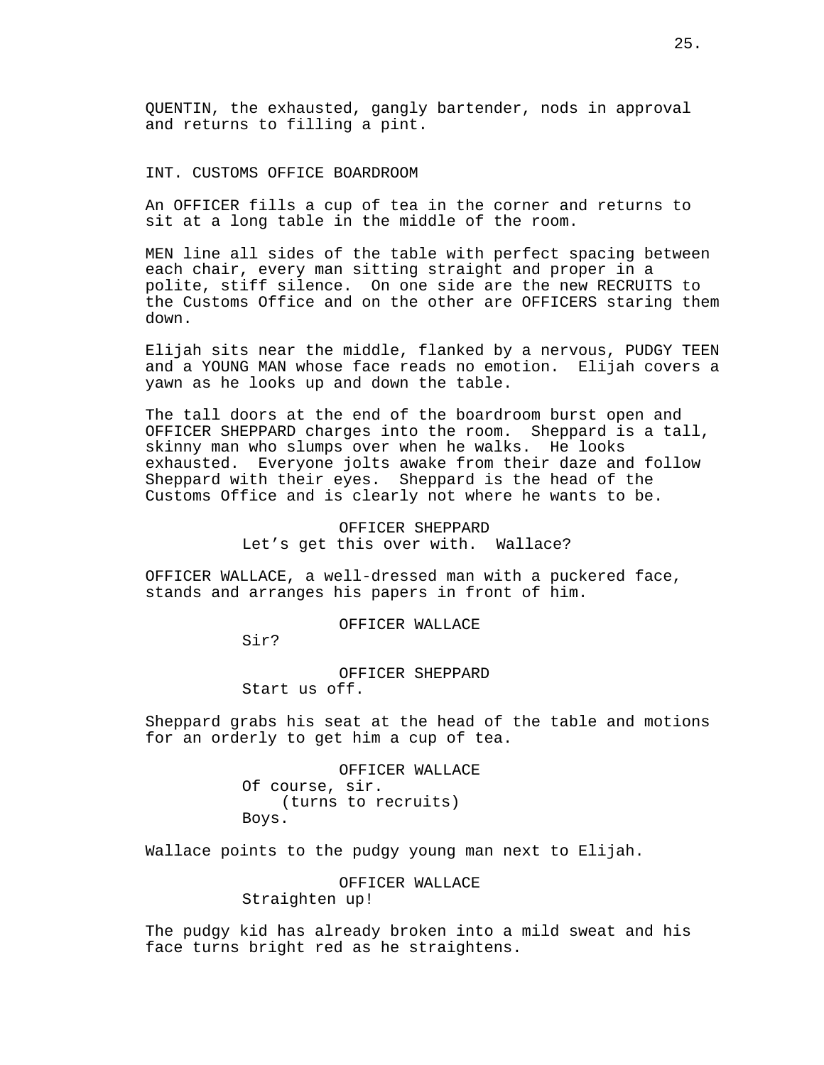QUENTIN, the exhausted, gangly bartender, nods in approval and returns to filling a pint.

INT. CUSTOMS OFFICE BOARDROOM

An OFFICER fills a cup of tea in the corner and returns to sit at a long table in the middle of the room.

MEN line all sides of the table with perfect spacing between each chair, every man sitting straight and proper in a polite, stiff silence. On one side are the new RECRUITS to the Customs Office and on the other are OFFICERS staring them down.

Elijah sits near the middle, flanked by a nervous, PUDGY TEEN and a YOUNG MAN whose face reads no emotion. Elijah covers a yawn as he looks up and down the table.

The tall doors at the end of the boardroom burst open and OFFICER SHEPPARD charges into the room. Sheppard is a tall, skinny man who slumps over when he walks. He looks exhausted. Everyone jolts awake from their daze and follow Sheppard with their eyes. Sheppard is the head of the Customs Office and is clearly not where he wants to be.

OFFICER SHEPPARD
Let’s get this over with. Wallace?

OFFICER WALLACE, a well-dressed man with a puckered face, stands and arranges his papers in front of him.

OFFICER WALLACE
Sir?

OFFICER SHEPPARD
Start us off.

Sheppard grabs his seat at the head of the table and motions for an orderly to get him a cup of tea.

OFFICER WALLACE
Of course, sir.
(turns to recruits)
Boys.

Wallace points to the pudgy young man next to Elijah.

OFFICER WALLACE
Straighten up!

The pudgy kid has already broken into a mild sweat and his face turns bright red as he straightens.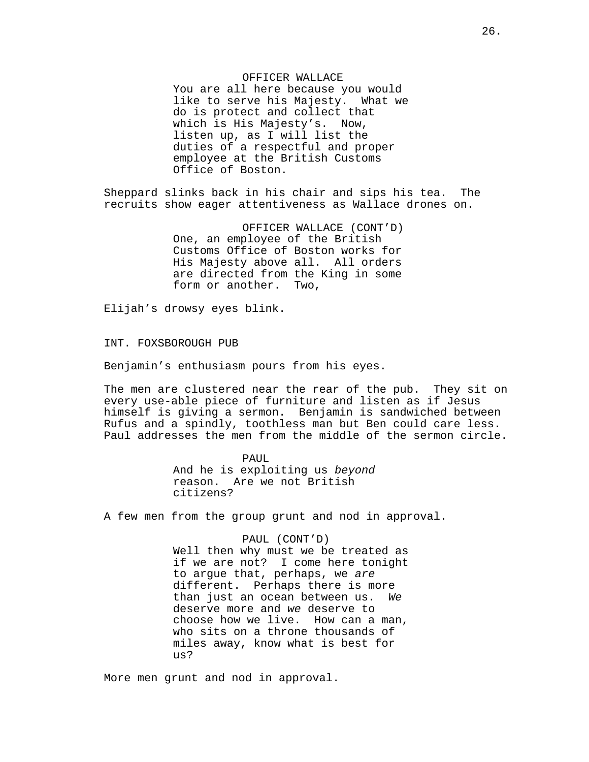OFFICER WALLACE

You are all here because you would like to serve his Majesty. What we do is protect and collect that which is His Majesty's. Now, listen up, as I will list the duties of a respectful and proper employee at the British Customs Office of Boston.

Sheppard slinks back in his chair and sips his tea. The recruits show eager attentiveness as Wallace drones on.

OFFICER WALLACE (CONT'D)

One, an employee of the British Customs Office of Boston works for His Majesty above all. All orders are directed from the King in some form or another. Two,

Elijah's drowsy eyes blink.

INT. FOXSBOROUGH PUB

Benjamin's enthusiasm pours from his eyes.

The men are clustered near the rear of the pub. They sit on every use-able piece of furniture and listen as if Jesus himself is giving a sermon. Benjamin is sandwiched between Rufus and a spindly, toothless man but Ben could care less. Paul addresses the men from the middle of the sermon circle.

PAUL

And he is exploiting us *beyond* reason. Are we not British citizens?

A few men from the group grunt and nod in approval.

PAUL (CONT'D)

Well then why must we be treated as if we are not? I come here tonight to argue that, perhaps, we *are* different. Perhaps there is more than just an ocean between us. *We* deserve more and *we* deserve to choose how we live. How can a man, who sits on a throne thousands of miles away, know what is best for us?

More men grunt and nod in approval.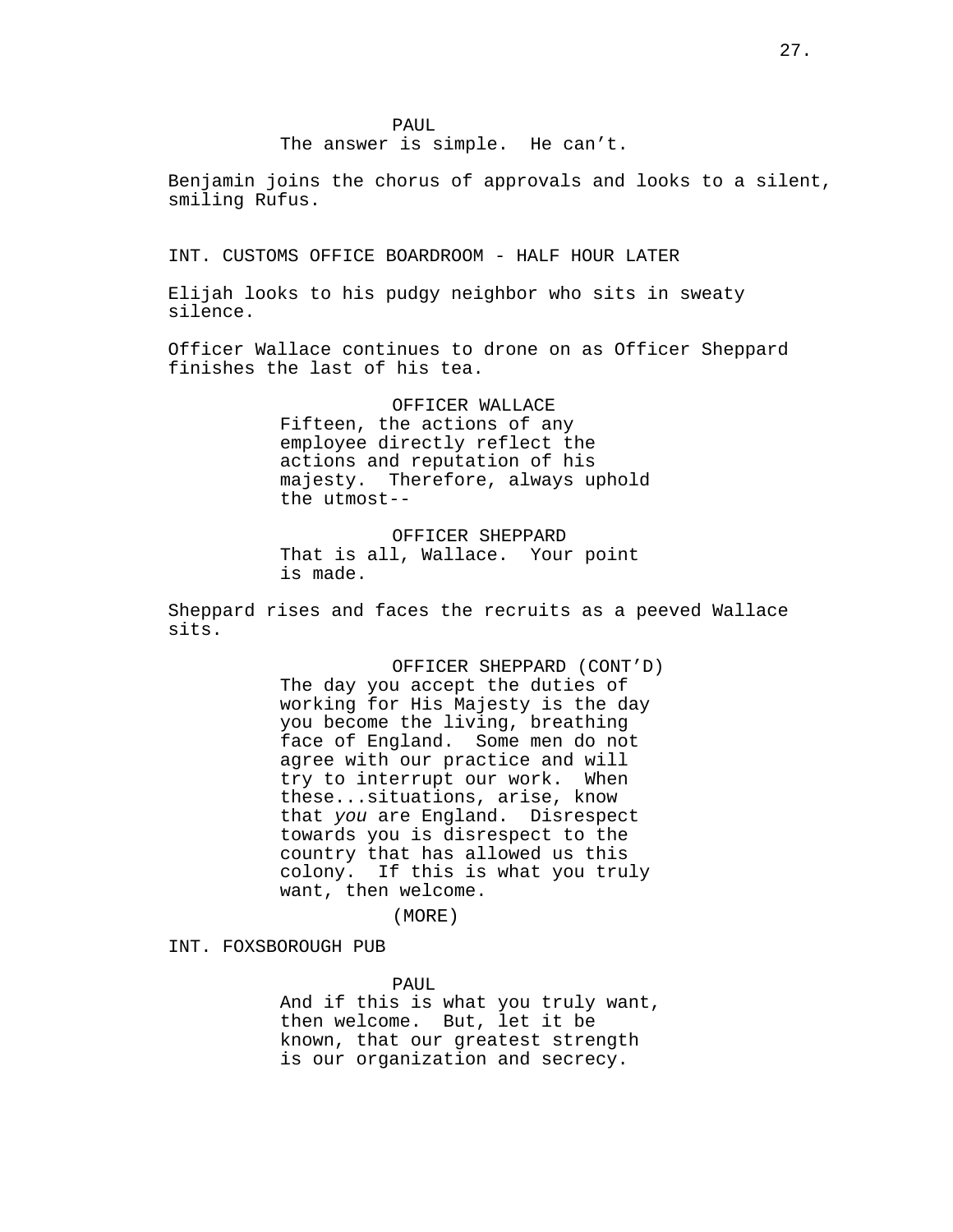PAUL
The answer is simple.  He can't.

Benjamin joins the chorus of approvals and looks to a silent, smiling Rufus.

INT. CUSTOMS OFFICE BOARDROOM - HALF HOUR LATER

Elijah looks to his pudgy neighbor who sits in sweaty silence.

Officer Wallace continues to drone on as Officer Sheppard finishes the last of his tea.

OFFICER WALLACE
Fifteen, the actions of any employee directly reflect the actions and reputation of his majesty.  Therefore, always uphold the utmost--

OFFICER SHEPPARD
That is all, Wallace.  Your point is made.

Sheppard rises and faces the recruits as a peeved Wallace sits.

OFFICER SHEPPARD (CONT'D)
The day you accept the duties of working for His Majesty is the day you become the living, breathing face of England.  Some men do not agree with our practice and will try to interrupt our work.  When these...situations, arise, know that *you* are England.  Disrespect towards you is disrespect to the country that has allowed us this colony.  If this is what you truly want, then welcome.
(MORE)

INT. FOXSBOROUGH PUB

PAUL
And if this is what you truly want, then welcome.  But, let it be known, that our greatest strength is our organization and secrecy.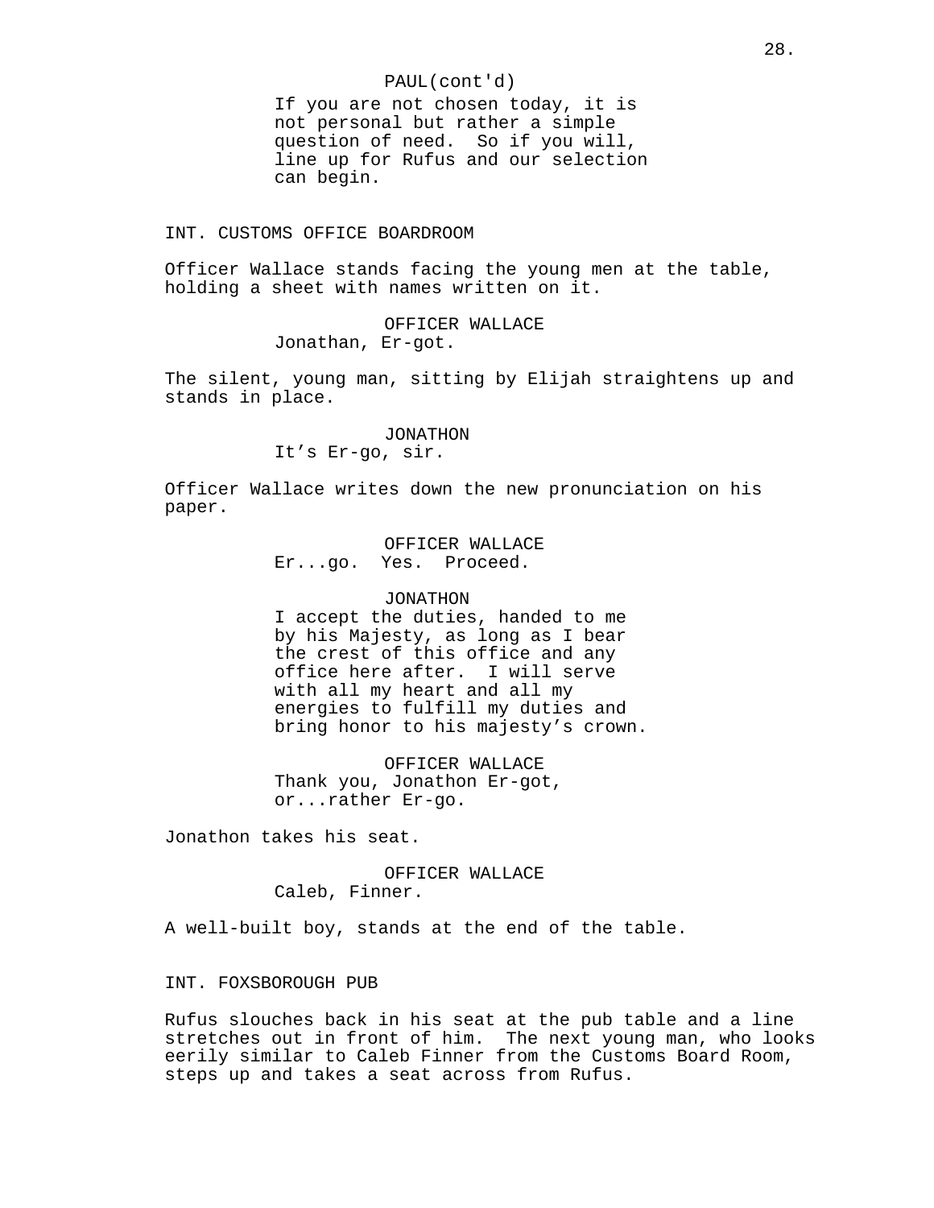PAUL(cont'd)
If you are not chosen today, it is not personal but rather a simple question of need.  So if you will, line up for Rufus and our selection can begin.

INT. CUSTOMS OFFICE BOARDROOM

Officer Wallace stands facing the young men at the table, holding a sheet with names written on it.

OFFICER WALLACE
Jonathan, Er-got.

The silent, young man, sitting by Elijah straightens up and stands in place.

JONATHON
It’s Er-go, sir.

Officer Wallace writes down the new pronunciation on his paper.

OFFICER WALLACE
Er...go.  Yes.  Proceed.

JONATHON
I accept the duties, handed to me by his Majesty, as long as I bear the crest of this office and any office here after.  I will serve with all my heart and all my energies to fulfill my duties and bring honor to his majesty’s crown.

OFFICER WALLACE
Thank you, Jonathon Er-got, or...rather Er-go.

Jonathon takes his seat.

OFFICER WALLACE
Caleb, Finner.

A well-built boy, stands at the end of the table.

INT. FOXSBOROUGH PUB

Rufus slouches back in his seat at the pub table and a line stretches out in front of him.  The next young man, who looks eerily similar to Caleb Finner from the Customs Board Room, steps up and takes a seat across from Rufus.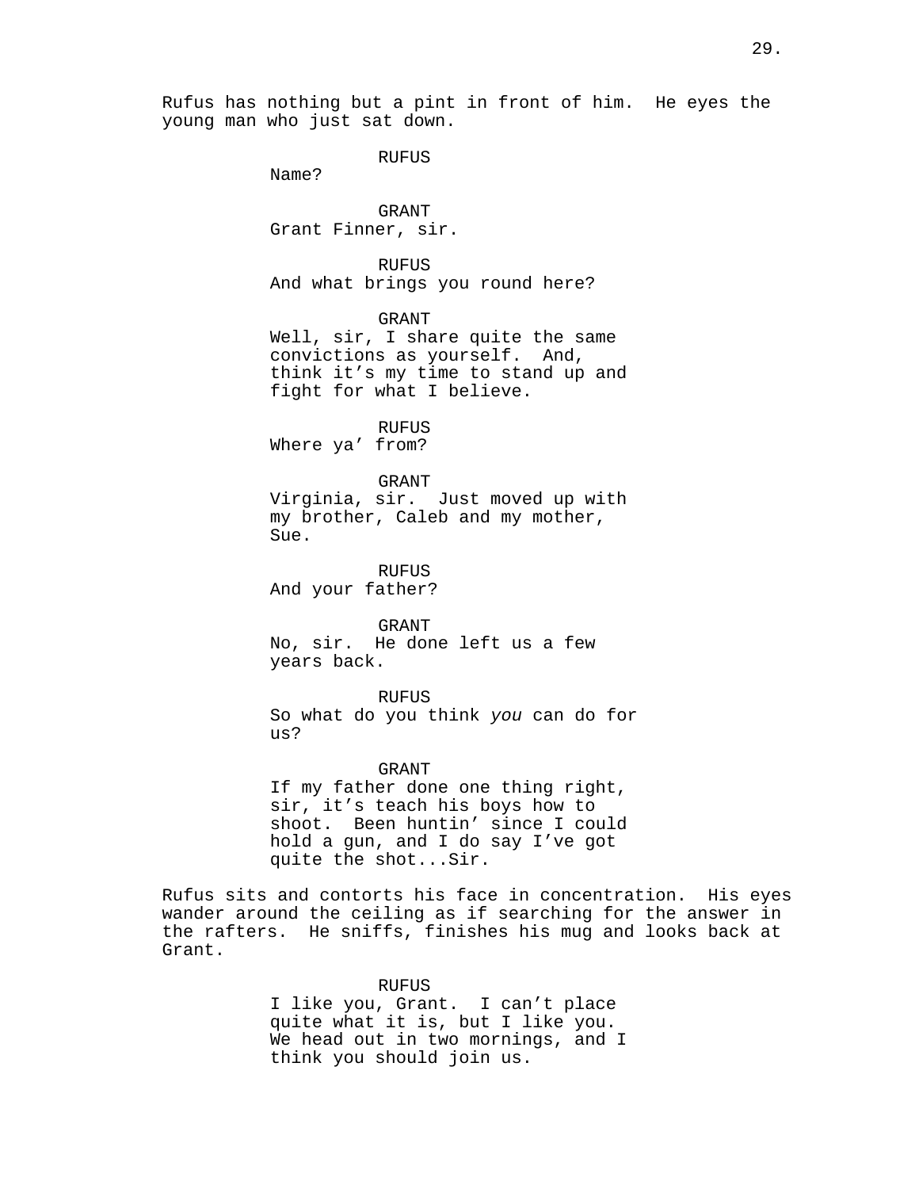Rufus has nothing but a pint in front of him. He eyes the young man who just sat down.

RUFUS
Name?

GRANT
Grant Finner, sir.

RUFUS
And what brings you round here?

GRANT
Well, sir, I share quite the same convictions as yourself. And, think it's my time to stand up and fight for what I believe.

RUFUS
Where ya' from?

GRANT
Virginia, sir. Just moved up with my brother, Caleb and my mother, Sue.

RUFUS
And your father?

GRANT
No, sir. He done left us a few years back.

RUFUS
So what do you think *you* can do for us?

GRANT
If my father done one thing right, sir, it's teach his boys how to shoot. Been huntin' since I could hold a gun, and I do say I've got quite the shot...Sir.

Rufus sits and contorts his face in concentration. His eyes wander around the ceiling as if searching for the answer in the rafters. He sniffs, finishes his mug and looks back at Grant.

RUFUS
I like you, Grant. I can't place quite what it is, but I like you. We head out in two mornings, and I think you should join us.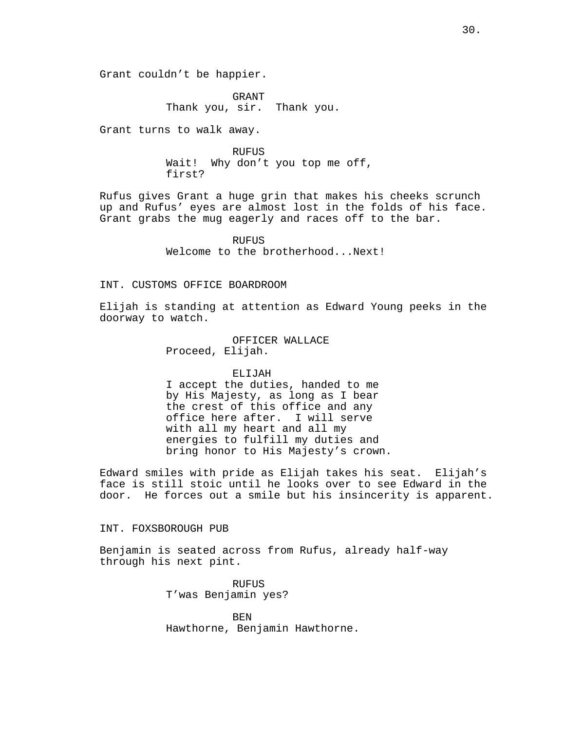Grant couldn’t be happier.

GRANT
Thank you, sir.  Thank you.

Grant turns to walk away.

RUFUS
Wait!  Why don’t you top me off, first?

Rufus gives Grant a huge grin that makes his cheeks scrunch up and Rufus’ eyes are almost lost in the folds of his face. Grant grabs the mug eagerly and races off to the bar.

RUFUS
Welcome to the brotherhood...Next!

INT. CUSTOMS OFFICE BOARDROOM

Elijah is standing at attention as Edward Young peeks in the doorway to watch.

OFFICER WALLACE
Proceed, Elijah.

ELIJAH
I accept the duties, handed to me by His Majesty, as long as I bear the crest of this office and any office here after.  I will serve with all my heart and all my energies to fulfill my duties and bring honor to His Majesty’s crown.

Edward smiles with pride as Elijah takes his seat.  Elijah’s face is still stoic until he looks over to see Edward in the door.  He forces out a smile but his insincerity is apparent.

INT. FOXSBOROUGH PUB

Benjamin is seated across from Rufus, already half-way through his next pint.

RUFUS
T’was Benjamin yes?

BEN
Hawthorne, Benjamin Hawthorne.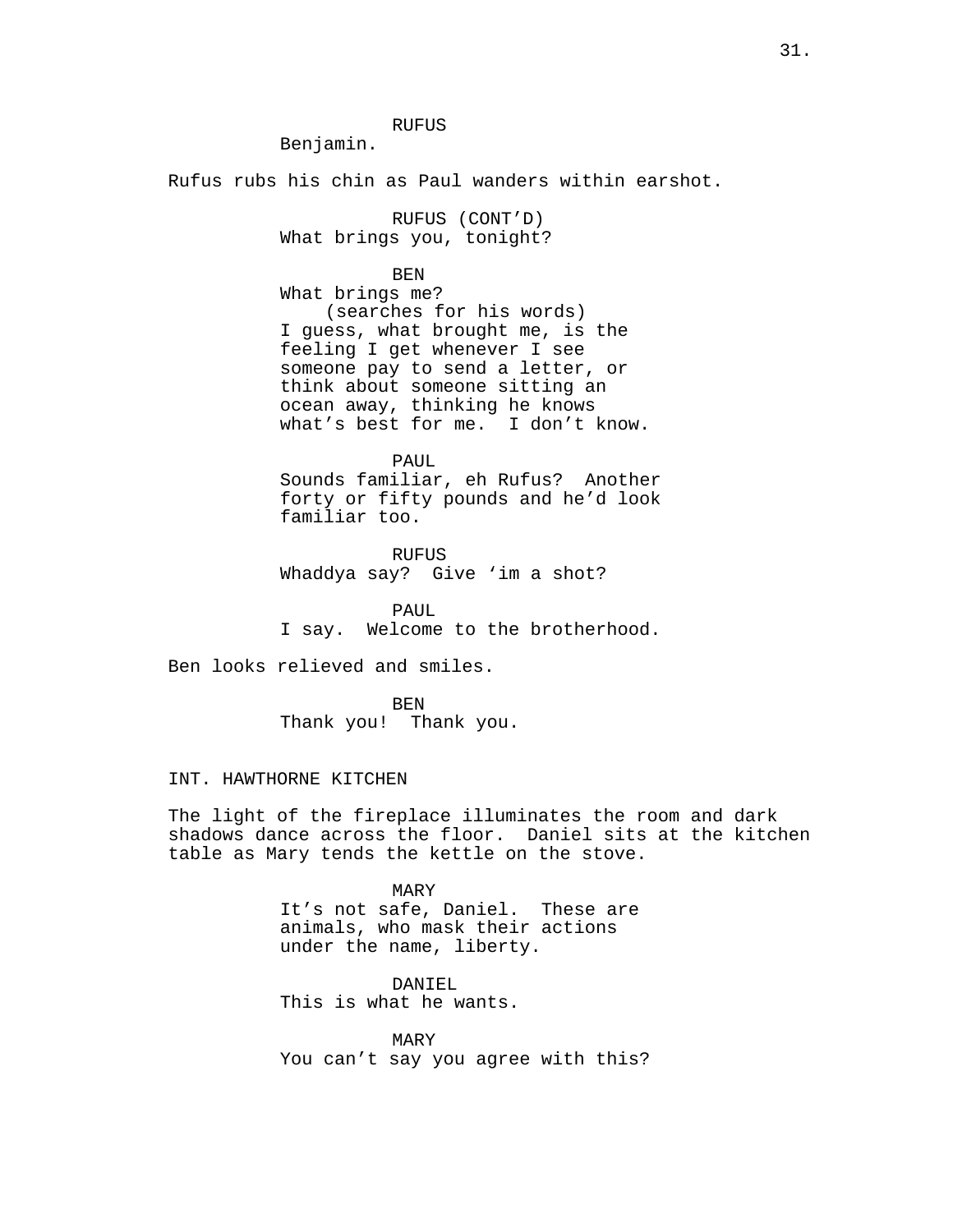RUFUS
Benjamin.

Rufus rubs his chin as Paul wanders within earshot.

RUFUS (CONT'D)
What brings you, tonight?

BEN
What brings me?
(searches for his words)
I guess, what brought me, is the feeling I get whenever I see someone pay to send a letter, or think about someone sitting an ocean away, thinking he knows what's best for me. I don't know.

PAUL
Sounds familiar, eh Rufus? Another forty or fifty pounds and he'd look familiar too.

RUFUS
Whaddya say? Give 'im a shot?

PAUL
I say. Welcome to the brotherhood.

Ben looks relieved and smiles.

BEN
Thank you! Thank you.

INT. HAWTHORNE KITCHEN

The light of the fireplace illuminates the room and dark shadows dance across the floor. Daniel sits at the kitchen table as Mary tends the kettle on the stove.

MARY
It's not safe, Daniel. These are animals, who mask their actions under the name, liberty.

DANIEL
This is what he wants.

MARY
You can't say you agree with this?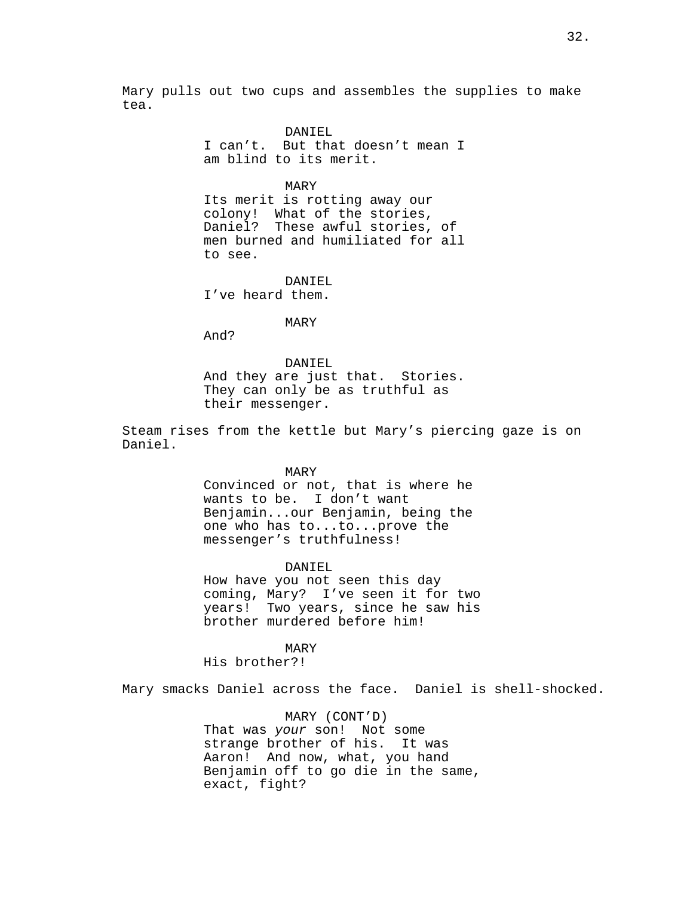Mary pulls out two cups and assembles the supplies to make tea.

DANIEL
I can't. But that doesn't mean I am blind to its merit.

MARY
Its merit is rotting away our colony! What of the stories, Daniel? These awful stories, of men burned and humiliated for all to see.

DANIEL
I've heard them.

MARY
And?

DANIEL
And they are just that. Stories. They can only be as truthful as their messenger.

Steam rises from the kettle but Mary's piercing gaze is on Daniel.

MARY
Convinced or not, that is where he wants to be. I don't want Benjamin...our Benjamin, being the one who has to...to...prove the messenger's truthfulness!

DANIEL
How have you not seen this day coming, Mary? I've seen it for two years! Two years, since he saw his brother murdered before him!

MARY
His brother?!

Mary smacks Daniel across the face. Daniel is shell-shocked.

MARY (CONT'D)
That was *your* son! Not some strange brother of his. It was Aaron! And now, what, you hand Benjamin off to go die in the same, exact, fight?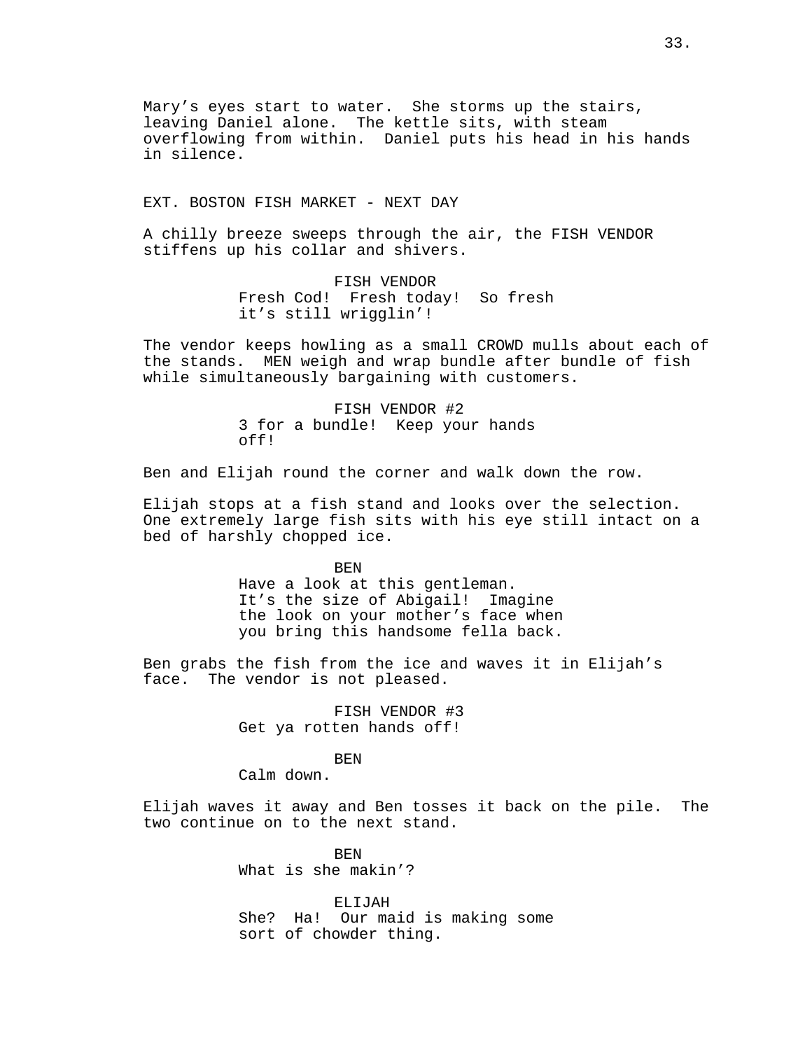Mary’s eyes start to water.  She storms up the stairs, leaving Daniel alone.  The kettle sits, with steam overflowing from within.  Daniel puts his head in his hands in silence.

EXT. BOSTON FISH MARKET - NEXT DAY

A chilly breeze sweeps through the air, the FISH VENDOR stiffens up his collar and shivers.

FISH VENDOR
Fresh Cod!  Fresh today!  So fresh it’s still wrigglin’!

The vendor keeps howling as a small CROWD mulls about each of the stands.  MEN weigh and wrap bundle after bundle of fish while simultaneously bargaining with customers.

FISH VENDOR #2
3 for a bundle!  Keep your hands off!

Ben and Elijah round the corner and walk down the row.

Elijah stops at a fish stand and looks over the selection. One extremely large fish sits with his eye still intact on a bed of harshly chopped ice.

BEN
Have a look at this gentleman. It’s the size of Abigail!  Imagine the look on your mother’s face when you bring this handsome fella back.

Ben grabs the fish from the ice and waves it in Elijah’s face.  The vendor is not pleased.

FISH VENDOR #3
Get ya rotten hands off!

BEN
Calm down.

Elijah waves it away and Ben tosses it back on the pile.  The two continue on to the next stand.

BEN
What is she makin’?

ELIJAH
She?  Ha!  Our maid is making some sort of chowder thing.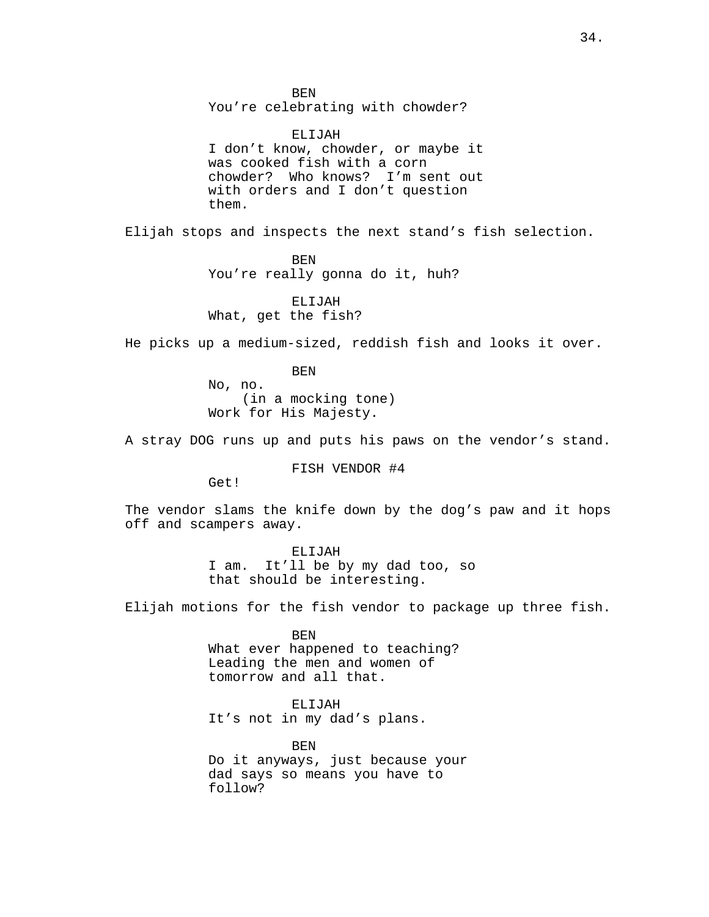BEN
You're celebrating with chowder?

ELIJAH
I don't know, chowder, or maybe it was cooked fish with a corn chowder? Who knows? I'm sent out with orders and I don't question them.

Elijah stops and inspects the next stand's fish selection.

BEN
You're really gonna do it, huh?

ELIJAH
What, get the fish?

He picks up a medium-sized, reddish fish and looks it over.

BEN
No, no.
(in a mocking tone)
Work for His Majesty.

A stray DOG runs up and puts his paws on the vendor's stand.

FISH VENDOR #4
Get!

The vendor slams the knife down by the dog's paw and it hops off and scampers away.

ELIJAH
I am. It'll be by my dad too, so that should be interesting.

Elijah motions for the fish vendor to package up three fish.

BEN
What ever happened to teaching? Leading the men and women of tomorrow and all that.

ELIJAH
It's not in my dad's plans.

BEN
Do it anyways, just because your dad says so means you have to follow?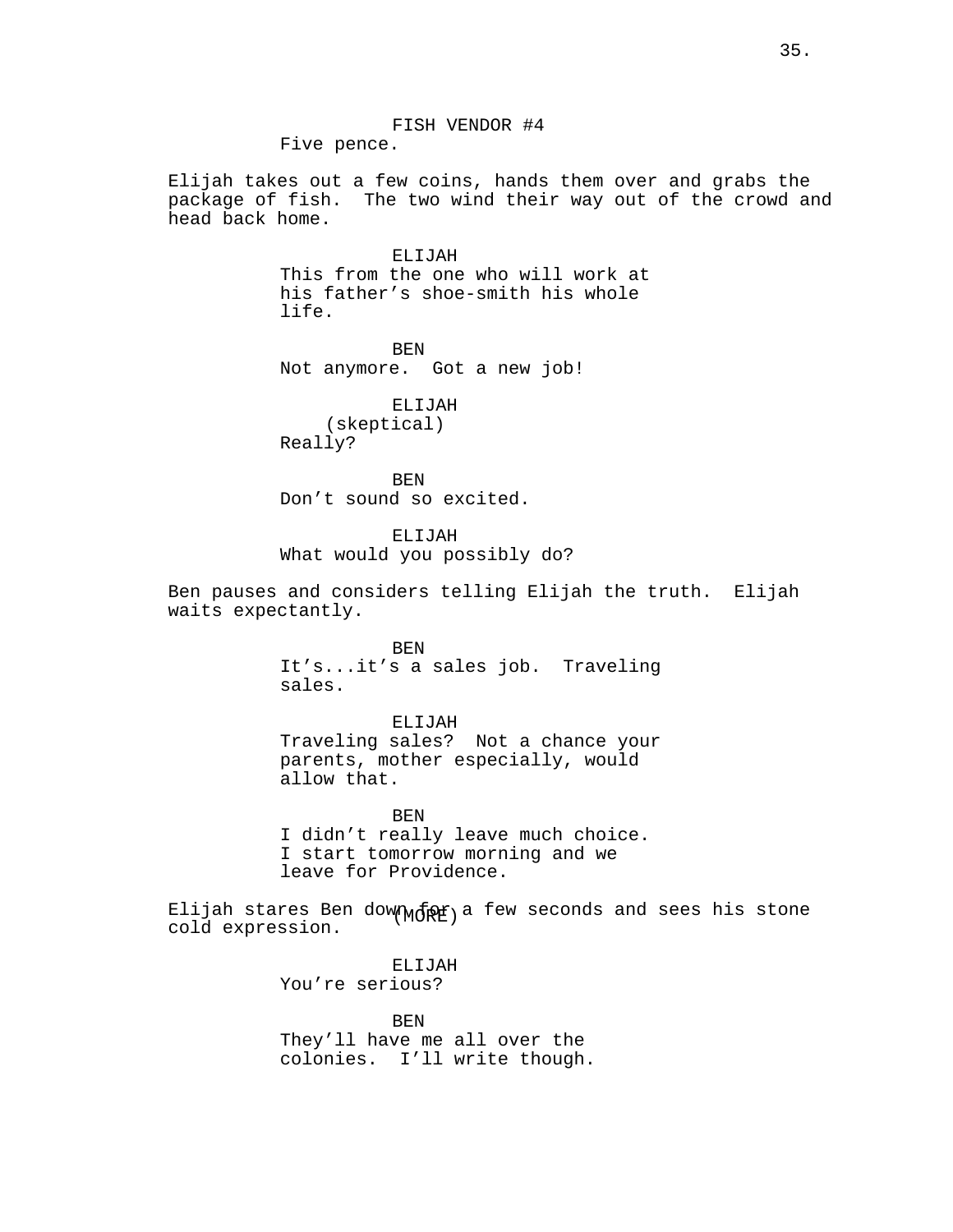FISH VENDOR #4
Five pence.

Elijah takes out a few coins, hands them over and grabs the package of fish. The two wind their way out of the crowd and head back home.

ELIJAH
This from the one who will work at his father's shoe-smith his whole life.

BEN
Not anymore. Got a new job!

ELIJAH
(skeptical)
Really?

BEN
Don't sound so excited.

ELIJAH
What would you possibly do?

Ben pauses and considers telling Elijah the truth. Elijah waits expectantly.

BEN
It's...it's a sales job. Traveling sales.

ELIJAH
Traveling sales? Not a chance your parents, mother especially, would allow that.

BEN
I didn't really leave much choice. I start tomorrow morning and we leave for Providence.

(MORE)

Elijah stares Ben down for a few seconds and sees his stone cold expression.

ELIJAH
You're serious?

BEN
They'll have me all over the colonies. I'll write though.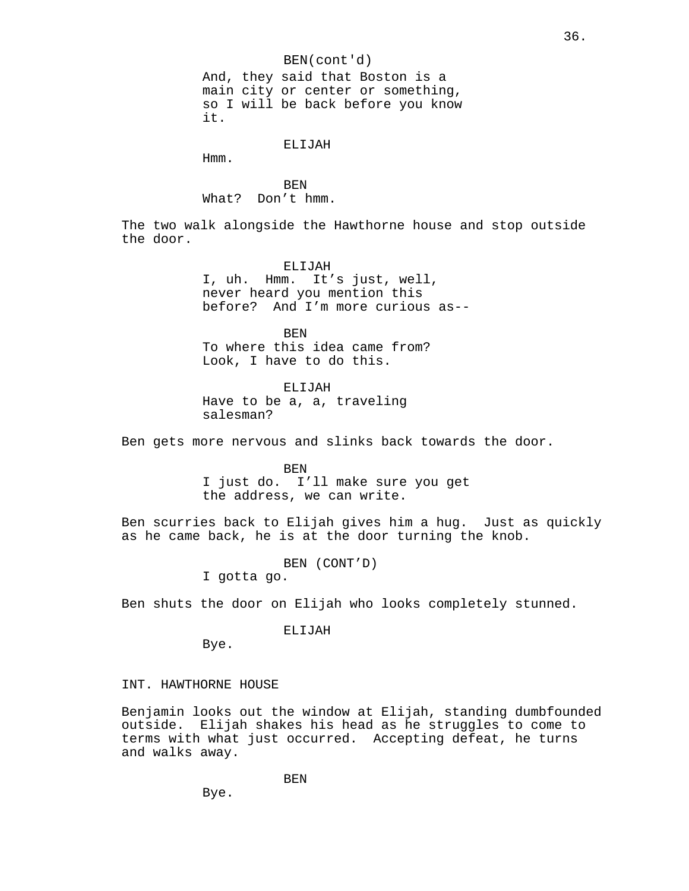BEN(cont'd)

And, they said that Boston is a main city or center or something, so I will be back before you know it.

ELIJAH

Hmm.

BEN

What?  Don’t hmm.

The two walk alongside the Hawthorne house and stop outside the door.

ELIJAH

I, uh.  Hmm.  It’s just, well, never heard you mention this before?  And I’m more curious as--

BEN

To where this idea came from? Look, I have to do this.

ELIJAH

Have to be a, a, traveling salesman?

Ben gets more nervous and slinks back towards the door.

BEN

I just do.  I’ll make sure you get the address, we can write.

Ben scurries back to Elijah gives him a hug.  Just as quickly as he came back, he is at the door turning the knob.

BEN (CONT’D)

I gotta go.

Ben shuts the door on Elijah who looks completely stunned.

ELIJAH

Bye.

INT. HAWTHORNE HOUSE

Benjamin looks out the window at Elijah, standing dumbfounded outside.  Elijah shakes his head as he struggles to come to terms with what just occurred.  Accepting defeat, he turns and walks away.

BEN

Bye.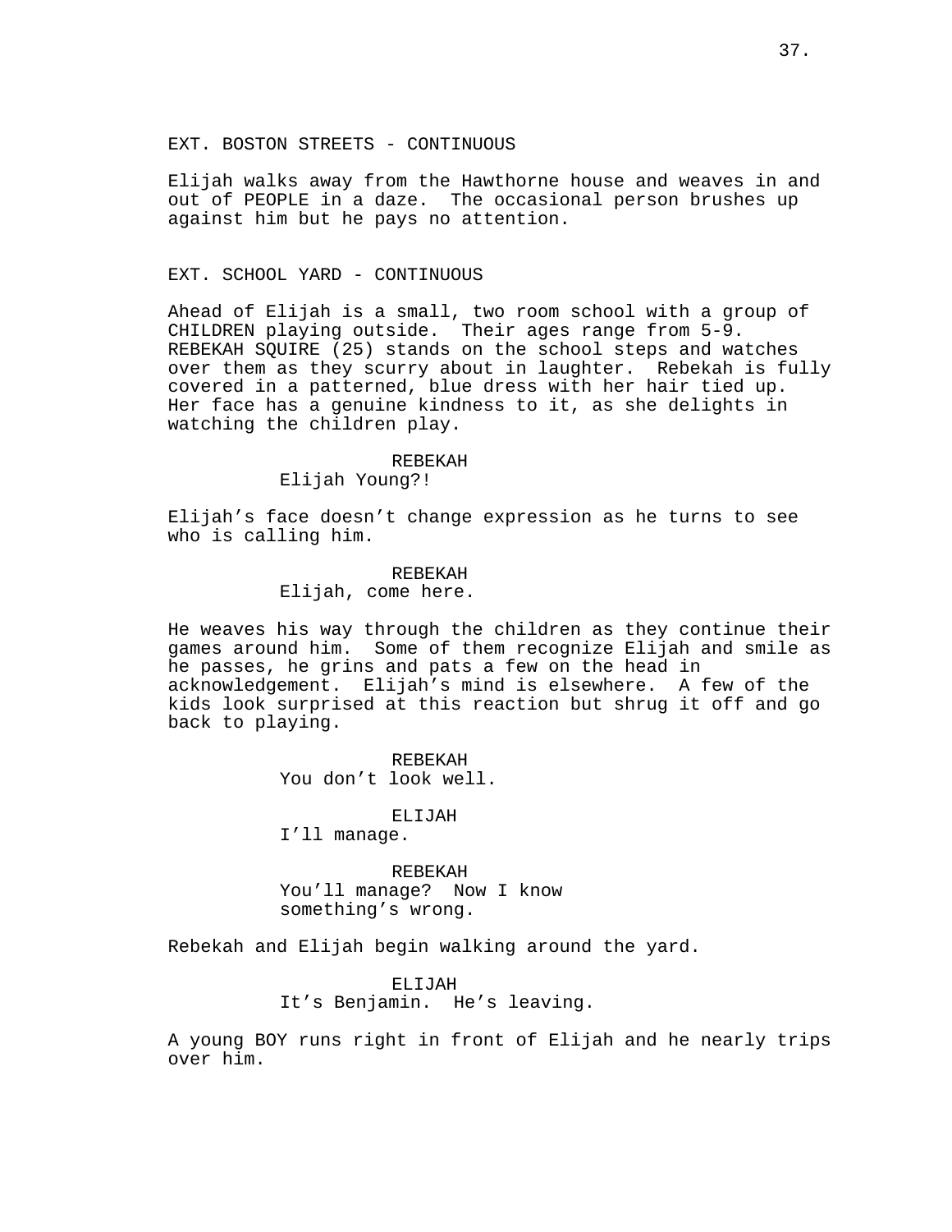EXT. BOSTON STREETS - CONTINUOUS

Elijah walks away from the Hawthorne house and weaves in and out of PEOPLE in a daze. The occasional person brushes up against him but he pays no attention.

EXT. SCHOOL YARD - CONTINUOUS

Ahead of Elijah is a small, two room school with a group of CHILDREN playing outside. Their ages range from 5-9. REBEKAH SQUIRE (25) stands on the school steps and watches over them as they scurry about in laughter. Rebekah is fully covered in a patterned, blue dress with her hair tied up. Her face has a genuine kindness to it, as she delights in watching the children play.

REBEKAH
Elijah Young?!

Elijah's face doesn't change expression as he turns to see who is calling him.

REBEKAH
Elijah, come here.

He weaves his way through the children as they continue their games around him. Some of them recognize Elijah and smile as he passes, he grins and pats a few on the head in acknowledgement. Elijah's mind is elsewhere. A few of the kids look surprised at this reaction but shrug it off and go back to playing.

REBEKAH
You don't look well.

ELIJAH
I'll manage.

REBEKAH
You'll manage? Now I know something's wrong.

Rebekah and Elijah begin walking around the yard.

ELIJAH
It's Benjamin. He's leaving.

A young BOY runs right in front of Elijah and he nearly trips over him.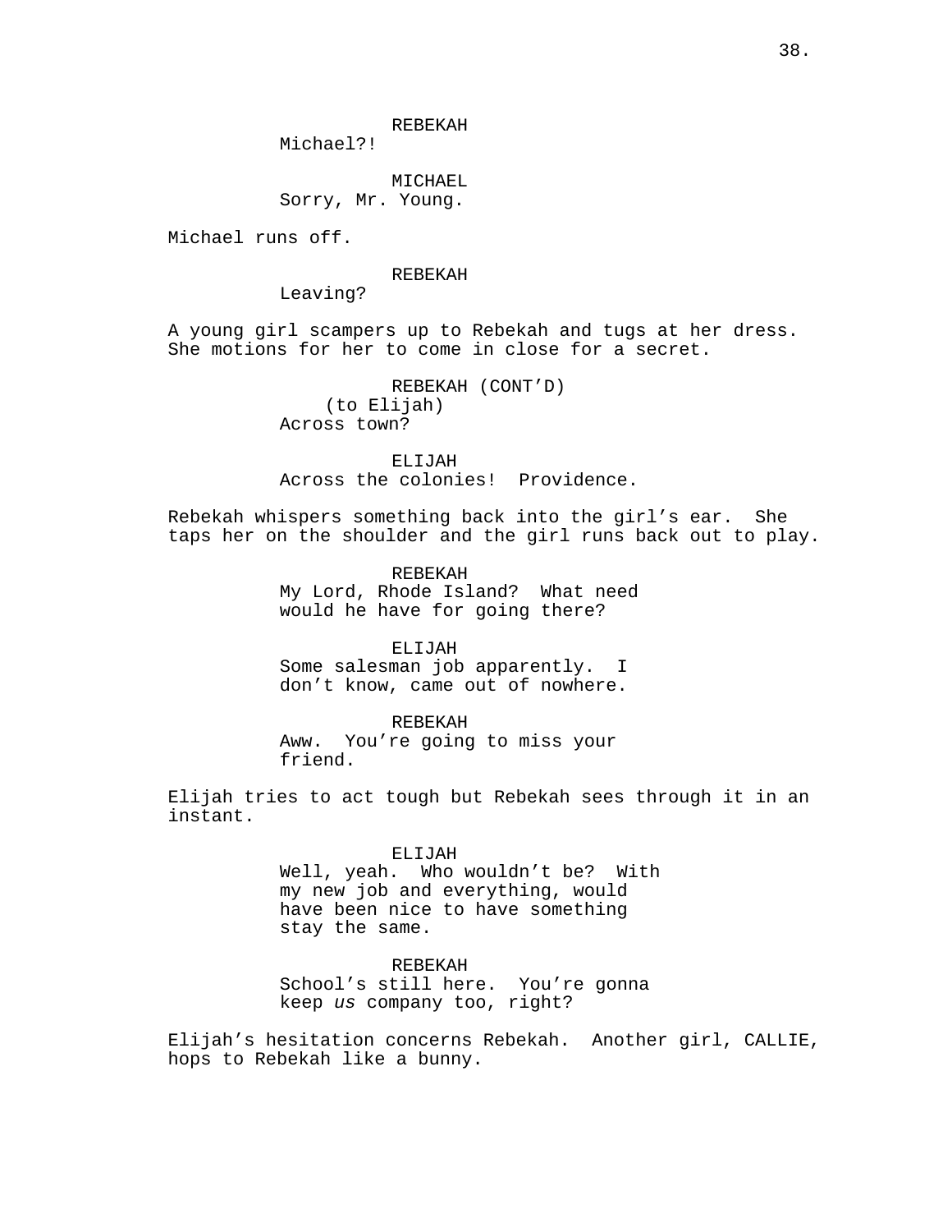REBEKAH
Michael?!

MICHAEL
Sorry, Mr. Young.

Michael runs off.

REBEKAH
Leaving?

A young girl scampers up to Rebekah and tugs at her dress. She motions for her to come in close for a secret.

REBEKAH (CONT'D)
(to Elijah)
Across town?

ELIJAH
Across the colonies! Providence.

Rebekah whispers something back into the girl's ear. She taps her on the shoulder and the girl runs back out to play.

REBEKAH
My Lord, Rhode Island? What need would he have for going there?

ELIJAH
Some salesman job apparently. I don't know, came out of nowhere.

REBEKAH
Aww. You're going to miss your friend.

Elijah tries to act tough but Rebekah sees through it in an instant.

ELIJAH
Well, yeah. Who wouldn't be? With my new job and everything, would have been nice to have something stay the same.

REBEKAH
School's still here. You're gonna keep *us* company too, right?

Elijah's hesitation concerns Rebekah. Another girl, CALLIE, hops to Rebekah like a bunny.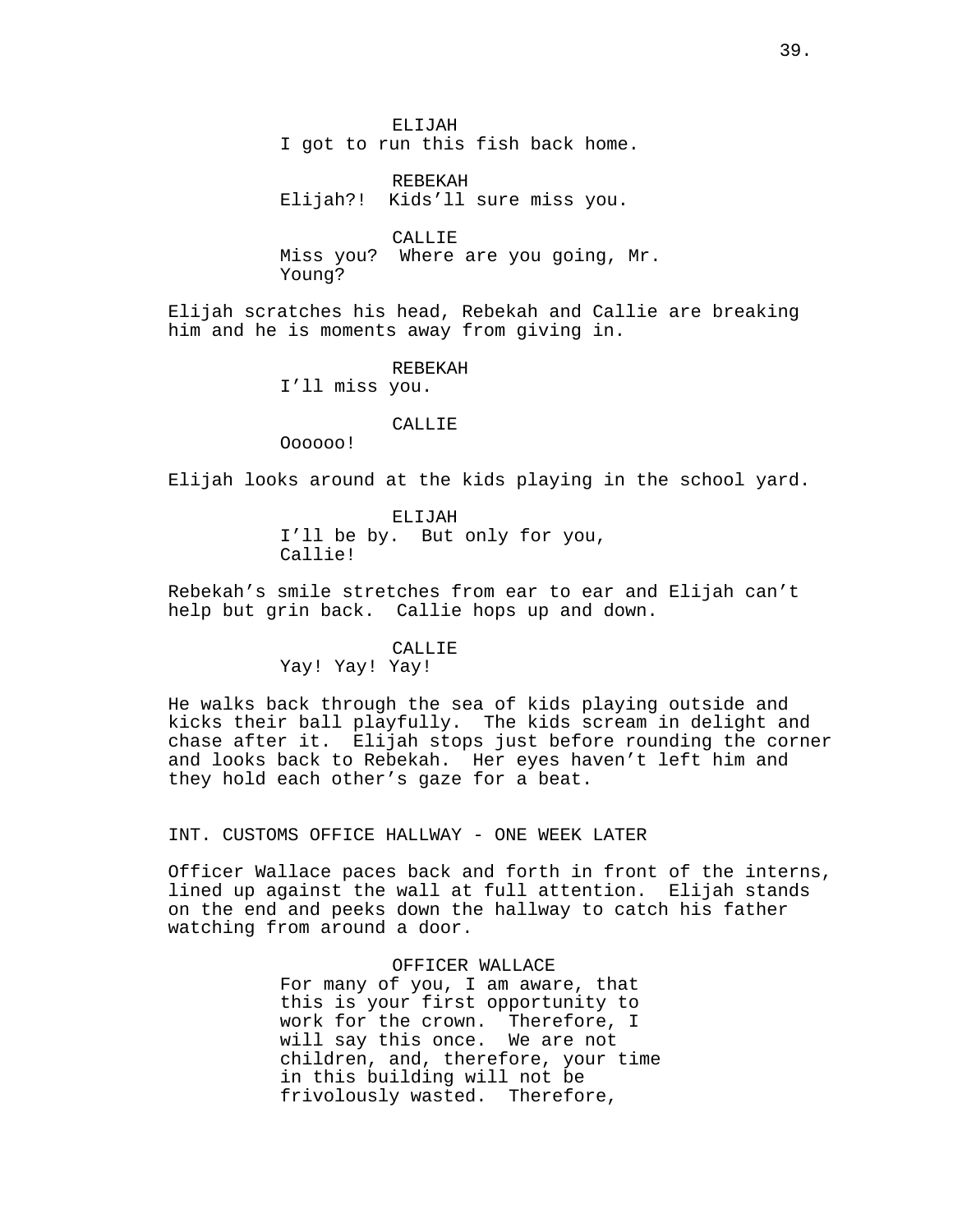ELIJAH
I got to run this fish back home.

REBEKAH
Elijah?! Kids'll sure miss you.

CALLIE
Miss you? Where are you going, Mr. Young?

Elijah scratches his head, Rebekah and Callie are breaking him and he is moments away from giving in.

REBEKAH
I'll miss you.

CALLIE
Oooooo!

Elijah looks around at the kids playing in the school yard.

ELIJAH
I'll be by. But only for you, Callie!

Rebekah's smile stretches from ear to ear and Elijah can't help but grin back. Callie hops up and down.

CALLIE
Yay! Yay! Yay!

He walks back through the sea of kids playing outside and kicks their ball playfully. The kids scream in delight and chase after it. Elijah stops just before rounding the corner and looks back to Rebekah. Her eyes haven't left him and they hold each other's gaze for a beat.

INT. CUSTOMS OFFICE HALLWAY - ONE WEEK LATER

Officer Wallace paces back and forth in front of the interns, lined up against the wall at full attention. Elijah stands on the end and peeks down the hallway to catch his father watching from around a door.

OFFICER WALLACE
For many of you, I am aware, that this is your first opportunity to work for the crown. Therefore, I will say this once. We are not children, and, therefore, your time in this building will not be frivolously wasted. Therefore,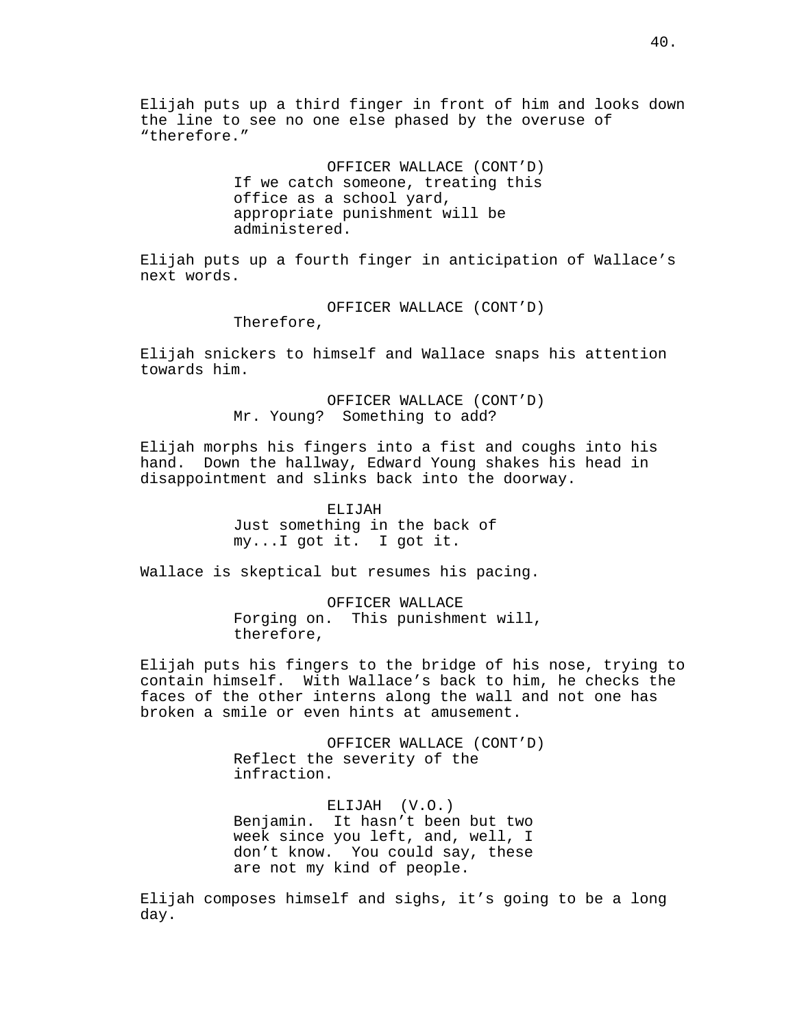Elijah puts up a third finger in front of him and looks down the line to see no one else phased by the overuse of "therefore."

OFFICER WALLACE (CONT'D)
If we catch someone, treating this office as a school yard, appropriate punishment will be administered.

Elijah puts up a fourth finger in anticipation of Wallace's next words.

OFFICER WALLACE (CONT'D)
Therefore,

Elijah snickers to himself and Wallace snaps his attention towards him.

OFFICER WALLACE (CONT'D)
Mr. Young? Something to add?

Elijah morphs his fingers into a fist and coughs into his hand. Down the hallway, Edward Young shakes his head in disappointment and slinks back into the doorway.

ELIJAH
Just something in the back of my...I got it. I got it.

Wallace is skeptical but resumes his pacing.

OFFICER WALLACE
Forging on. This punishment will, therefore,

Elijah puts his fingers to the bridge of his nose, trying to contain himself. With Wallace's back to him, he checks the faces of the other interns along the wall and not one has broken a smile or even hints at amusement.

OFFICER WALLACE (CONT'D)
Reflect the severity of the infraction.

ELIJAH (V.O.)
Benjamin. It hasn't been but two week since you left, and, well, I don't know. You could say, these are not my kind of people.

Elijah composes himself and sighs, it's going to be a long day.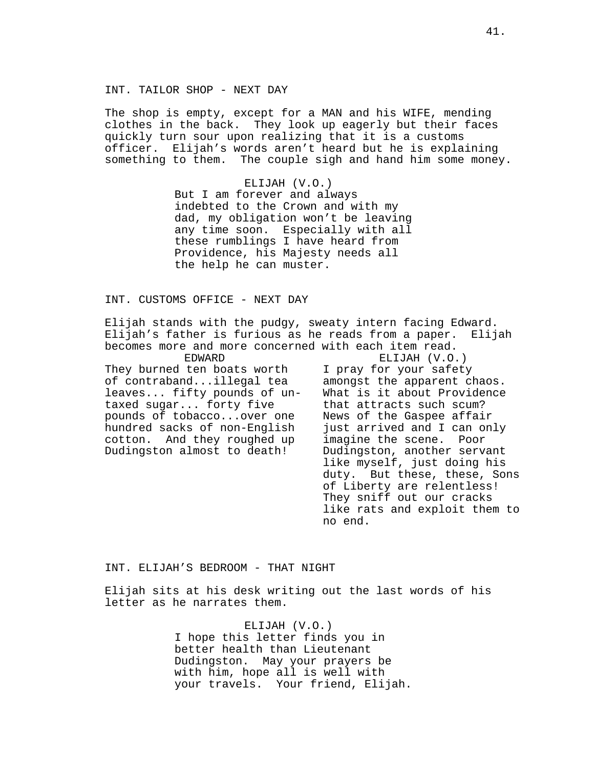INT. TAILOR SHOP - NEXT DAY

The shop is empty, except for a MAN and his WIFE, mending clothes in the back. They look up eagerly but their faces quickly turn sour upon realizing that it is a customs officer. Elijah's words aren't heard but he is explaining something to them. The couple sigh and hand him some money.

ELIJAH (V.O.)
But I am forever and always indebted to the Crown and with my dad, my obligation won't be leaving any time soon. Especially with all these rumblings I have heard from Providence, his Majesty needs all the help he can muster.

INT. CUSTOMS OFFICE - NEXT DAY

Elijah stands with the pudgy, sweaty intern facing Edward. Elijah's father is furious as he reads from a paper. Elijah becomes more and more concerned with each item read.

EDWARD
They burned ten boats worth of contraband...illegal tea leaves... fifty pounds of un-taxed sugar... forty five pounds of tobacco...over one hundred sacks of non-English cotton. And they roughed up Dudingston almost to death!

ELIJAH (V.O.)
I pray for your safety amongst the apparent chaos. What is it about Providence that attracts such scum? News of the Gaspee affair just arrived and I can only imagine the scene. Poor Dudingston, another servant like myself, just doing his duty. But these, these, Sons of Liberty are relentless! They sniff out our cracks like rats and exploit them to no end.

INT. ELIJAH'S BEDROOM - THAT NIGHT

Elijah sits at his desk writing out the last words of his letter as he narrates them.

ELIJAH (V.O.)
I hope this letter finds you in better health than Lieutenant Dudingston. May your prayers be with him, hope all is well with your travels. Your friend, Elijah.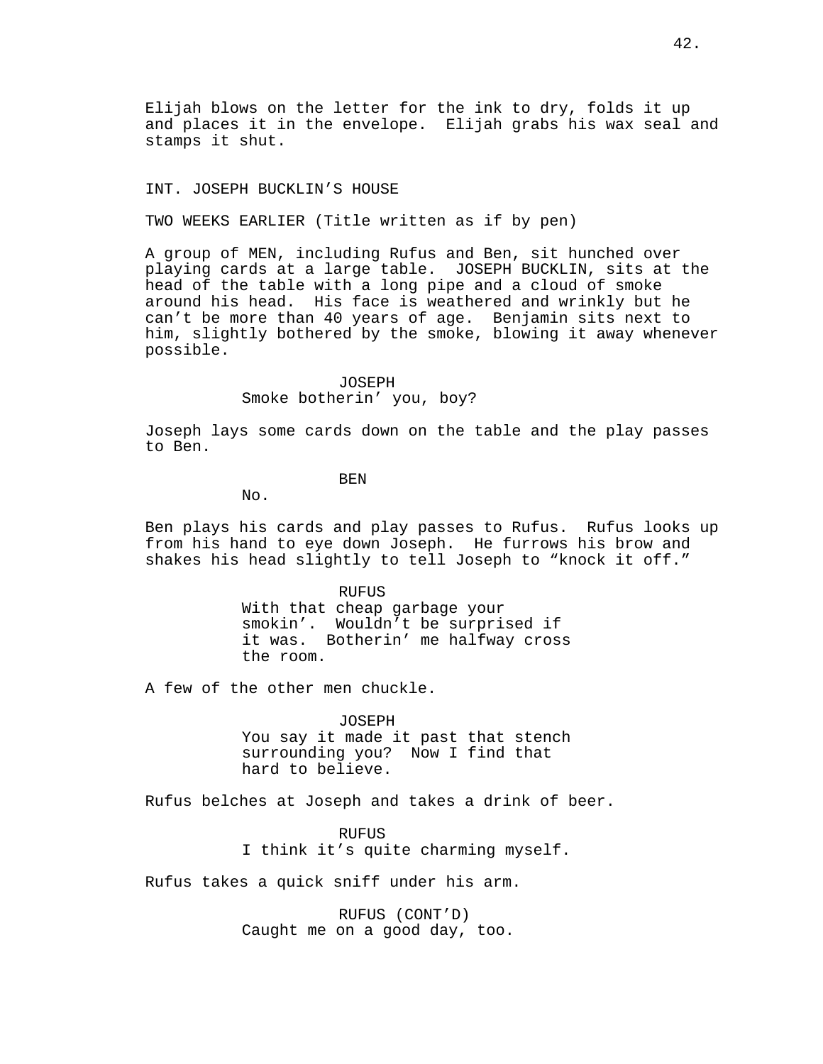Elijah blows on the letter for the ink to dry, folds it up and places it in the envelope. Elijah grabs his wax seal and stamps it shut.

INT. JOSEPH BUCKLIN'S HOUSE

TWO WEEKS EARLIER (Title written as if by pen)

A group of MEN, including Rufus and Ben, sit hunched over playing cards at a large table. JOSEPH BUCKLIN, sits at the head of the table with a long pipe and a cloud of smoke around his head. His face is weathered and wrinkly but he can't be more than 40 years of age. Benjamin sits next to him, slightly bothered by the smoke, blowing it away whenever possible.

JOSEPH
Smoke botherin' you, boy?

Joseph lays some cards down on the table and the play passes to Ben.

BEN
No.

Ben plays his cards and play passes to Rufus. Rufus looks up from his hand to eye down Joseph. He furrows his brow and shakes his head slightly to tell Joseph to "knock it off."

RUFUS
With that cheap garbage your smokin'. Wouldn't be surprised if it was. Botherin' me halfway cross the room.

A few of the other men chuckle.

JOSEPH
You say it made it past that stench surrounding you? Now I find that hard to believe.

Rufus belches at Joseph and takes a drink of beer.

RUFUS
I think it's quite charming myself.

Rufus takes a quick sniff under his arm.

RUFUS (CONT'D)
Caught me on a good day, too.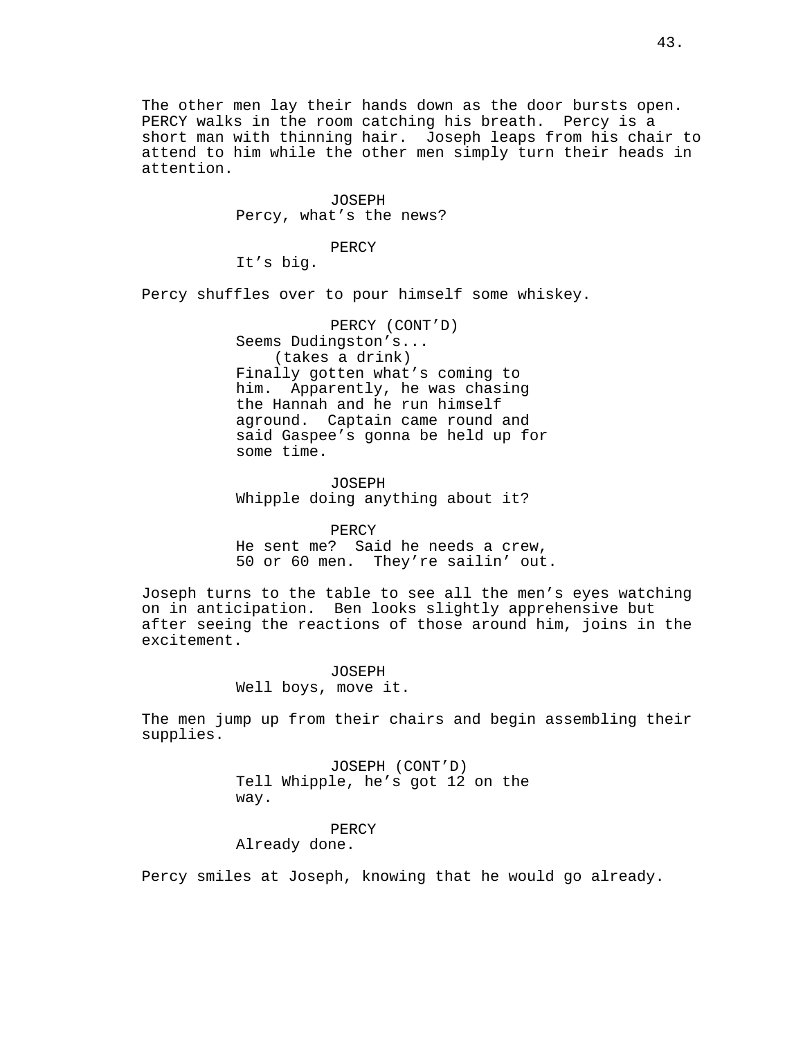The other men lay their hands down as the door bursts open. PERCY walks in the room catching his breath. Percy is a short man with thinning hair. Joseph leaps from his chair to attend to him while the other men simply turn their heads in attention.

JOSEPH
Percy, what's the news?

PERCY
It's big.

Percy shuffles over to pour himself some whiskey.

PERCY (CONT'D)
Seems Dudingston's...
(takes a drink)
Finally gotten what's coming to him. Apparently, he was chasing the Hannah and he run himself aground. Captain came round and said Gaspee's gonna be held up for some time.

JOSEPH
Whipple doing anything about it?

PERCY
He sent me? Said he needs a crew, 50 or 60 men. They're sailin' out.

Joseph turns to the table to see all the men's eyes watching on in anticipation. Ben looks slightly apprehensive but after seeing the reactions of those around him, joins in the excitement.

JOSEPH
Well boys, move it.

The men jump up from their chairs and begin assembling their supplies.

JOSEPH (CONT'D)
Tell Whipple, he's got 12 on the way.

PERCY
Already done.

Percy smiles at Joseph, knowing that he would go already.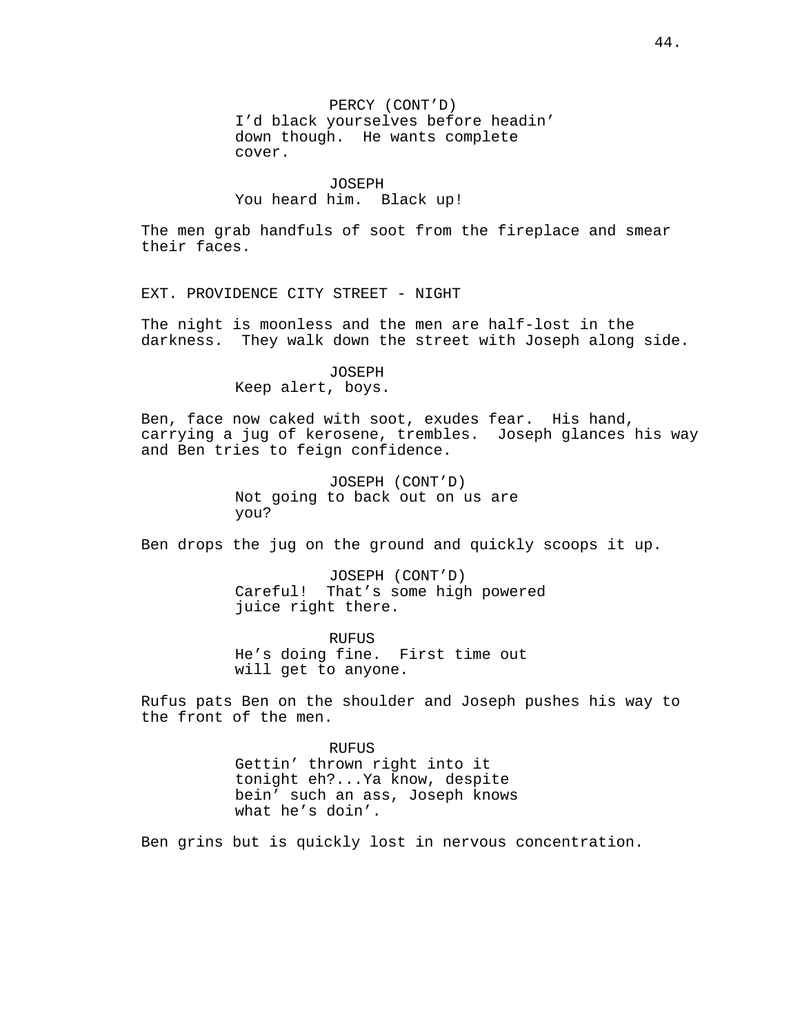PERCY (CONT'D)
I'd black yourselves before headin' down though. He wants complete cover.

JOSEPH
You heard him. Black up!

The men grab handfuls of soot from the fireplace and smear their faces.

EXT. PROVIDENCE CITY STREET - NIGHT

The night is moonless and the men are half-lost in the darkness. They walk down the street with Joseph along side.

JOSEPH
Keep alert, boys.

Ben, face now caked with soot, exudes fear. His hand, carrying a jug of kerosene, trembles. Joseph glances his way and Ben tries to feign confidence.

JOSEPH (CONT'D)
Not going to back out on us are you?

Ben drops the jug on the ground and quickly scoops it up.

JOSEPH (CONT'D)
Careful! That's some high powered juice right there.

RUFUS
He's doing fine. First time out will get to anyone.

Rufus pats Ben on the shoulder and Joseph pushes his way to the front of the men.

RUFUS
Gettin' thrown right into it tonight eh?...Ya know, despite bein' such an ass, Joseph knows what he's doin'.

Ben grins but is quickly lost in nervous concentration.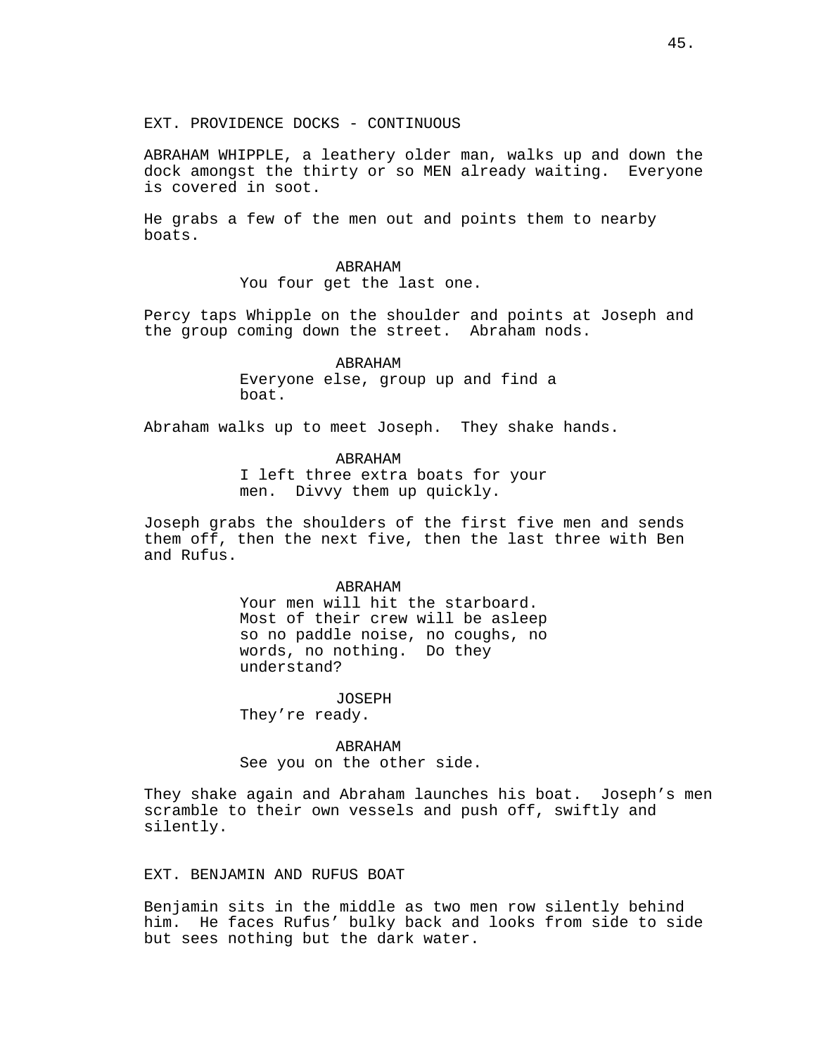EXT. PROVIDENCE DOCKS - CONTINUOUS

ABRAHAM WHIPPLE, a leathery older man, walks up and down the dock amongst the thirty or so MEN already waiting. Everyone is covered in soot.

He grabs a few of the men out and points them to nearby boats.

ABRAHAM
You four get the last one.

Percy taps Whipple on the shoulder and points at Joseph and the group coming down the street. Abraham nods.

ABRAHAM
Everyone else, group up and find a boat.

Abraham walks up to meet Joseph. They shake hands.

ABRAHAM
I left three extra boats for your men. Divvy them up quickly.

Joseph grabs the shoulders of the first five men and sends them off, then the next five, then the last three with Ben and Rufus.

ABRAHAM
Your men will hit the starboard. Most of their crew will be asleep so no paddle noise, no coughs, no words, no nothing. Do they understand?

JOSEPH
They're ready.

ABRAHAM
See you on the other side.

They shake again and Abraham launches his boat. Joseph's men scramble to their own vessels and push off, swiftly and silently.

EXT. BENJAMIN AND RUFUS BOAT

Benjamin sits in the middle as two men row silently behind him. He faces Rufus' bulky back and looks from side to side but sees nothing but the dark water.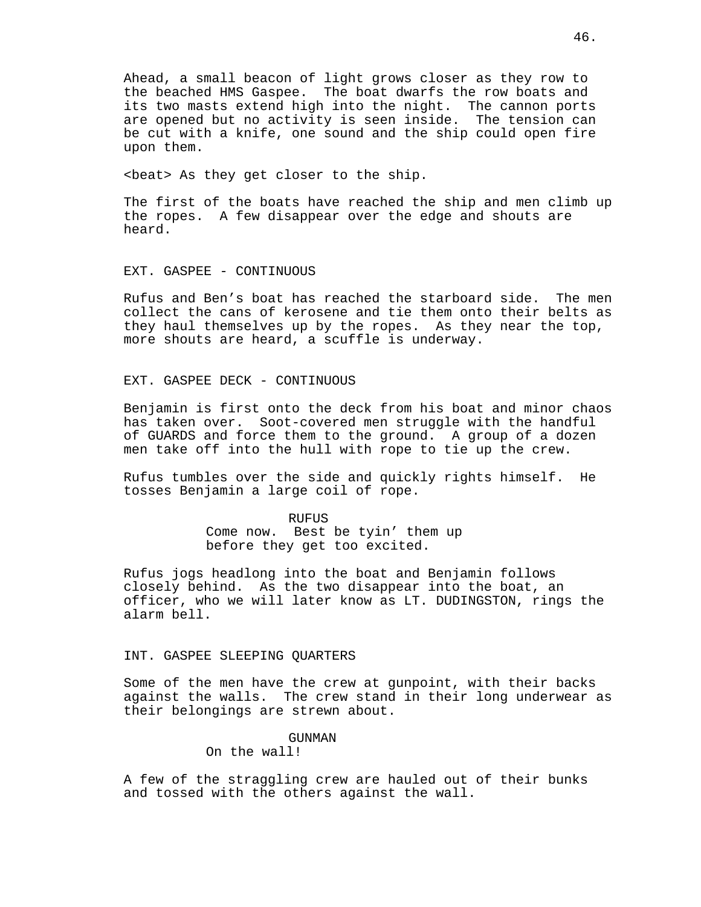Ahead, a small beacon of light grows closer as they row to the beached HMS Gaspee. The boat dwarfs the row boats and its two masts extend high into the night. The cannon ports are opened but no activity is seen inside. The tension can be cut with a knife, one sound and the ship could open fire upon them.

<beat> As they get closer to the ship.

The first of the boats have reached the ship and men climb up the ropes. A few disappear over the edge and shouts are heard.

EXT. GASPEE - CONTINUOUS

Rufus and Ben's boat has reached the starboard side. The men collect the cans of kerosene and tie them onto their belts as they haul themselves up by the ropes. As they near the top, more shouts are heard, a scuffle is underway.

EXT. GASPEE DECK - CONTINUOUS

Benjamin is first onto the deck from his boat and minor chaos has taken over. Soot-covered men struggle with the handful of GUARDS and force them to the ground. A group of a dozen men take off into the hull with rope to tie up the crew.

Rufus tumbles over the side and quickly rights himself. He tosses Benjamin a large coil of rope.

RUFUS
Come now. Best be tyin' them up before they get too excited.

Rufus jogs headlong into the boat and Benjamin follows closely behind. As the two disappear into the boat, an officer, who we will later know as LT. DUDINGSTON, rings the alarm bell.

INT. GASPEE SLEEPING QUARTERS

Some of the men have the crew at gunpoint, with their backs against the walls. The crew stand in their long underwear as their belongings are strewn about.

GUNMAN
On the wall!

A few of the straggling crew are hauled out of their bunks and tossed with the others against the wall.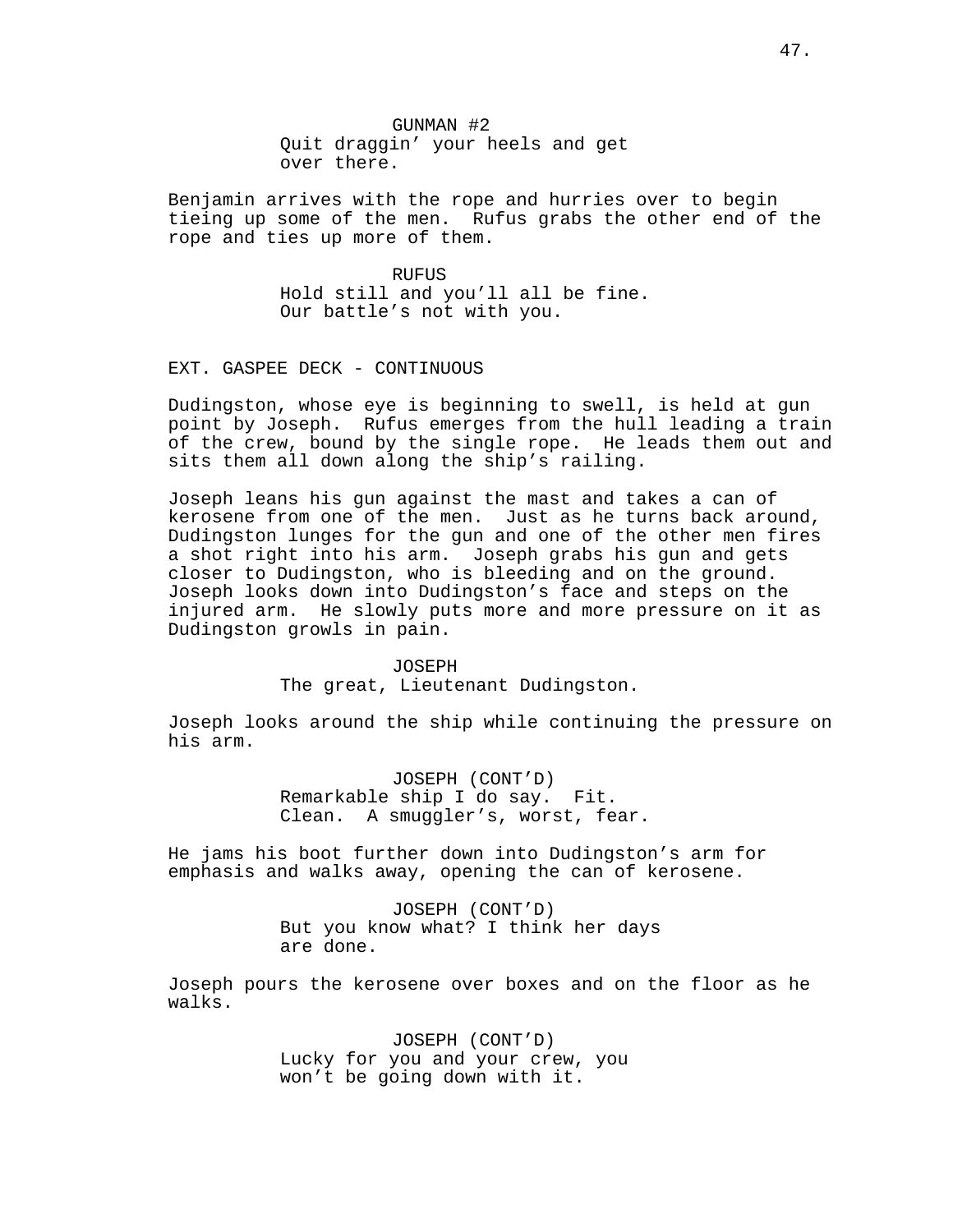GUNMAN #2
Quit draggin' your heels and get over there.

Benjamin arrives with the rope and hurries over to begin tieing up some of the men. Rufus grabs the other end of the rope and ties up more of them.

RUFUS
Hold still and you'll all be fine. Our battle's not with you.

EXT. GASPEE DECK - CONTINUOUS

Dudingston, whose eye is beginning to swell, is held at gun point by Joseph. Rufus emerges from the hull leading a train of the crew, bound by the single rope. He leads them out and sits them all down along the ship's railing.

Joseph leans his gun against the mast and takes a can of kerosene from one of the men. Just as he turns back around, Dudingston lunges for the gun and one of the other men fires a shot right into his arm. Joseph grabs his gun and gets closer to Dudingston, who is bleeding and on the ground. Joseph looks down into Dudingston's face and steps on the injured arm. He slowly puts more and more pressure on it as Dudingston growls in pain.

JOSEPH
The great, Lieutenant Dudingston.

Joseph looks around the ship while continuing the pressure on his arm.

JOSEPH (CONT'D)
Remarkable ship I do say. Fit. Clean. A smuggler's, worst, fear.

He jams his boot further down into Dudingston's arm for emphasis and walks away, opening the can of kerosene.

JOSEPH (CONT'D)
But you know what? I think her days are done.

Joseph pours the kerosene over boxes and on the floor as he walks.

JOSEPH (CONT'D)
Lucky for you and your crew, you won't be going down with it.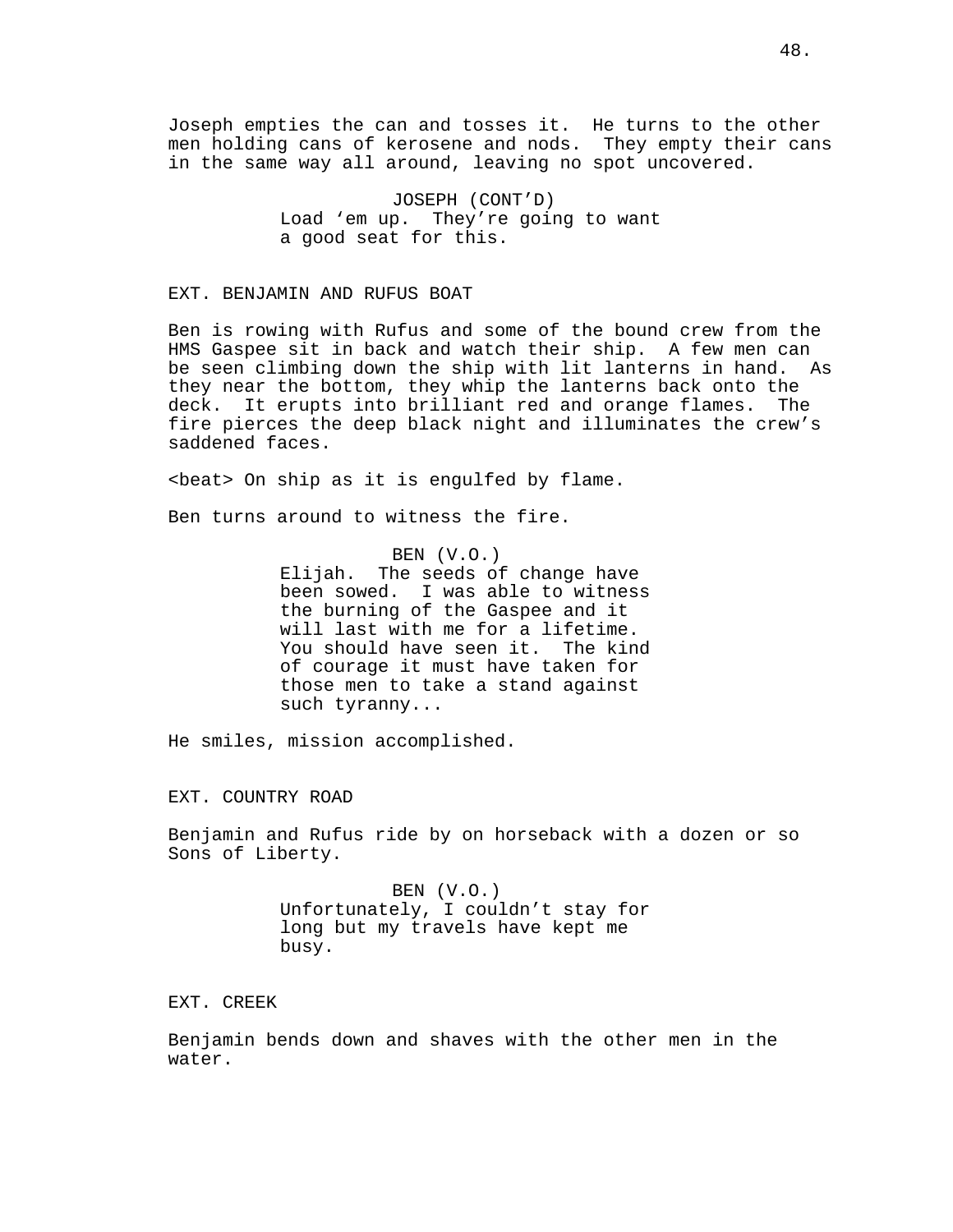Joseph empties the can and tosses it. He turns to the other men holding cans of kerosene and nods. They empty their cans in the same way all around, leaving no spot uncovered.

JOSEPH (CONT'D)
Load 'em up. They're going to want a good seat for this.

EXT. BENJAMIN AND RUFUS BOAT

Ben is rowing with Rufus and some of the bound crew from the HMS Gaspee sit in back and watch their ship. A few men can be seen climbing down the ship with lit lanterns in hand. As they near the bottom, they whip the lanterns back onto the deck. It erupts into brilliant red and orange flames. The fire pierces the deep black night and illuminates the crew's saddened faces.

<beat> On ship as it is engulfed by flame.

Ben turns around to witness the fire.

BEN (V.O.)
Elijah. The seeds of change have been sowed. I was able to witness the burning of the Gaspee and it will last with me for a lifetime. You should have seen it. The kind of courage it must have taken for those men to take a stand against such tyranny...

He smiles, mission accomplished.

EXT. COUNTRY ROAD

Benjamin and Rufus ride by on horseback with a dozen or so Sons of Liberty.

BEN (V.O.)
Unfortunately, I couldn't stay for long but my travels have kept me busy.

EXT. CREEK

Benjamin bends down and shaves with the other men in the water.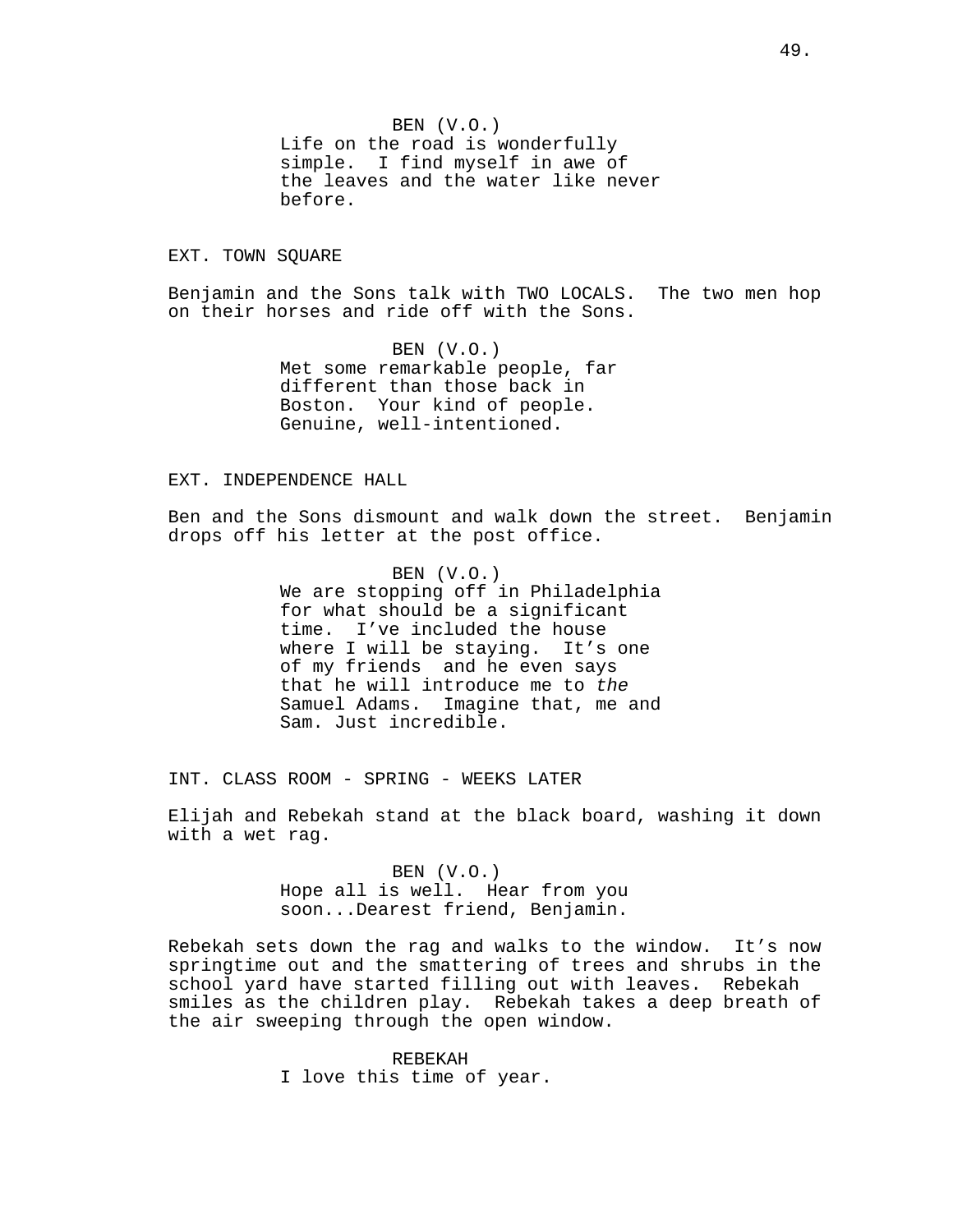BEN (V.O.)
Life on the road is wonderfully simple. I find myself in awe of the leaves and the water like never before.

EXT. TOWN SQUARE

Benjamin and the Sons talk with TWO LOCALS. The two men hop on their horses and ride off with the Sons.

BEN (V.O.)
Met some remarkable people, far different than those back in Boston. Your kind of people. Genuine, well-intentioned.

EXT. INDEPENDENCE HALL

Ben and the Sons dismount and walk down the street. Benjamin drops off his letter at the post office.

BEN (V.O.)
We are stopping off in Philadelphia for what should be a significant time. I've included the house where I will be staying. It's one of my friends and he even says that he will introduce me to *the* Samuel Adams. Imagine that, me and Sam. Just incredible.

INT. CLASS ROOM - SPRING - WEEKS LATER

Elijah and Rebekah stand at the black board, washing it down with a wet rag.

BEN (V.O.)
Hope all is well. Hear from you soon...Dearest friend, Benjamin.

Rebekah sets down the rag and walks to the window. It's now springtime out and the smattering of trees and shrubs in the school yard have started filling out with leaves. Rebekah smiles as the children play. Rebekah takes a deep breath of the air sweeping through the open window.

REBEKAH
I love this time of year.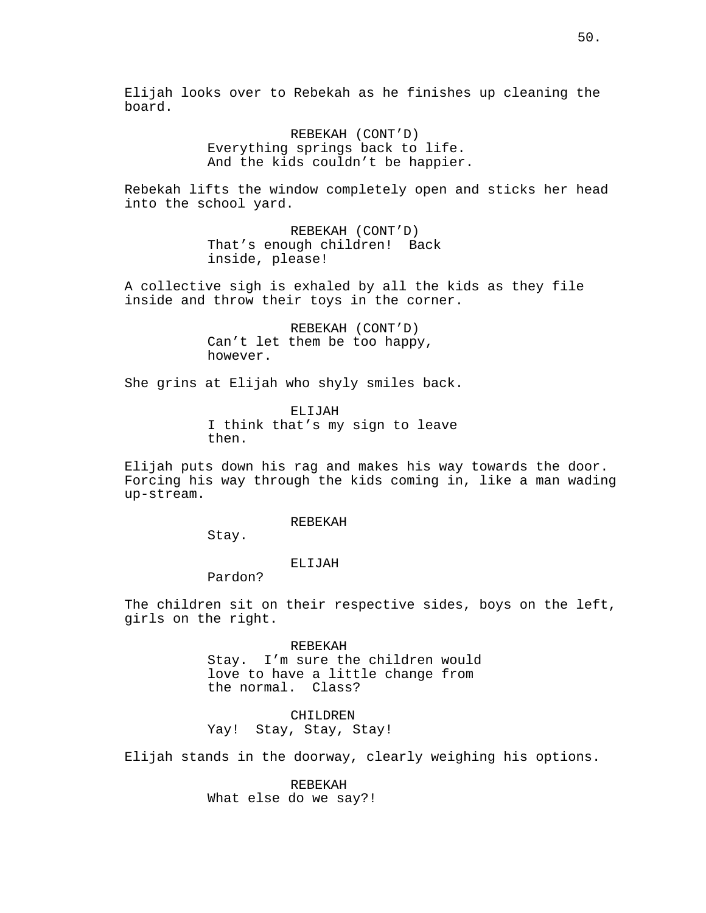Elijah looks over to Rebekah as he finishes up cleaning the board.

REBEKAH (CONT'D)
Everything springs back to life. And the kids couldn't be happier.

Rebekah lifts the window completely open and sticks her head into the school yard.

REBEKAH (CONT'D)
That's enough children! Back inside, please!

A collective sigh is exhaled by all the kids as they file inside and throw their toys in the corner.

REBEKAH (CONT'D)
Can't let them be too happy, however.

She grins at Elijah who shyly smiles back.

ELIJAH
I think that's my sign to leave then.

Elijah puts down his rag and makes his way towards the door. Forcing his way through the kids coming in, like a man wading up-stream.

REBEKAH
Stay.

ELIJAH
Pardon?

The children sit on their respective sides, boys on the left, girls on the right.

REBEKAH
Stay. I'm sure the children would love to have a little change from the normal. Class?

CHILDREN
Yay! Stay, Stay, Stay!

Elijah stands in the doorway, clearly weighing his options.

REBEKAH
What else do we say?!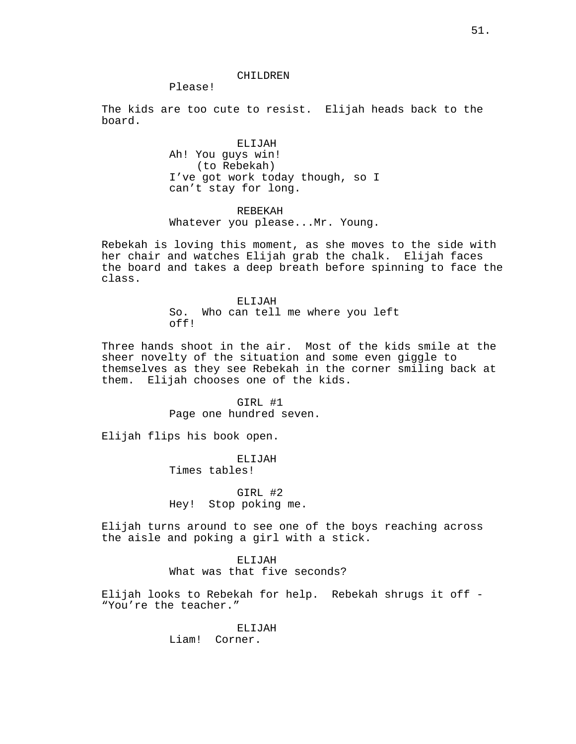CHILDREN
Please!

The kids are too cute to resist. Elijah heads back to the board.

ELIJAH
Ah! You guys win!
(to Rebekah)
I've got work today though, so I can't stay for long.

REBEKAH
Whatever you please...Mr. Young.

Rebekah is loving this moment, as she moves to the side with her chair and watches Elijah grab the chalk. Elijah faces the board and takes a deep breath before spinning to face the class.

ELIJAH
So. Who can tell me where you left off!

Three hands shoot in the air. Most of the kids smile at the sheer novelty of the situation and some even giggle to themselves as they see Rebekah in the corner smiling back at them. Elijah chooses one of the kids.

GIRL #1
Page one hundred seven.

Elijah flips his book open.

ELIJAH
Times tables!

GIRL #2
Hey! Stop poking me.

Elijah turns around to see one of the boys reaching across the aisle and poking a girl with a stick.

ELIJAH
What was that five seconds?

Elijah looks to Rebekah for help. Rebekah shrugs it off - "You're the teacher."

ELIJAH
Liam! Corner.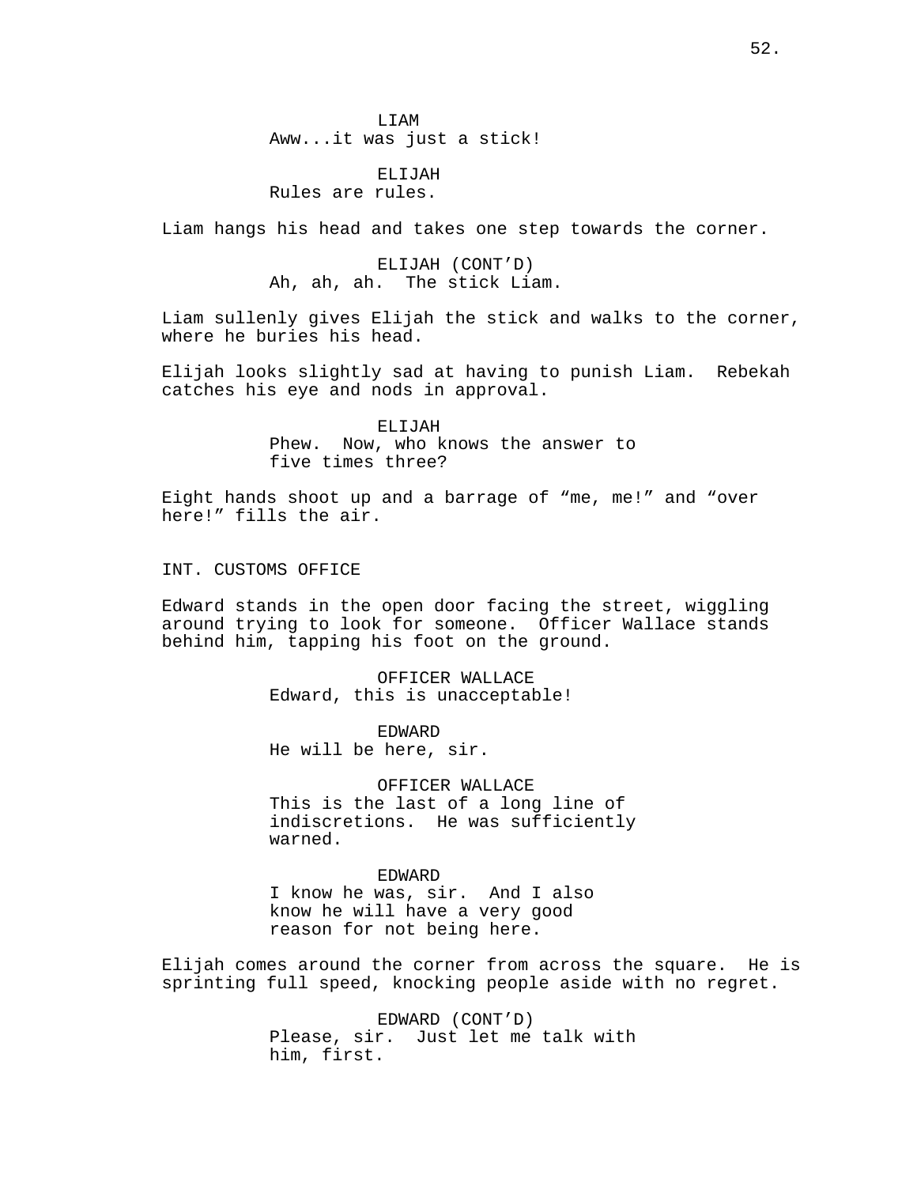LIAM
Aww...it was just a stick!

ELIJAH
Rules are rules.

Liam hangs his head and takes one step towards the corner.

ELIJAH (CONT'D)
Ah, ah, ah. The stick Liam.

Liam sullenly gives Elijah the stick and walks to the corner, where he buries his head.

Elijah looks slightly sad at having to punish Liam. Rebekah catches his eye and nods in approval.

ELIJAH
Phew. Now, who knows the answer to five times three?

Eight hands shoot up and a barrage of "me, me!" and "over here!" fills the air.

INT. CUSTOMS OFFICE

Edward stands in the open door facing the street, wiggling around trying to look for someone. Officer Wallace stands behind him, tapping his foot on the ground.

OFFICER WALLACE
Edward, this is unacceptable!

EDWARD
He will be here, sir.

OFFICER WALLACE
This is the last of a long line of indiscretions. He was sufficiently warned.

EDWARD
I know he was, sir. And I also know he will have a very good reason for not being here.

Elijah comes around the corner from across the square. He is sprinting full speed, knocking people aside with no regret.

EDWARD (CONT'D)
Please, sir. Just let me talk with him, first.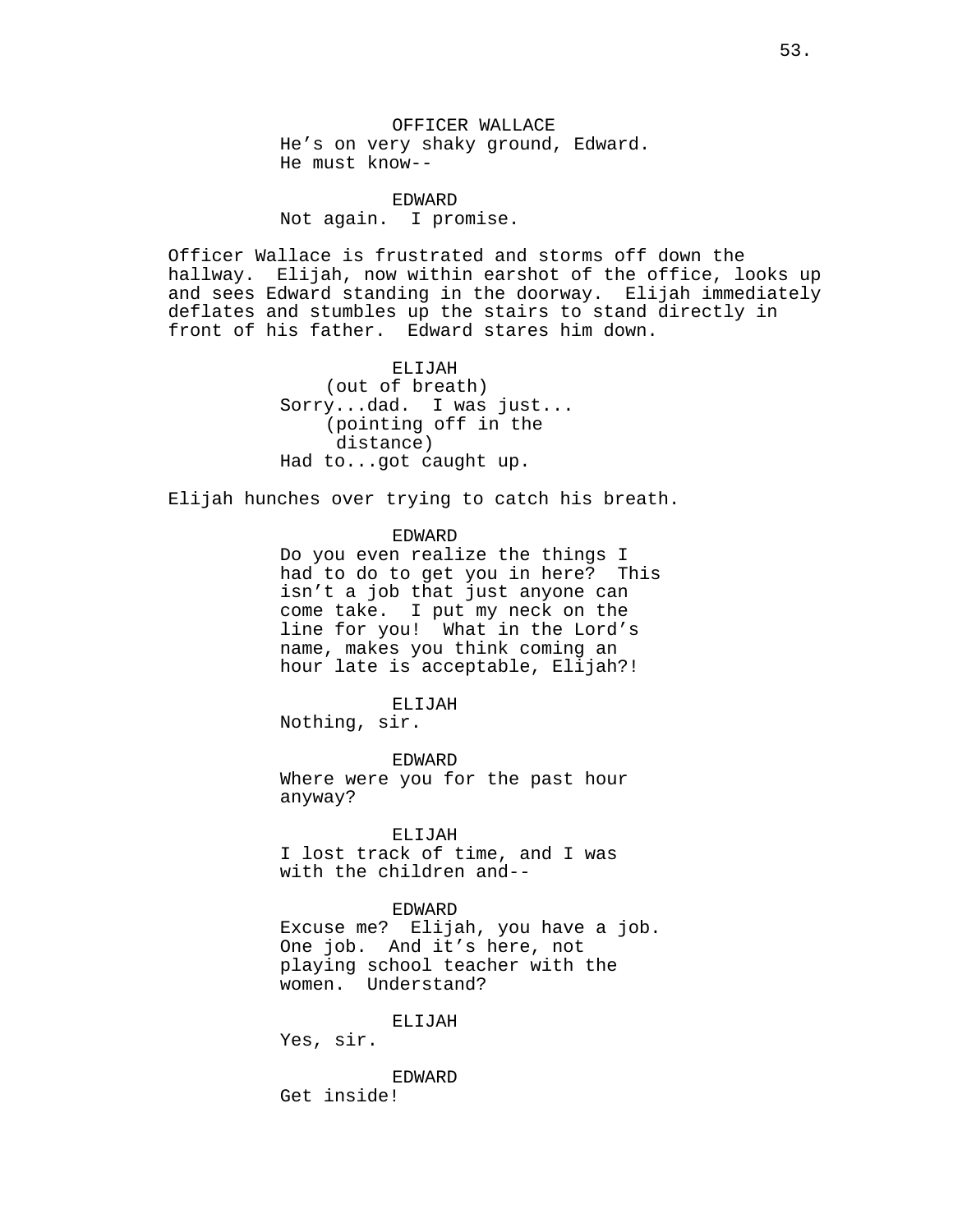OFFICER WALLACE
He's on very shaky ground, Edward.
He must know--

EDWARD
Not again. I promise.

Officer Wallace is frustrated and storms off down the hallway. Elijah, now within earshot of the office, looks up and sees Edward standing in the doorway. Elijah immediately deflates and stumbles up the stairs to stand directly in front of his father. Edward stares him down.

ELIJAH
(out of breath)
Sorry...dad. I was just...
(pointing off in the distance)
Had to...got caught up.

Elijah hunches over trying to catch his breath.

EDWARD
Do you even realize the things I had to do to get you in here? This isn't a job that just anyone can come take. I put my neck on the line for you! What in the Lord's name, makes you think coming an hour late is acceptable, Elijah?!

ELIJAH
Nothing, sir.

EDWARD
Where were you for the past hour anyway?

ELIJAH
I lost track of time, and I was with the children and--

EDWARD
Excuse me? Elijah, you have a job. One job. And it's here, not playing school teacher with the women. Understand?

ELIJAH
Yes, sir.

EDWARD
Get inside!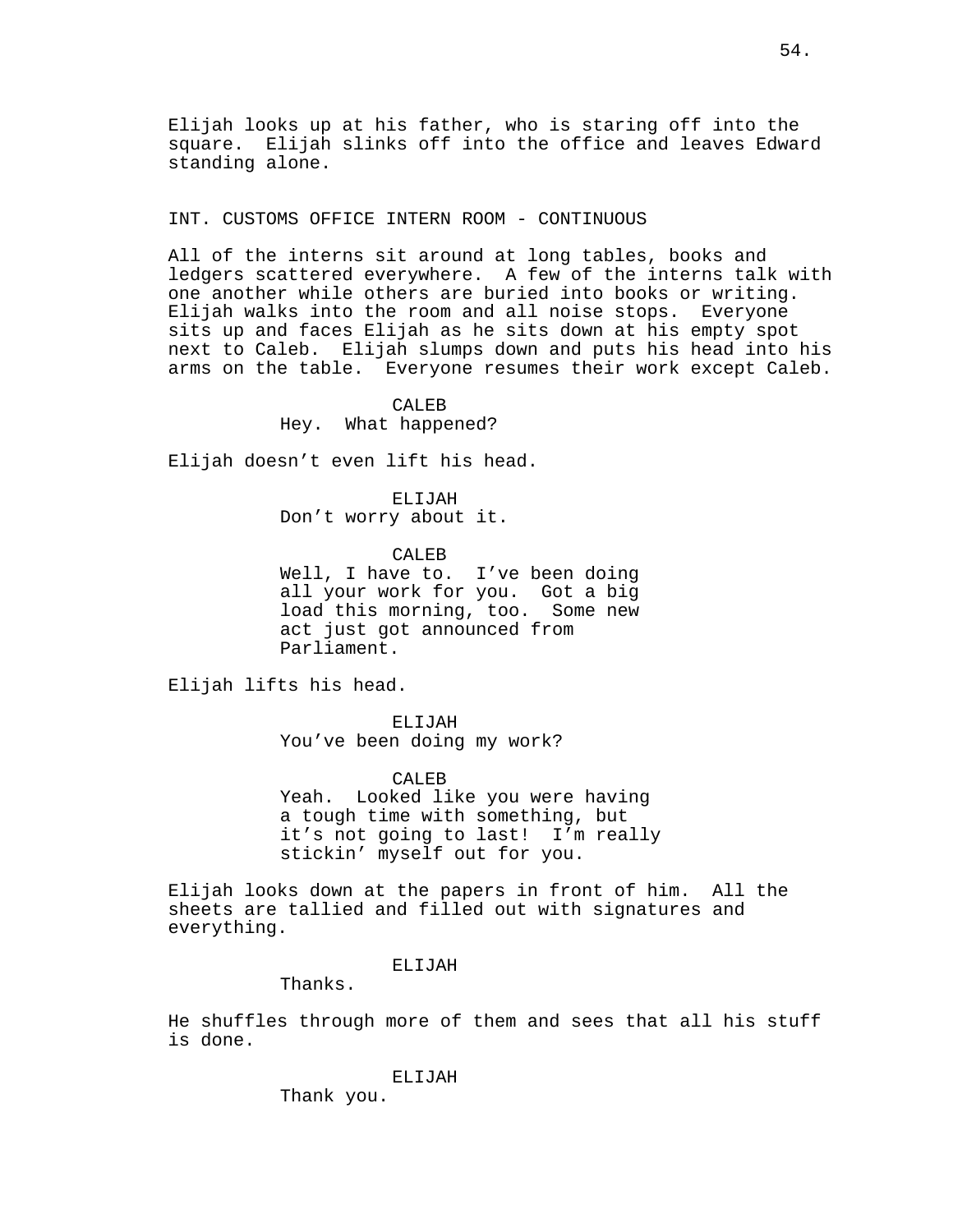Elijah looks up at his father, who is staring off into the square. Elijah slinks off into the office and leaves Edward standing alone.

INT. CUSTOMS OFFICE INTERN ROOM - CONTINUOUS

All of the interns sit around at long tables, books and ledgers scattered everywhere. A few of the interns talk with one another while others are buried into books or writing. Elijah walks into the room and all noise stops. Everyone sits up and faces Elijah as he sits down at his empty spot next to Caleb. Elijah slumps down and puts his head into his arms on the table. Everyone resumes their work except Caleb.

CALEB
Hey. What happened?

Elijah doesn't even lift his head.

ELIJAH
Don't worry about it.

CALEB
Well, I have to. I've been doing all your work for you. Got a big load this morning, too. Some new act just got announced from Parliament.

Elijah lifts his head.

ELIJAH
You've been doing my work?

CALEB
Yeah. Looked like you were having a tough time with something, but it's not going to last! I'm really stickin' myself out for you.

Elijah looks down at the papers in front of him. All the sheets are tallied and filled out with signatures and everything.

ELIJAH
Thanks.

He shuffles through more of them and sees that all his stuff is done.

ELIJAH
Thank you.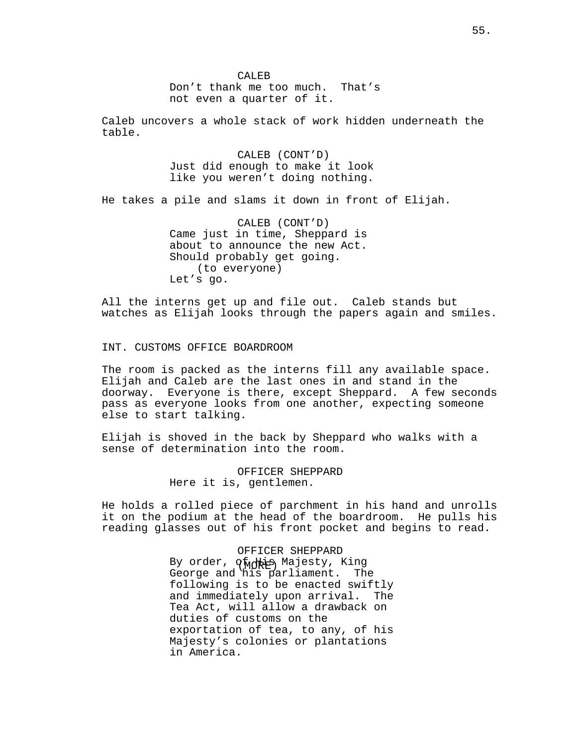CALEB
Don't thank me too much. That's not even a quarter of it.

Caleb uncovers a whole stack of work hidden underneath the table.

CALEB (CONT'D)
Just did enough to make it look like you weren't doing nothing.

He takes a pile and slams it down in front of Elijah.

CALEB (CONT'D)
Came just in time, Sheppard is about to announce the new Act. Should probably get going.
(to everyone)
Let's go.

All the interns get up and file out. Caleb stands but watches as Elijah looks through the papers again and smiles.

INT. CUSTOMS OFFICE BOARDROOM

The room is packed as the interns fill any available space. Elijah and Caleb are the last ones in and stand in the doorway. Everyone is there, except Sheppard. A few seconds pass as everyone looks from one another, expecting someone else to start talking.

Elijah is shoved in the back by Sheppard who walks with a sense of determination into the room.

OFFICER SHEPPARD
Here it is, gentlemen.

He holds a rolled piece of parchment in his hand and unrolls it on the podium at the head of the boardroom. He pulls his reading glasses out of his front pocket and begins to read.

OFFICER SHEPPARD
By order, of His Majesty, King George and his parliament. The following is to be enacted swiftly and immediately upon arrival. The Tea Act, will allow a drawback on duties of customs on the exportation of tea, to any, of his Majesty's colonies or plantations in America.
(MORE)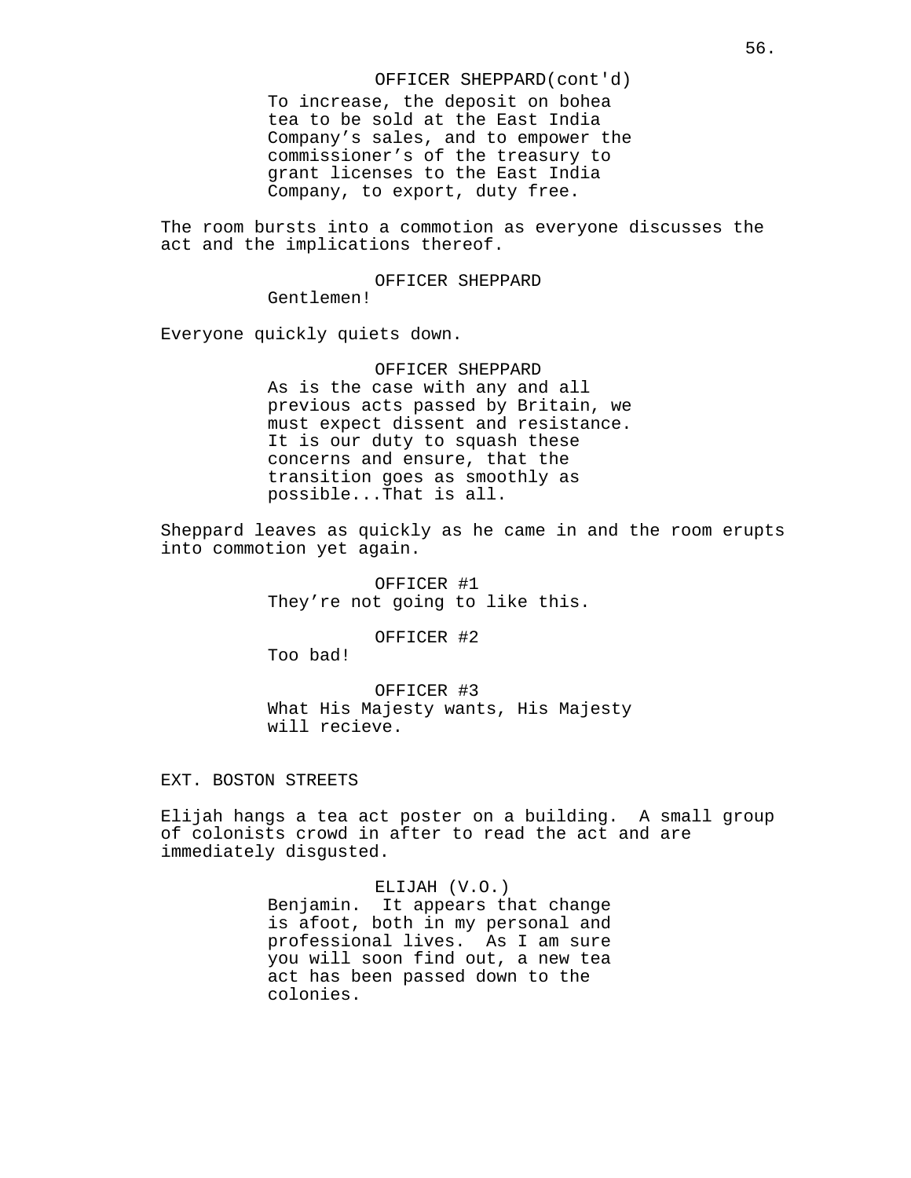OFFICER SHEPPARD(cont'd)
To increase, the deposit on bohea tea to be sold at the East India Company's sales, and to empower the commissioner's of the treasury to grant licenses to the East India Company, to export, duty free.

The room bursts into a commotion as everyone discusses the act and the implications thereof.

OFFICER SHEPPARD
Gentlemen!

Everyone quickly quiets down.

OFFICER SHEPPARD
As is the case with any and all previous acts passed by Britain, we must expect dissent and resistance. It is our duty to squash these concerns and ensure, that the transition goes as smoothly as possible...That is all.

Sheppard leaves as quickly as he came in and the room erupts into commotion yet again.

OFFICER #1
They're not going to like this.

OFFICER #2
Too bad!

OFFICER #3
What His Majesty wants, His Majesty will recieve.

EXT. BOSTON STREETS

Elijah hangs a tea act poster on a building. A small group of colonists crowd in after to read the act and are immediately disgusted.

ELIJAH (V.O.)
Benjamin. It appears that change is afoot, both in my personal and professional lives. As I am sure you will soon find out, a new tea act has been passed down to the colonies.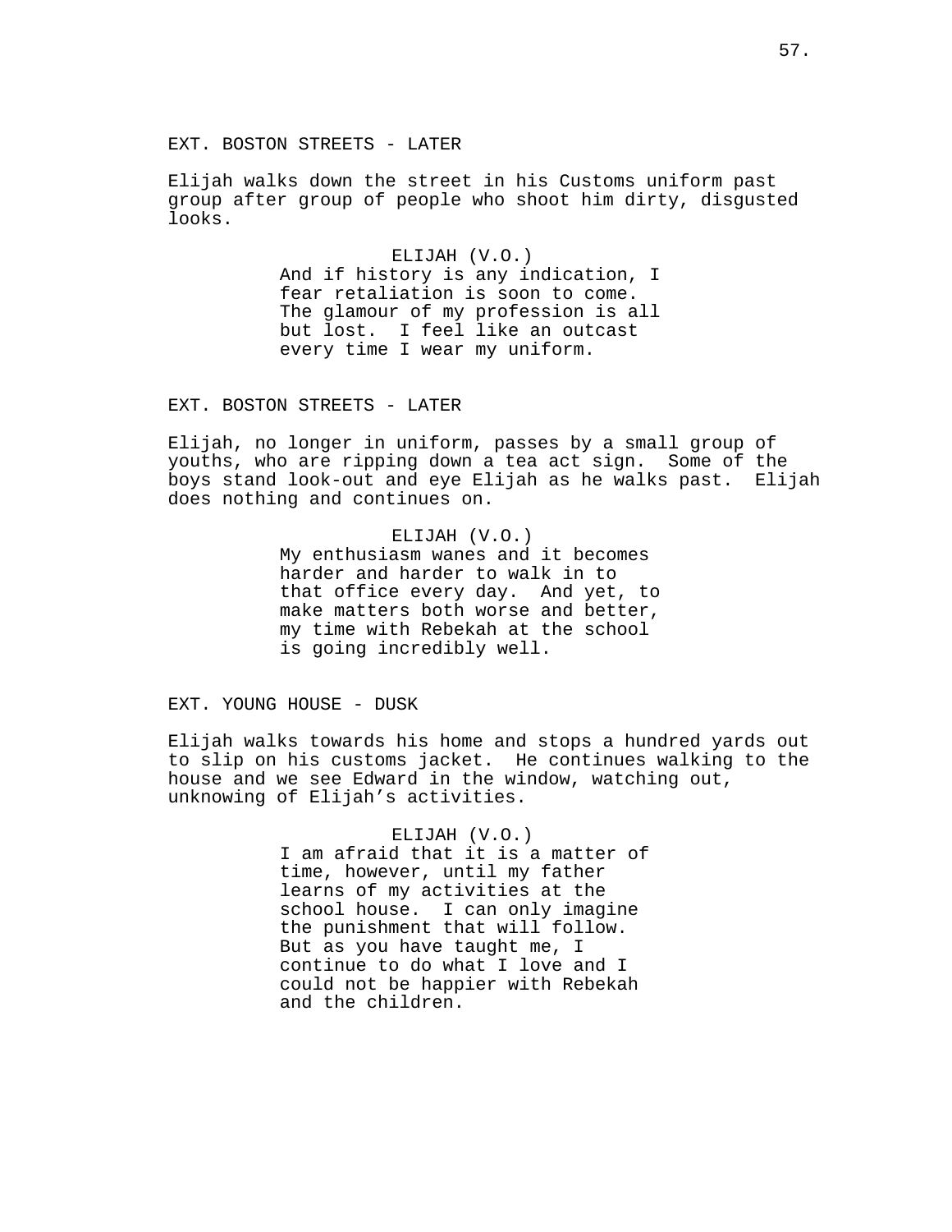EXT. BOSTON STREETS - LATER

Elijah walks down the street in his Customs uniform past group after group of people who shoot him dirty, disgusted looks.

ELIJAH (V.O.)
And if history is any indication, I fear retaliation is soon to come. The glamour of my profession is all but lost. I feel like an outcast every time I wear my uniform.

EXT. BOSTON STREETS - LATER

Elijah, no longer in uniform, passes by a small group of youths, who are ripping down a tea act sign. Some of the boys stand look-out and eye Elijah as he walks past. Elijah does nothing and continues on.

ELIJAH (V.O.)
My enthusiasm wanes and it becomes harder and harder to walk in to that office every day. And yet, to make matters both worse and better, my time with Rebekah at the school is going incredibly well.

EXT. YOUNG HOUSE - DUSK

Elijah walks towards his home and stops a hundred yards out to slip on his customs jacket. He continues walking to the house and we see Edward in the window, watching out, unknowing of Elijah's activities.

ELIJAH (V.O.)
I am afraid that it is a matter of time, however, until my father learns of my activities at the school house. I can only imagine the punishment that will follow. But as you have taught me, I continue to do what I love and I could not be happier with Rebekah and the children.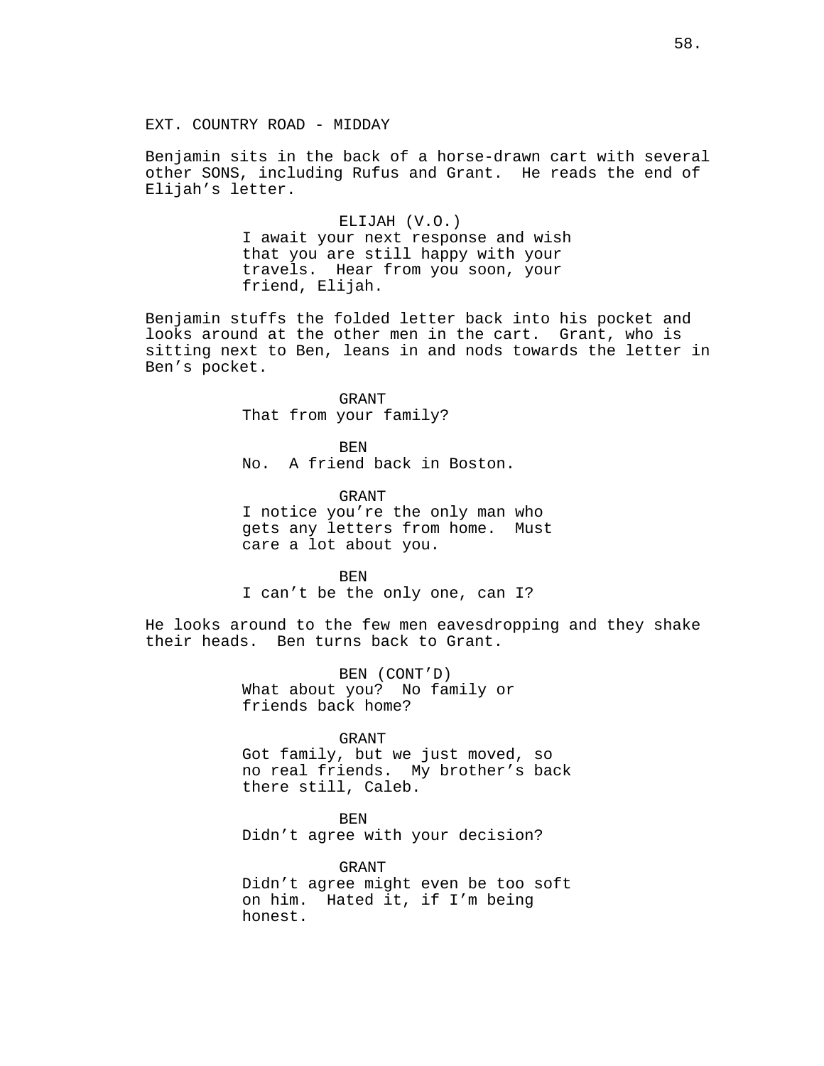EXT. COUNTRY ROAD - MIDDAY

Benjamin sits in the back of a horse-drawn cart with several other SONS, including Rufus and Grant. He reads the end of Elijah's letter.

ELIJAH (V.O.)
I await your next response and wish that you are still happy with your travels. Hear from you soon, your friend, Elijah.

Benjamin stuffs the folded letter back into his pocket and looks around at the other men in the cart. Grant, who is sitting next to Ben, leans in and nods towards the letter in Ben's pocket.

GRANT
That from your family?

BEN
No. A friend back in Boston.

GRANT
I notice you're the only man who gets any letters from home. Must care a lot about you.

BEN
I can't be the only one, can I?

He looks around to the few men eavesdropping and they shake their heads. Ben turns back to Grant.

BEN (CONT'D)
What about you? No family or friends back home?

GRANT
Got family, but we just moved, so no real friends. My brother's back there still, Caleb.

BEN
Didn't agree with your decision?

GRANT
Didn't agree might even be too soft on him. Hated it, if I'm being honest.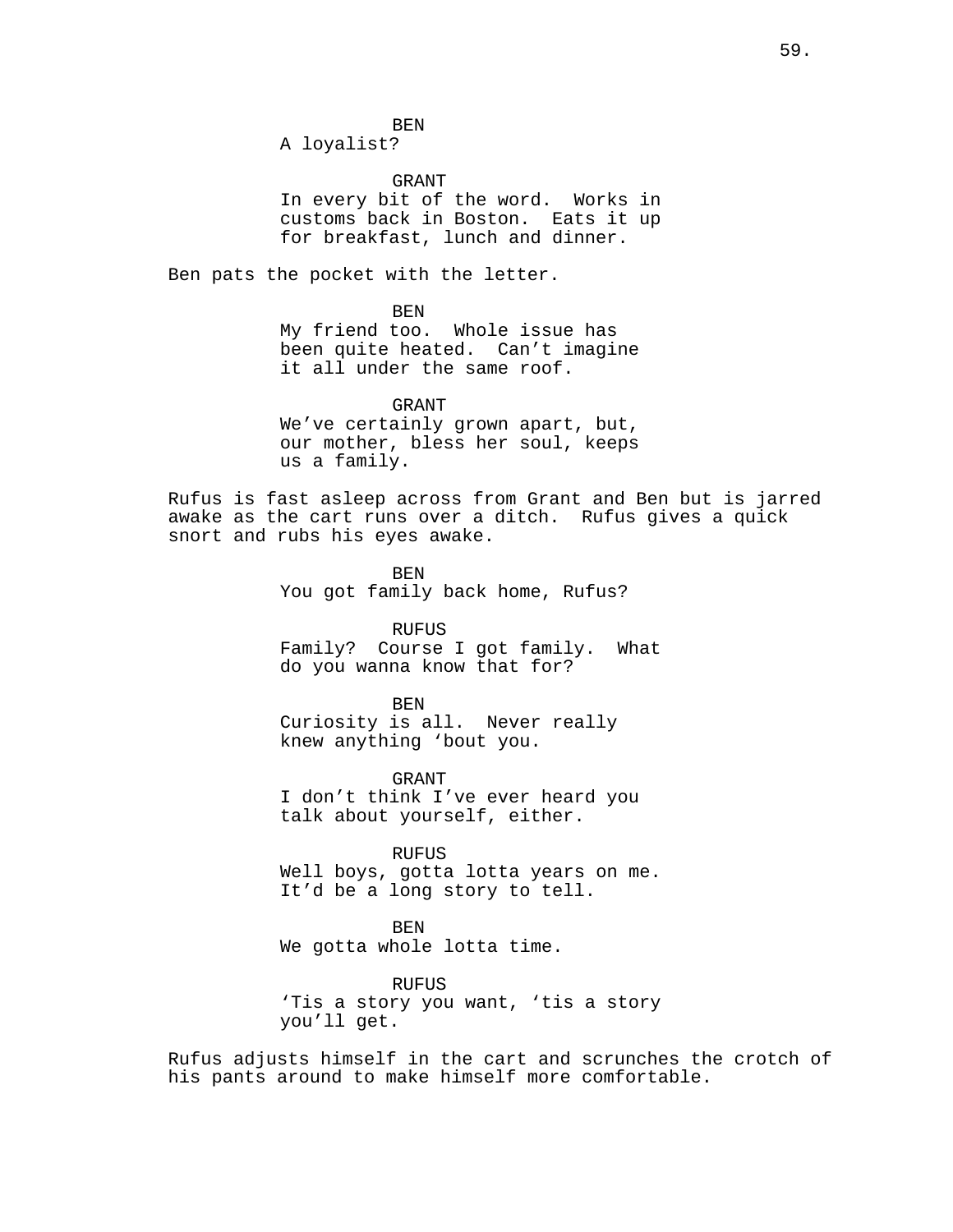BEN
A loyalist?

GRANT
In every bit of the word. Works in customs back in Boston. Eats it up for breakfast, lunch and dinner.

Ben pats the pocket with the letter.

BEN
My friend too. Whole issue has been quite heated. Can't imagine it all under the same roof.

GRANT
We've certainly grown apart, but, our mother, bless her soul, keeps us a family.

Rufus is fast asleep across from Grant and Ben but is jarred awake as the cart runs over a ditch. Rufus gives a quick snort and rubs his eyes awake.

BEN
You got family back home, Rufus?

RUFUS
Family? Course I got family. What do you wanna know that for?

BEN
Curiosity is all. Never really knew anything 'bout you.

GRANT
I don't think I've ever heard you talk about yourself, either.

RUFUS
Well boys, gotta lotta years on me. It'd be a long story to tell.

BEN
We gotta whole lotta time.

RUFUS
'Tis a story you want, 'tis a story you'll get.

Rufus adjusts himself in the cart and scrunches the crotch of his pants around to make himself more comfortable.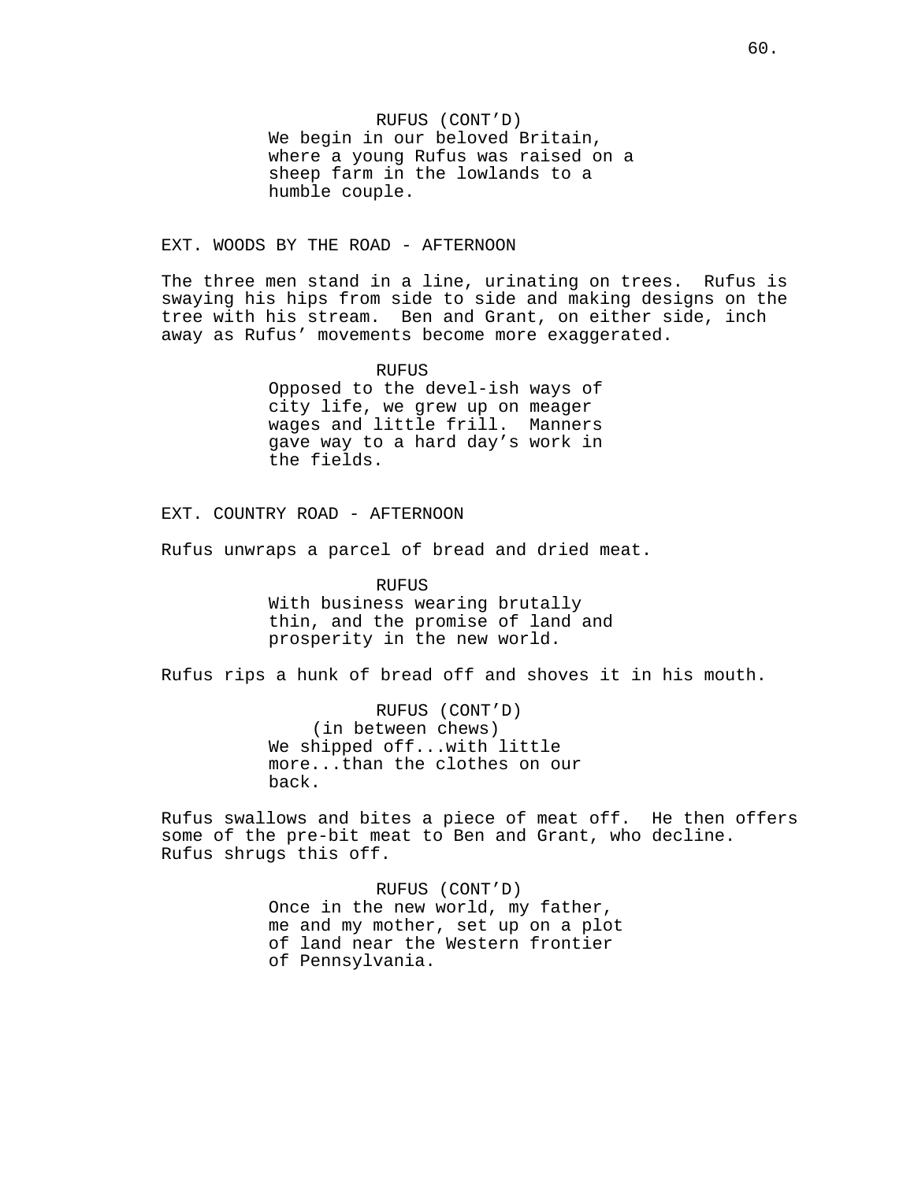RUFUS (CONT'D)
We begin in our beloved Britain, where a young Rufus was raised on a sheep farm in the lowlands to a humble couple.

EXT. WOODS BY THE ROAD - AFTERNOON

The three men stand in a line, urinating on trees. Rufus is swaying his hips from side to side and making designs on the tree with his stream. Ben and Grant, on either side, inch away as Rufus' movements become more exaggerated.

RUFUS
Opposed to the devel-ish ways of city life, we grew up on meager wages and little frill. Manners gave way to a hard day's work in the fields.

EXT. COUNTRY ROAD - AFTERNOON

Rufus unwraps a parcel of bread and dried meat.

RUFUS
With business wearing brutally thin, and the promise of land and prosperity in the new world.

Rufus rips a hunk of bread off and shoves it in his mouth.

RUFUS (CONT'D)
(in between chews)
We shipped off...with little more...than the clothes on our back.

Rufus swallows and bites a piece of meat off. He then offers some of the pre-bit meat to Ben and Grant, who decline. Rufus shrugs this off.

RUFUS (CONT'D)
Once in the new world, my father, me and my mother, set up on a plot of land near the Western frontier of Pennsylvania.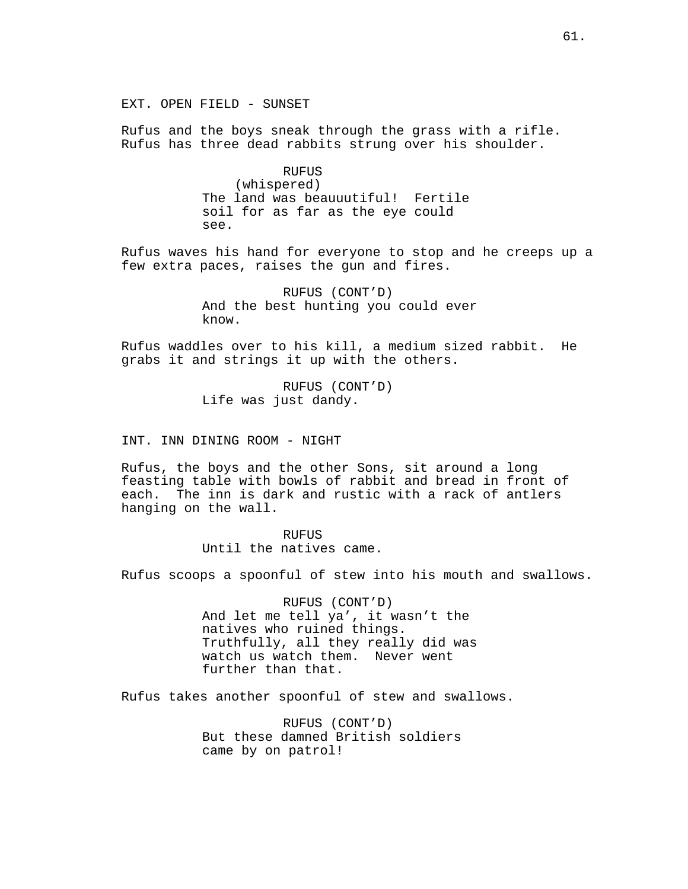EXT. OPEN FIELD - SUNSET

Rufus and the boys sneak through the grass with a rifle. Rufus has three dead rabbits strung over his shoulder.

RUFUS
(whispered)
The land was beauuutiful! Fertile soil for as far as the eye could see.

Rufus waves his hand for everyone to stop and he creeps up a few extra paces, raises the gun and fires.

RUFUS (CONT'D)
And the best hunting you could ever know.

Rufus waddles over to his kill, a medium sized rabbit. He grabs it and strings it up with the others.

RUFUS (CONT'D)
Life was just dandy.

INT. INN DINING ROOM - NIGHT

Rufus, the boys and the other Sons, sit around a long feasting table with bowls of rabbit and bread in front of each. The inn is dark and rustic with a rack of antlers hanging on the wall.

RUFUS
Until the natives came.

Rufus scoops a spoonful of stew into his mouth and swallows.

RUFUS (CONT'D)
And let me tell ya', it wasn't the natives who ruined things. Truthfully, all they really did was watch us watch them. Never went further than that.

Rufus takes another spoonful of stew and swallows.

RUFUS (CONT'D)
But these damned British soldiers came by on patrol!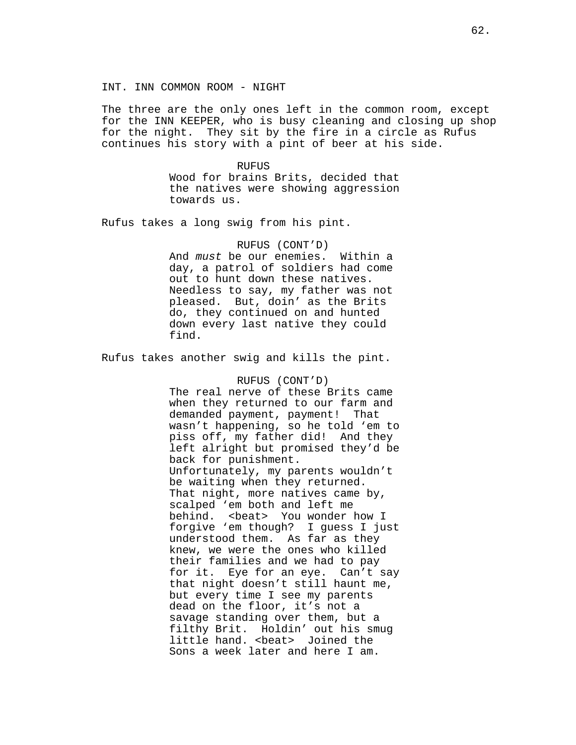INT. INN COMMON ROOM - NIGHT

The three are the only ones left in the common room, except for the INN KEEPER, who is busy cleaning and closing up shop for the night. They sit by the fire in a circle as Rufus continues his story with a pint of beer at his side.

RUFUS
Wood for brains Brits, decided that the natives were showing aggression towards us.

Rufus takes a long swig from his pint.

RUFUS (CONT'D)
And *must* be our enemies. Within a day, a patrol of soldiers had come out to hunt down these natives. Needless to say, my father was not pleased. But, doin' as the Brits do, they continued on and hunted down every last native they could find.

Rufus takes another swig and kills the pint.

RUFUS (CONT'D)
The real nerve of these Brits came when they returned to our farm and demanded payment, payment! That wasn't happening, so he told 'em to piss off, my father did! And they left alright but promised they'd be back for punishment. Unfortunately, my parents wouldn't be waiting when they returned. That night, more natives came by, scalped 'em both and left me behind. <beat> You wonder how I forgive 'em though? I guess I just understood them. As far as they knew, we were the ones who killed their families and we had to pay for it. Eye for an eye. Can't say that night doesn't still haunt me, but every time I see my parents dead on the floor, it's not a savage standing over them, but a filthy Brit. Holdin' out his smug little hand. <beat> Joined the Sons a week later and here I am.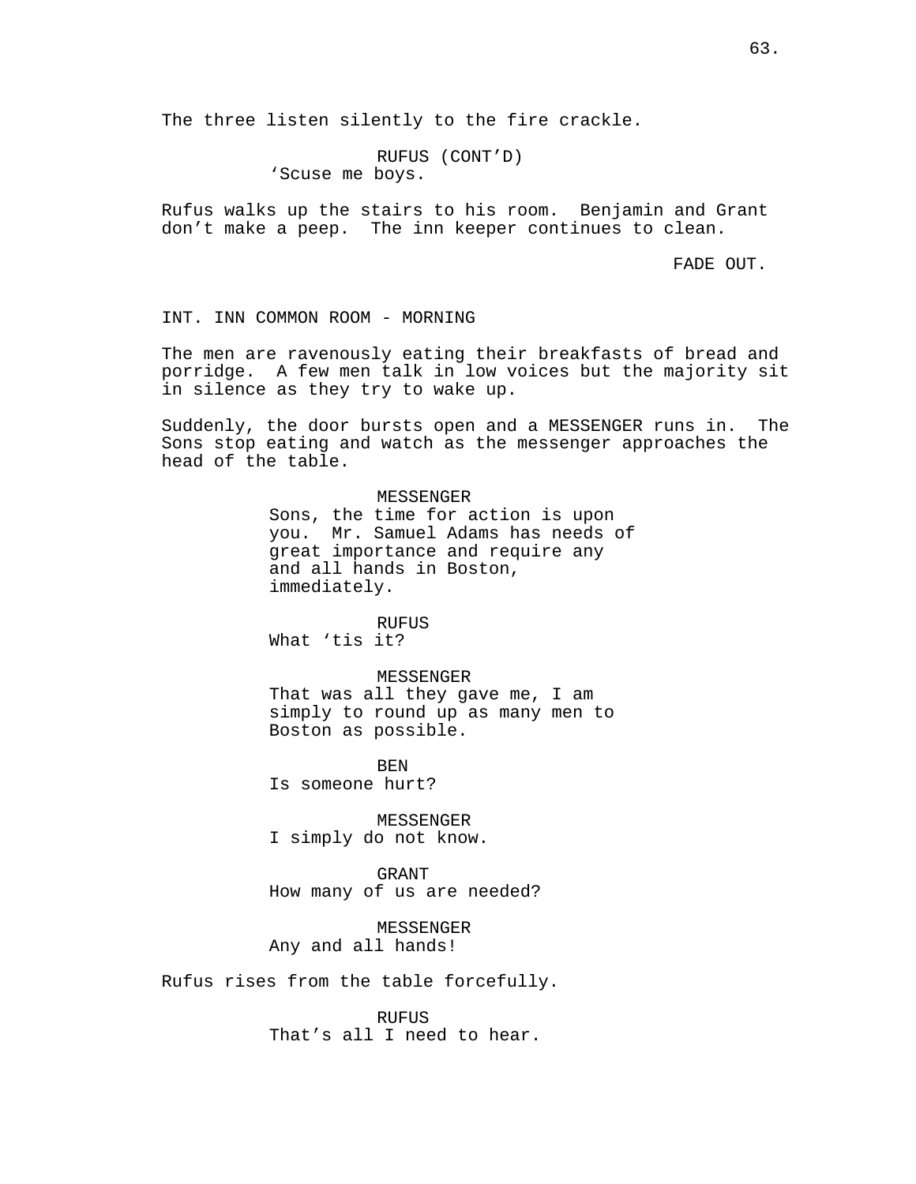The three listen silently to the fire crackle.

RUFUS (CONT'D)
'Scuse me boys.

Rufus walks up the stairs to his room. Benjamin and Grant don't make a peep. The inn keeper continues to clean.

FADE OUT.

INT. INN COMMON ROOM - MORNING

The men are ravenously eating their breakfasts of bread and porridge. A few men talk in low voices but the majority sit in silence as they try to wake up.

Suddenly, the door bursts open and a MESSENGER runs in. The Sons stop eating and watch as the messenger approaches the head of the table.

MESSENGER
Sons, the time for action is upon you. Mr. Samuel Adams has needs of great importance and require any and all hands in Boston, immediately.

RUFUS
What 'tis it?

MESSENGER
That was all they gave me, I am simply to round up as many men to Boston as possible.

BEN
Is someone hurt?

MESSENGER
I simply do not know.

GRANT
How many of us are needed?

MESSENGER
Any and all hands!

Rufus rises from the table forcefully.

RUFUS
That's all I need to hear.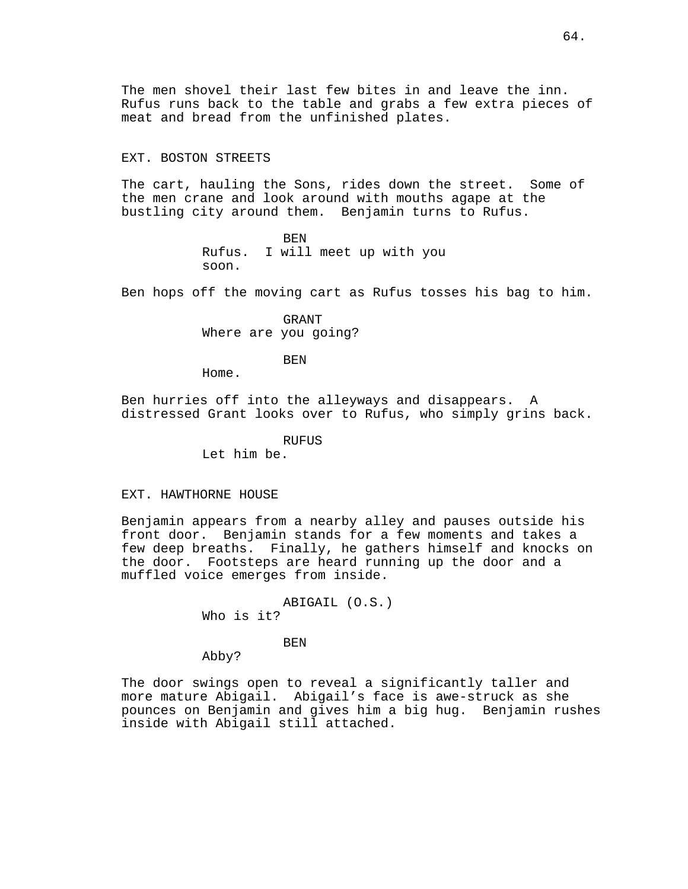The men shovel their last few bites in and leave the inn. Rufus runs back to the table and grabs a few extra pieces of meat and bread from the unfinished plates.

EXT. BOSTON STREETS

The cart, hauling the Sons, rides down the street. Some of the men crane and look around with mouths agape at the bustling city around them. Benjamin turns to Rufus.

BEN
Rufus. I will meet up with you soon.

Ben hops off the moving cart as Rufus tosses his bag to him.

GRANT
Where are you going?

BEN
Home.

Ben hurries off into the alleyways and disappears. A distressed Grant looks over to Rufus, who simply grins back.

RUFUS
Let him be.

EXT. HAWTHORNE HOUSE

Benjamin appears from a nearby alley and pauses outside his front door. Benjamin stands for a few moments and takes a few deep breaths. Finally, he gathers himself and knocks on the door. Footsteps are heard running up the door and a muffled voice emerges from inside.

ABIGAIL (O.S.)
Who is it?

BEN
Abby?

The door swings open to reveal a significantly taller and more mature Abigail. Abigail's face is awe-struck as she pounces on Benjamin and gives him a big hug. Benjamin rushes inside with Abigail still attached.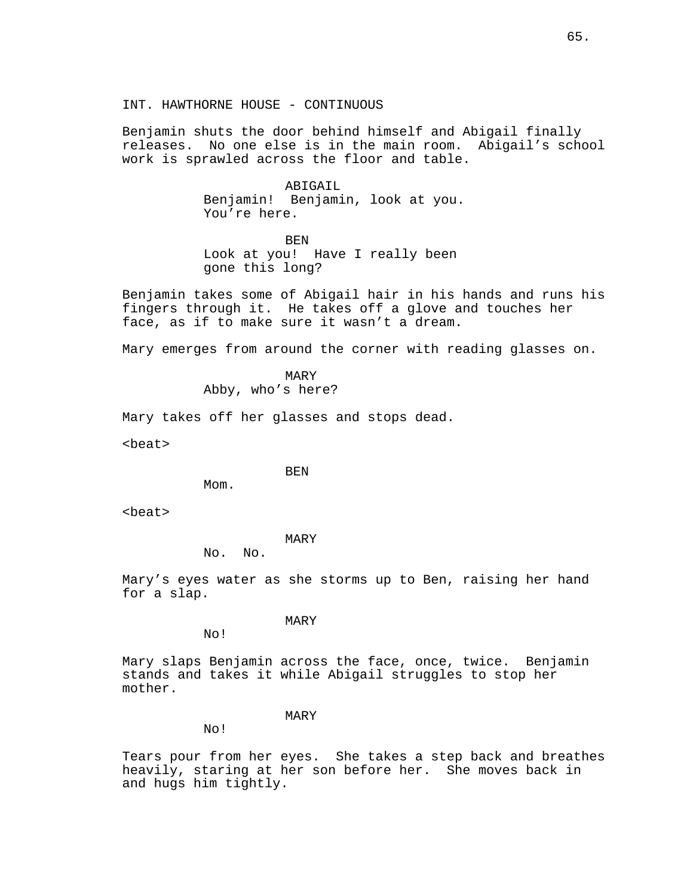INT. HAWTHORNE HOUSE - CONTINUOUS

Benjamin shuts the door behind himself and Abigail finally releases. No one else is in the main room. Abigail’s school work is sprawled across the floor and table.

ABIGAIL
Benjamin! Benjamin, look at you. You’re here.

BEN
Look at you! Have I really been gone this long?

Benjamin takes some of Abigail hair in his hands and runs his fingers through it. He takes off a glove and touches her face, as if to make sure it wasn’t a dream.

Mary emerges from around the corner with reading glasses on.

MARY
Abby, who’s here?

Mary takes off her glasses and stops dead.

<beat>

BEN
Mom.

<beat>

MARY
No. No.

Mary’s eyes water as she storms up to Ben, raising her hand for a slap.

MARY
No!

Mary slaps Benjamin across the face, once, twice. Benjamin stands and takes it while Abigail struggles to stop her mother.

MARY
No!

Tears pour from her eyes. She takes a step back and breathes heavily, staring at her son before her. She moves back in and hugs him tightly.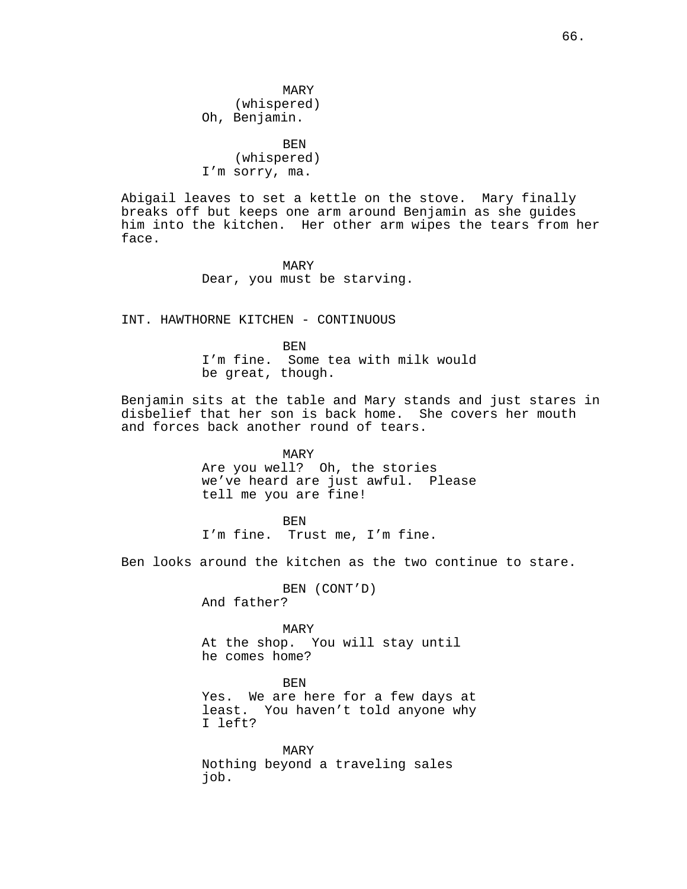MARY
(whispered)
Oh, Benjamin.

BEN
(whispered)
I'm sorry, ma.

Abigail leaves to set a kettle on the stove. Mary finally breaks off but keeps one arm around Benjamin as she guides him into the kitchen. Her other arm wipes the tears from her face.

MARY
Dear, you must be starving.

INT. HAWTHORNE KITCHEN - CONTINUOUS

BEN
I'm fine. Some tea with milk would be great, though.

Benjamin sits at the table and Mary stands and just stares in disbelief that her son is back home. She covers her mouth and forces back another round of tears.

MARY
Are you well? Oh, the stories we've heard are just awful. Please tell me you are fine!

BEN
I'm fine. Trust me, I'm fine.

Ben looks around the kitchen as the two continue to stare.

BEN (CONT'D)
And father?

MARY
At the shop. You will stay until he comes home?

BEN
Yes. We are here for a few days at least. You haven't told anyone why I left?

MARY
Nothing beyond a traveling sales job.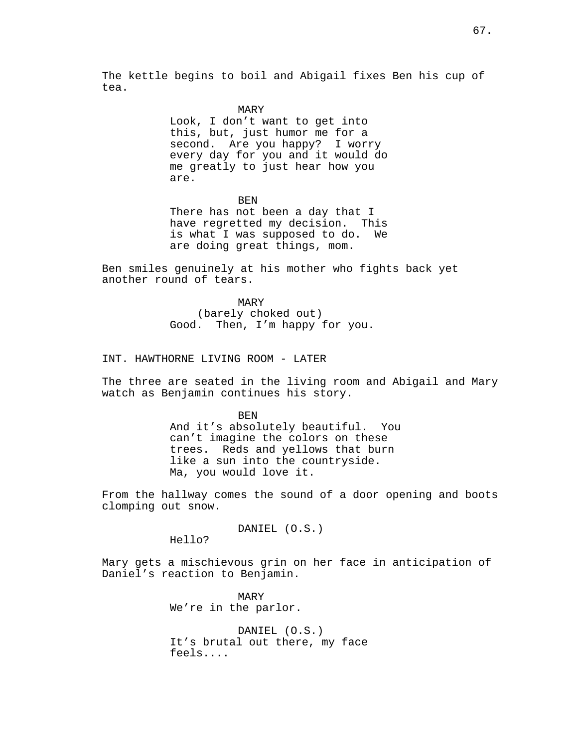The kettle begins to boil and Abigail fixes Ben his cup of tea.

MARY
Look, I don't want to get into this, but, just humor me for a second. Are you happy? I worry every day for you and it would do me greatly to just hear how you are.

BEN
There has not been a day that I have regretted my decision. This is what I was supposed to do. We are doing great things, mom.

Ben smiles genuinely at his mother who fights back yet another round of tears.

MARY
(barely choked out)
Good. Then, I'm happy for you.

INT. HAWTHORNE LIVING ROOM - LATER

The three are seated in the living room and Abigail and Mary watch as Benjamin continues his story.

BEN
And it's absolutely beautiful. You can't imagine the colors on these trees. Reds and yellows that burn like a sun into the countryside. Ma, you would love it.

From the hallway comes the sound of a door opening and boots clomping out snow.

DANIEL (O.S.)
Hello?

Mary gets a mischievous grin on her face in anticipation of Daniel's reaction to Benjamin.

MARY
We're in the parlor.

DANIEL (O.S.)
It's brutal out there, my face feels....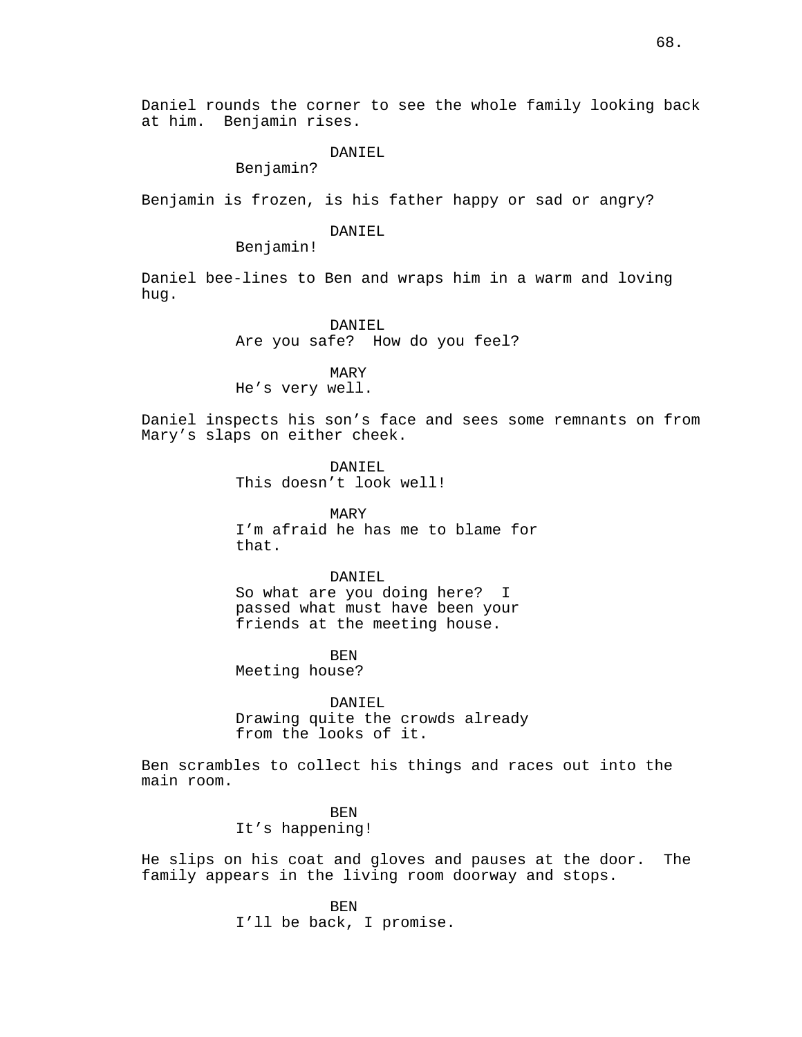Daniel rounds the corner to see the whole family looking back at him. Benjamin rises.

DANIEL
Benjamin?

Benjamin is frozen, is his father happy or sad or angry?

DANIEL
Benjamin!

Daniel bee-lines to Ben and wraps him in a warm and loving hug.

DANIEL
Are you safe? How do you feel?

MARY
He's very well.

Daniel inspects his son's face and sees some remnants on from Mary's slaps on either cheek.

DANIEL
This doesn't look well!

MARY
I'm afraid he has me to blame for that.

DANIEL
So what are you doing here? I passed what must have been your friends at the meeting house.

BEN
Meeting house?

DANIEL
Drawing quite the crowds already from the looks of it.

Ben scrambles to collect his things and races out into the main room.

BEN
It's happening!

He slips on his coat and gloves and pauses at the door. The family appears in the living room doorway and stops.

BEN
I'll be back, I promise.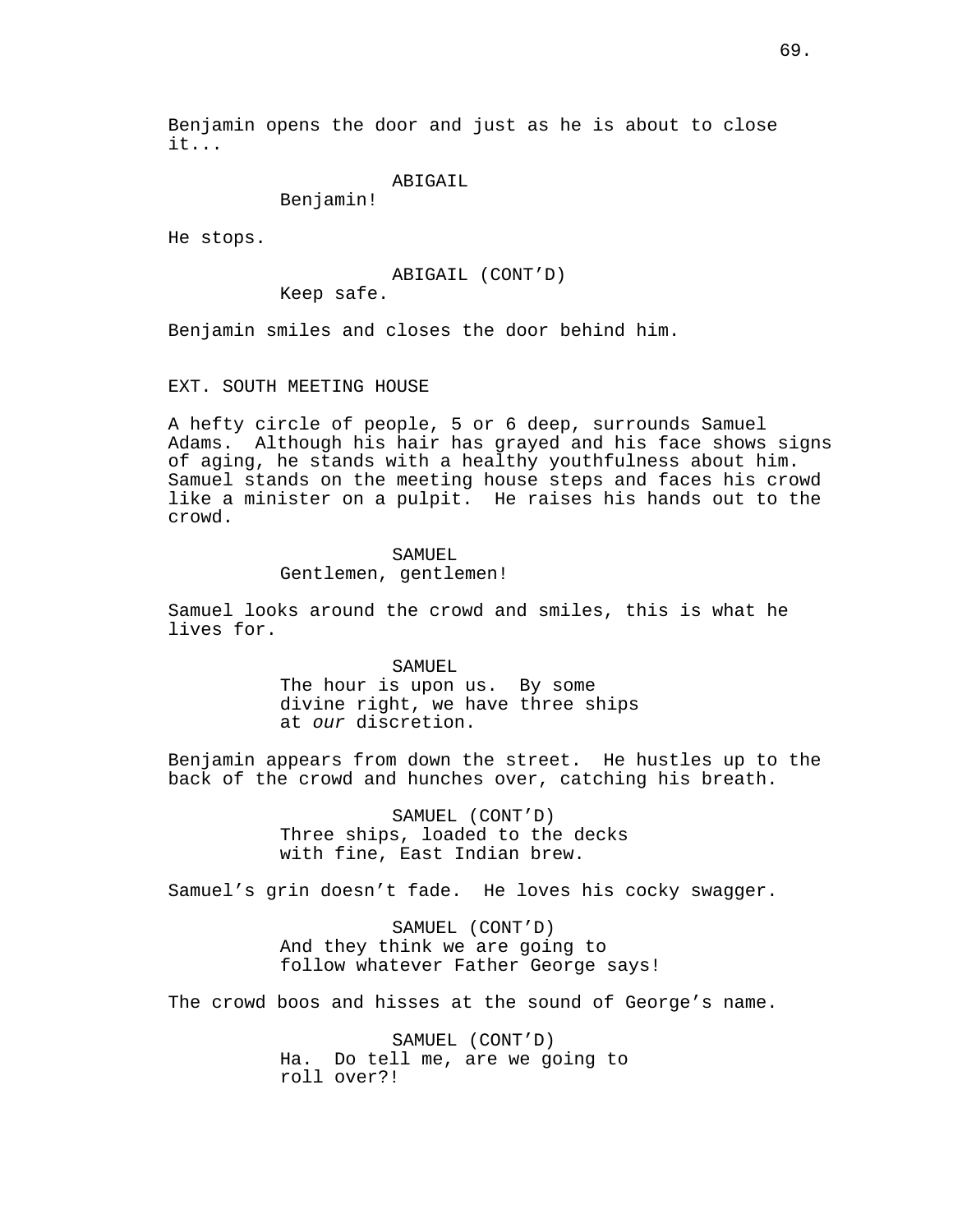Benjamin opens the door and just as he is about to close it...

ABIGAIL
Benjamin!

He stops.

ABIGAIL (CONT'D)
Keep safe.

Benjamin smiles and closes the door behind him.

EXT. SOUTH MEETING HOUSE

A hefty circle of people, 5 or 6 deep, surrounds Samuel Adams. Although his hair has grayed and his face shows signs of aging, he stands with a healthy youthfulness about him. Samuel stands on the meeting house steps and faces his crowd like a minister on a pulpit. He raises his hands out to the crowd.

SAMUEL
Gentlemen, gentlemen!

Samuel looks around the crowd and smiles, this is what he lives for.

SAMUEL
The hour is upon us. By some divine right, we have three ships at *our* discretion.

Benjamin appears from down the street. He hustles up to the back of the crowd and hunches over, catching his breath.

SAMUEL (CONT'D)
Three ships, loaded to the decks with fine, East Indian brew.

Samuel's grin doesn't fade. He loves his cocky swagger.

SAMUEL (CONT'D)
And they think we are going to follow whatever Father George says!

The crowd boos and hisses at the sound of George's name.

SAMUEL (CONT'D)
Ha. Do tell me, are we going to roll over?!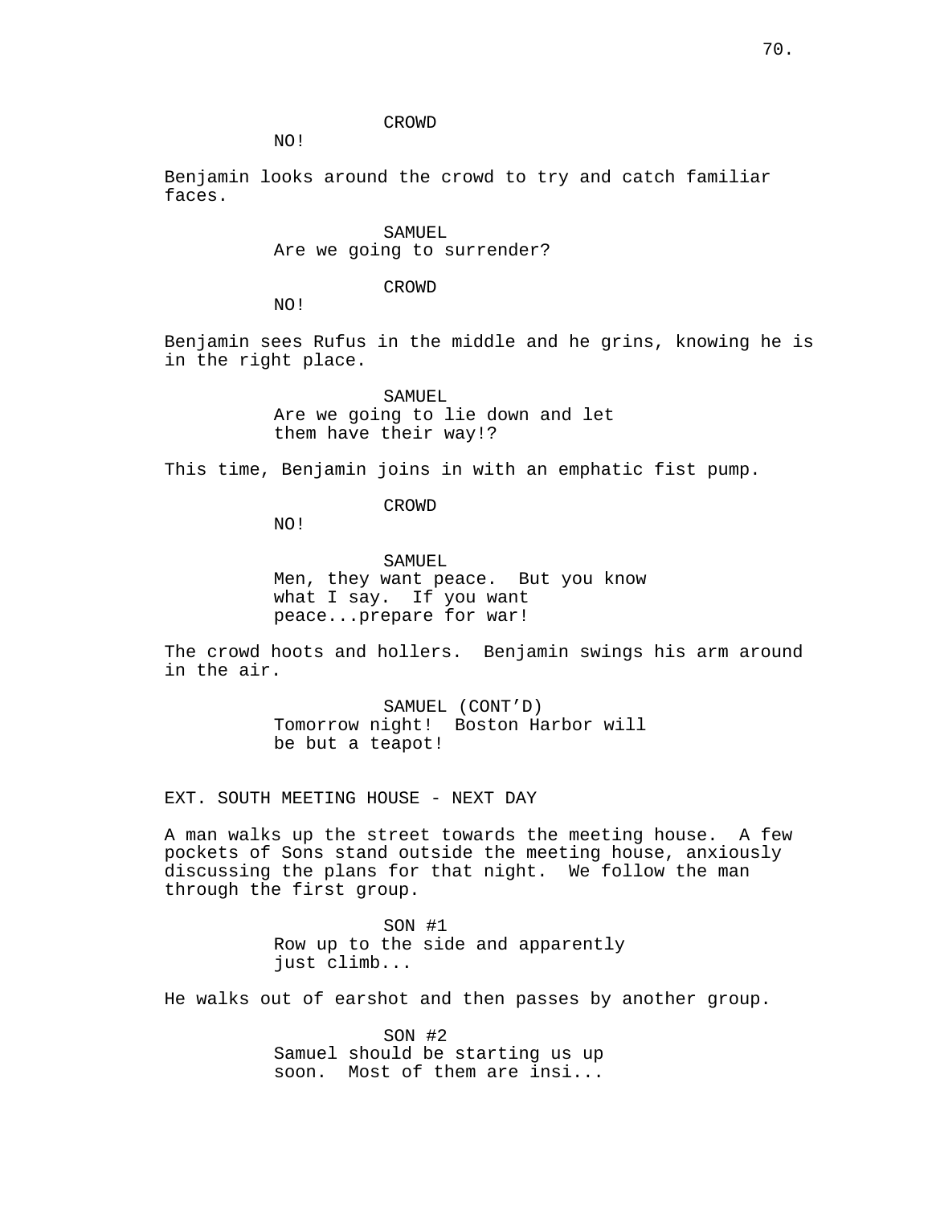CROWD

NO!

Benjamin looks around the crowd to try and catch familiar faces.

SAMUEL

Are we going to surrender?

CROWD

NO!

Benjamin sees Rufus in the middle and he grins, knowing he is in the right place.

SAMUEL

Are we going to lie down and let them have their way!?

This time, Benjamin joins in with an emphatic fist pump.

CROWD

NO!

SAMUEL

Men, they want peace. But you know what I say. If you want peace...prepare for war!

The crowd hoots and hollers. Benjamin swings his arm around in the air.

SAMUEL (CONT'D)

Tomorrow night! Boston Harbor will be but a teapot!

EXT. SOUTH MEETING HOUSE - NEXT DAY

A man walks up the street towards the meeting house. A few pockets of Sons stand outside the meeting house, anxiously discussing the plans for that night. We follow the man through the first group.

SON #1

Row up to the side and apparently just climb...

He walks out of earshot and then passes by another group.

SON #2

Samuel should be starting us up soon. Most of them are insi...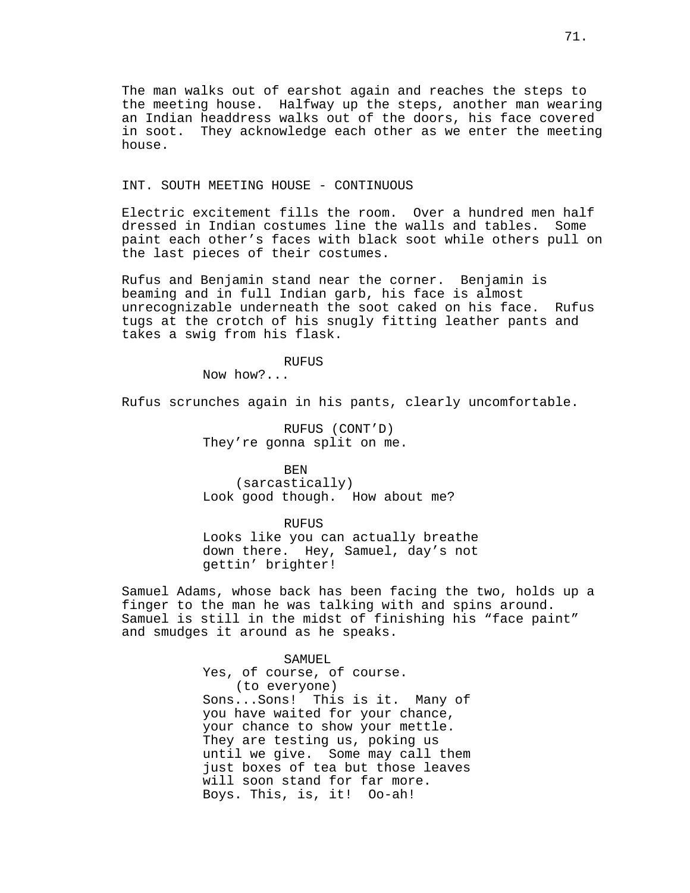The man walks out of earshot again and reaches the steps to the meeting house. Halfway up the steps, another man wearing an Indian headdress walks out of the doors, his face covered in soot. They acknowledge each other as we enter the meeting house.

INT. SOUTH MEETING HOUSE - CONTINUOUS

Electric excitement fills the room. Over a hundred men half dressed in Indian costumes line the walls and tables. Some paint each other's faces with black soot while others pull on the last pieces of their costumes.

Rufus and Benjamin stand near the corner. Benjamin is beaming and in full Indian garb, his face is almost unrecognizable underneath the soot caked on his face. Rufus tugs at the crotch of his snugly fitting leather pants and takes a swig from his flask.

RUFUS
Now how?...

Rufus scrunches again in his pants, clearly uncomfortable.

RUFUS (CONT'D)
They're gonna split on me.

BEN
(sarcastically)
Look good though. How about me?

RUFUS
Looks like you can actually breathe down there. Hey, Samuel, day's not gettin' brighter!

Samuel Adams, whose back has been facing the two, holds up a finger to the man he was talking with and spins around. Samuel is still in the midst of finishing his "face paint" and smudges it around as he speaks.

SAMUEL
Yes, of course, of course.
(to everyone)
Sons...Sons! This is it. Many of you have waited for your chance, your chance to show your mettle. They are testing us, poking us until we give. Some may call them just boxes of tea but those leaves will soon stand for far more. Boys. This, is, it! Oo-ah!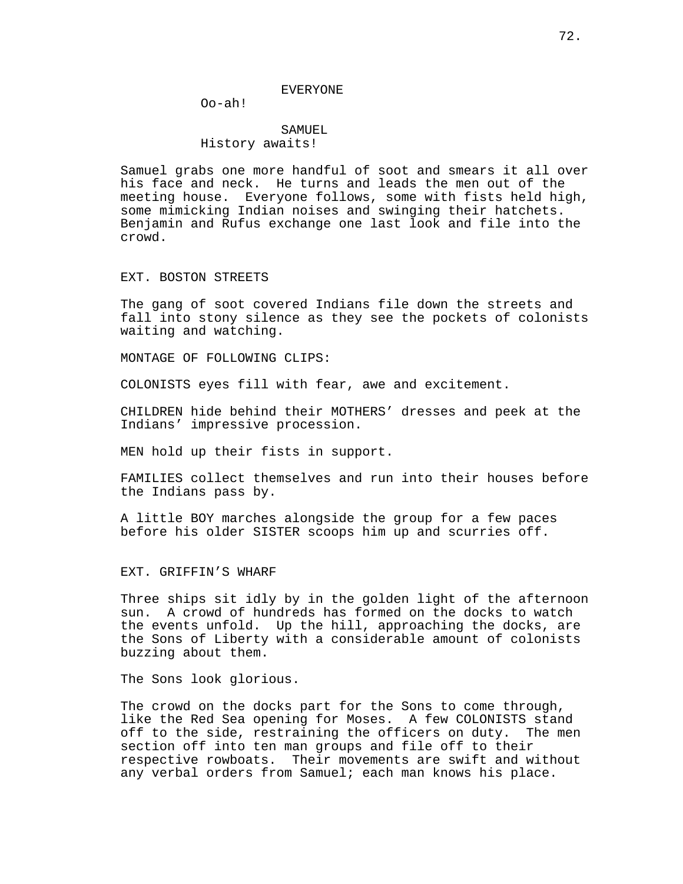EVERYONE

Oo-ah!

SAMUEL

History awaits!

Samuel grabs one more handful of soot and smears it all over his face and neck. He turns and leads the men out of the meeting house. Everyone follows, some with fists held high, some mimicking Indian noises and swinging their hatchets. Benjamin and Rufus exchange one last look and file into the crowd.

EXT. BOSTON STREETS

The gang of soot covered Indians file down the streets and fall into stony silence as they see the pockets of colonists waiting and watching.

MONTAGE OF FOLLOWING CLIPS:

COLONISTS eyes fill with fear, awe and excitement.

CHILDREN hide behind their MOTHERS' dresses and peek at the Indians' impressive procession.

MEN hold up their fists in support.

FAMILIES collect themselves and run into their houses before the Indians pass by.

A little BOY marches alongside the group for a few paces before his older SISTER scoops him up and scurries off.

EXT. GRIFFIN'S WHARF

Three ships sit idly by in the golden light of the afternoon sun. A crowd of hundreds has formed on the docks to watch the events unfold. Up the hill, approaching the docks, are the Sons of Liberty with a considerable amount of colonists buzzing about them.

The Sons look glorious.

The crowd on the docks part for the Sons to come through, like the Red Sea opening for Moses. A few COLONISTS stand off to the side, restraining the officers on duty. The men section off into ten man groups and file off to their respective rowboats. Their movements are swift and without any verbal orders from Samuel; each man knows his place.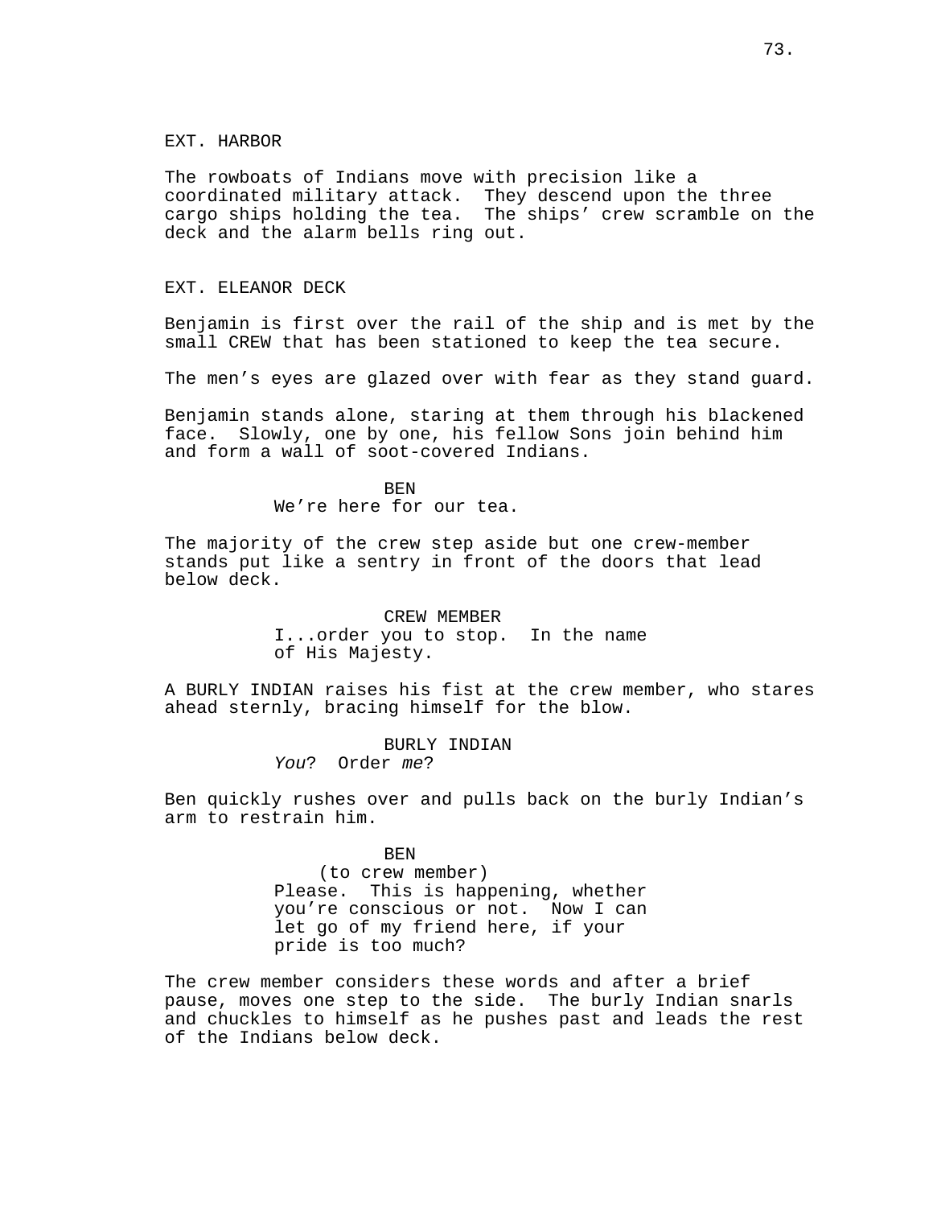EXT. HARBOR

The rowboats of Indians move with precision like a coordinated military attack. They descend upon the three cargo ships holding the tea. The ships' crew scramble on the deck and the alarm bells ring out.

EXT. ELEANOR DECK

Benjamin is first over the rail of the ship and is met by the small CREW that has been stationed to keep the tea secure.

The men's eyes are glazed over with fear as they stand guard.

Benjamin stands alone, staring at them through his blackened face. Slowly, one by one, his fellow Sons join behind him and form a wall of soot-covered Indians.

BEN
We're here for our tea.

The majority of the crew step aside but one crew-member stands put like a sentry in front of the doors that lead below deck.

CREW MEMBER
I...order you to stop. In the name of His Majesty.

A BURLY INDIAN raises his fist at the crew member, who stares ahead sternly, bracing himself for the blow.

BURLY INDIAN
*You*? Order *me*?

Ben quickly rushes over and pulls back on the burly Indian's arm to restrain him.

BEN
(to crew member)
Please. This is happening, whether you're conscious or not. Now I can let go of my friend here, if your pride is too much?

The crew member considers these words and after a brief pause, moves one step to the side. The burly Indian snarls and chuckles to himself as he pushes past and leads the rest of the Indians below deck.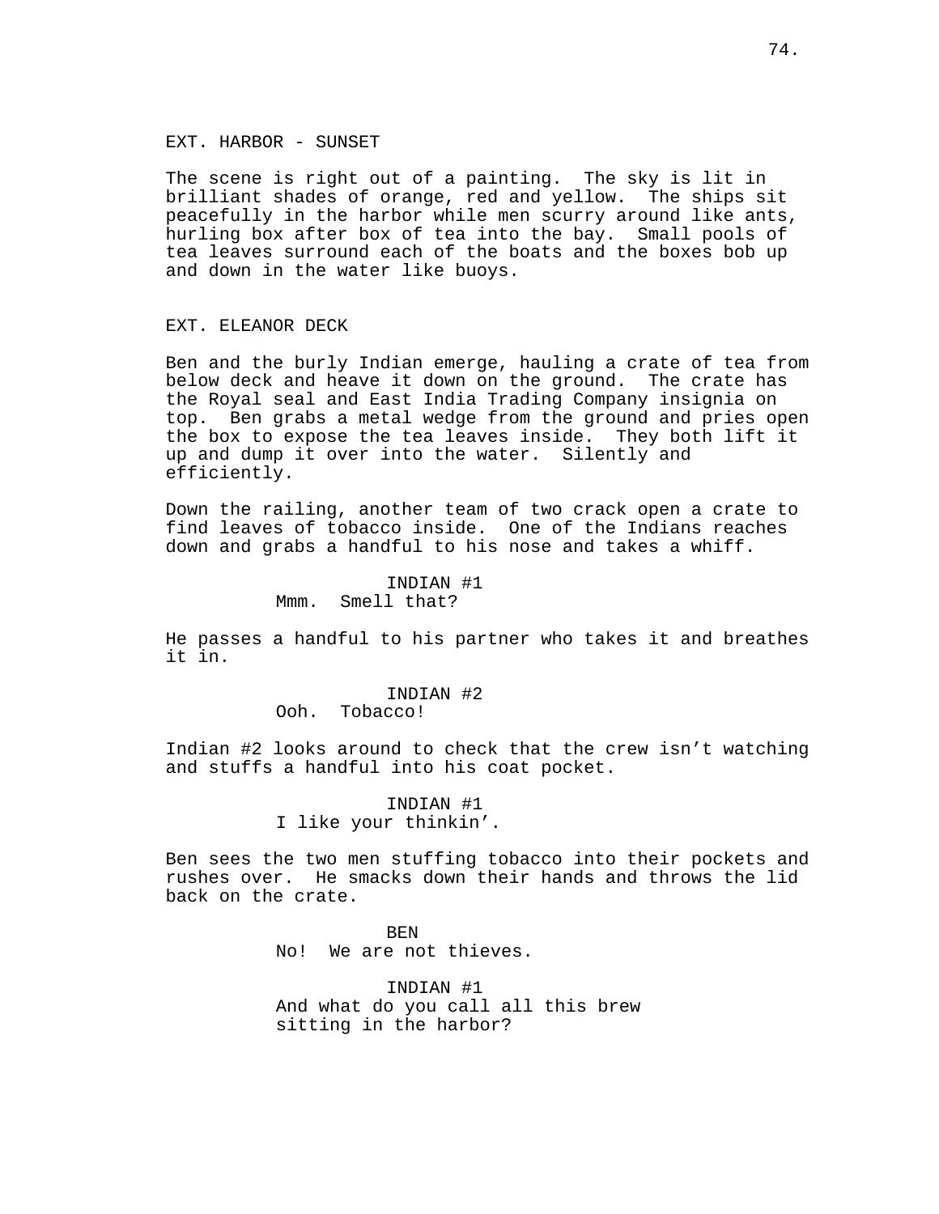EXT. HARBOR - SUNSET

The scene is right out of a painting. The sky is lit in brilliant shades of orange, red and yellow. The ships sit peacefully in the harbor while men scurry around like ants, hurling box after box of tea into the bay. Small pools of tea leaves surround each of the boats and the boxes bob up and down in the water like buoys.

EXT. ELEANOR DECK

Ben and the burly Indian emerge, hauling a crate of tea from below deck and heave it down on the ground. The crate has the Royal seal and East India Trading Company insignia on top. Ben grabs a metal wedge from the ground and pries open the box to expose the tea leaves inside. They both lift it up and dump it over into the water. Silently and efficiently.

Down the railing, another team of two crack open a crate to find leaves of tobacco inside. One of the Indians reaches down and grabs a handful to his nose and takes a whiff.

INDIAN #1
Mmm. Smell that?

He passes a handful to his partner who takes it and breathes it in.

INDIAN #2
Ooh. Tobacco!

Indian #2 looks around to check that the crew isn't watching and stuffs a handful into his coat pocket.

INDIAN #1
I like your thinkin'.

Ben sees the two men stuffing tobacco into their pockets and rushes over. He smacks down their hands and throws the lid back on the crate.

BEN
No! We are not thieves.

INDIAN #1
And what do you call all this brew sitting in the harbor?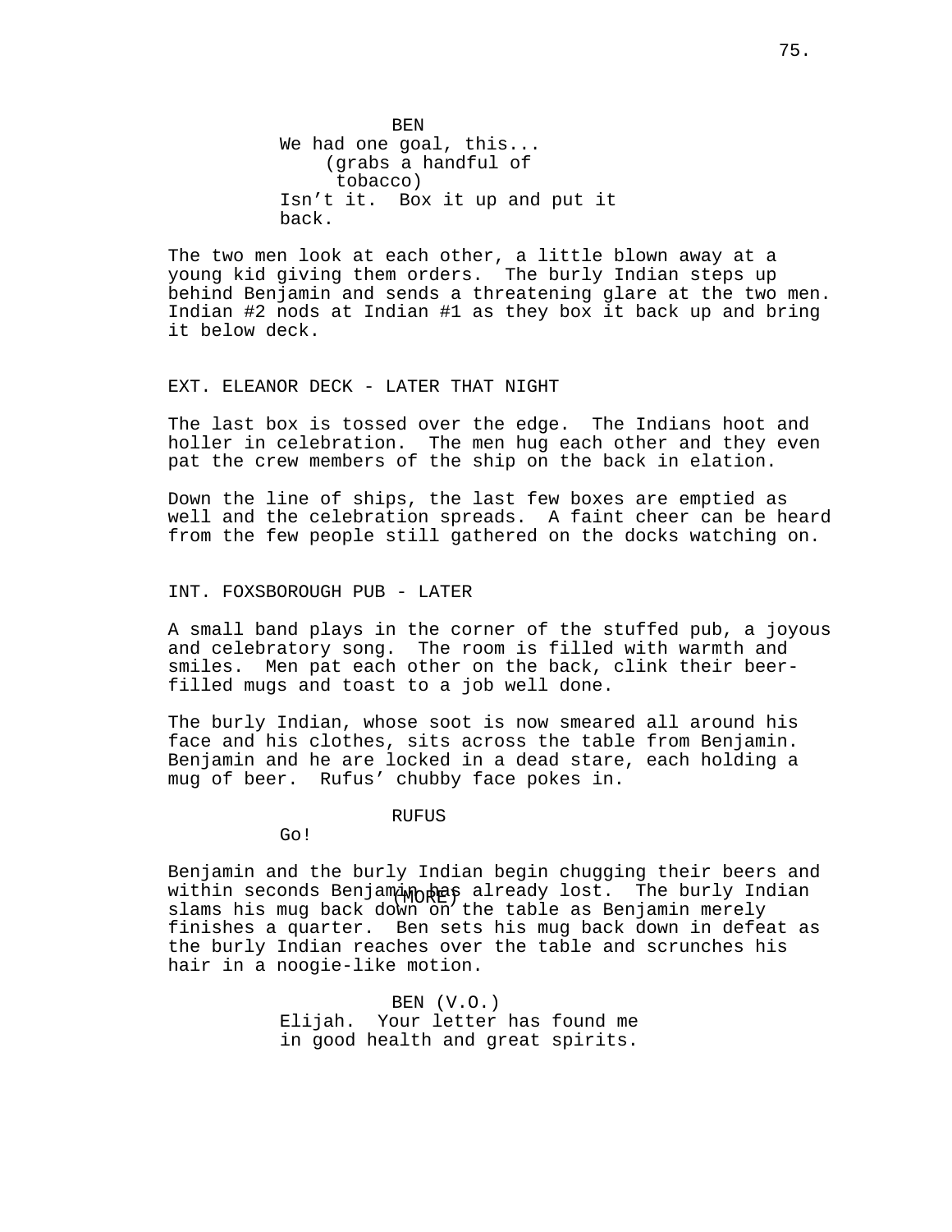BEN
We had one goal, this...
(grabs a handful of tobacco)
Isn't it. Box it up and put it back.

The two men look at each other, a little blown away at a young kid giving them orders. The burly Indian steps up behind Benjamin and sends a threatening glare at the two men. Indian #2 nods at Indian #1 as they box it back up and bring it below deck.

EXT. ELEANOR DECK - LATER THAT NIGHT

The last box is tossed over the edge. The Indians hoot and holler in celebration. The men hug each other and they even pat the crew members of the ship on the back in elation.

Down the line of ships, the last few boxes are emptied as well and the celebration spreads. A faint cheer can be heard from the few people still gathered on the docks watching on.

INT. FOXSBOROUGH PUB - LATER

A small band plays in the corner of the stuffed pub, a joyous and celebratory song. The room is filled with warmth and smiles. Men pat each other on the back, clink their beer-filled mugs and toast to a job well done.

The burly Indian, whose soot is now smeared all around his face and his clothes, sits across the table from Benjamin. Benjamin and he are locked in a dead stare, each holding a mug of beer. Rufus' chubby face pokes in.

RUFUS
Go!

Benjamin and the burly Indian begin chugging their beers and within seconds Benjamin has already lost. The burly Indian slams his mug back down on the table as Benjamin merely finishes a quarter. Ben sets his mug back down in defeat as the burly Indian reaches over the table and scrunches his hair in a noogie-like motion.

BEN (V.O.)
Elijah. Your letter has found me in good health and great spirits.
(MORE)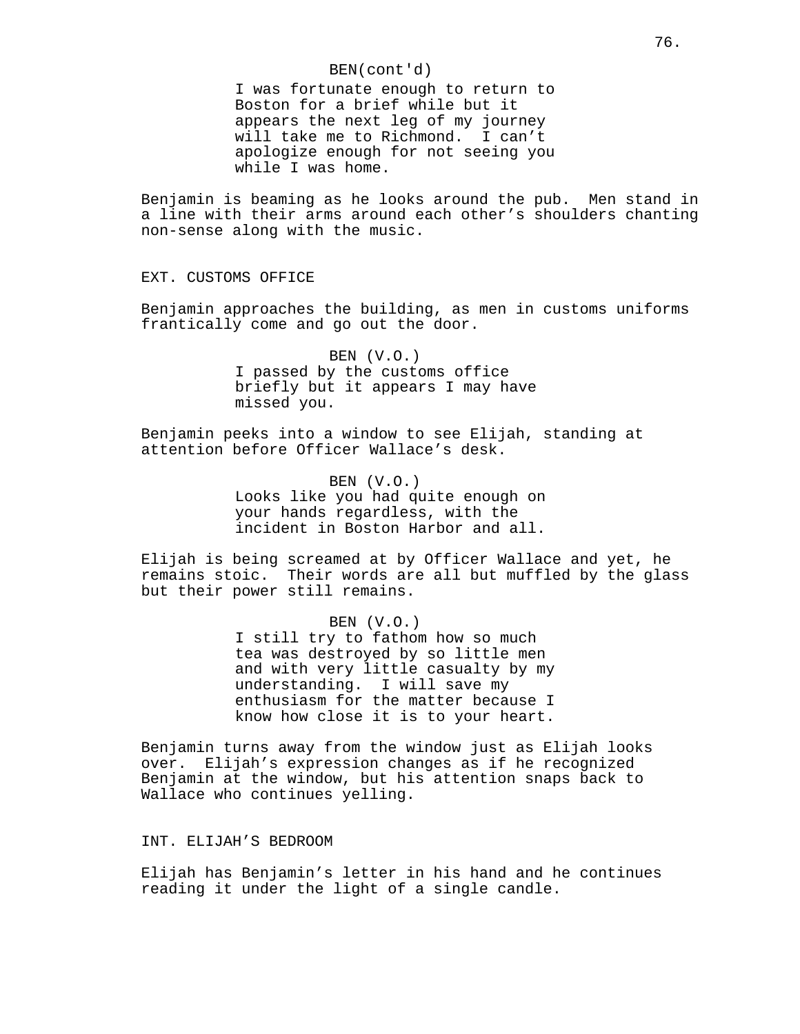BEN(cont'd)

I was fortunate enough to return to Boston for a brief while but it appears the next leg of my journey will take me to Richmond.  I can't apologize enough for not seeing you while I was home.

Benjamin is beaming as he looks around the pub.  Men stand in a line with their arms around each other's shoulders chanting non-sense along with the music.

EXT. CUSTOMS OFFICE

Benjamin approaches the building, as men in customs uniforms frantically come and go out the door.

BEN (V.O.)

I passed by the customs office briefly but it appears I may have missed you.

Benjamin peeks into a window to see Elijah, standing at attention before Officer Wallace's desk.

BEN (V.O.)

Looks like you had quite enough on your hands regardless, with the incident in Boston Harbor and all.

Elijah is being screamed at by Officer Wallace and yet, he remains stoic.  Their words are all but muffled by the glass but their power still remains.

BEN (V.O.)

I still try to fathom how so much tea was destroyed by so little men and with very little casualty by my understanding.  I will save my enthusiasm for the matter because I know how close it is to your heart.

Benjamin turns away from the window just as Elijah looks over.  Elijah's expression changes as if he recognized Benjamin at the window, but his attention snaps back to Wallace who continues yelling.

INT. ELIJAH'S BEDROOM

Elijah has Benjamin's letter in his hand and he continues reading it under the light of a single candle.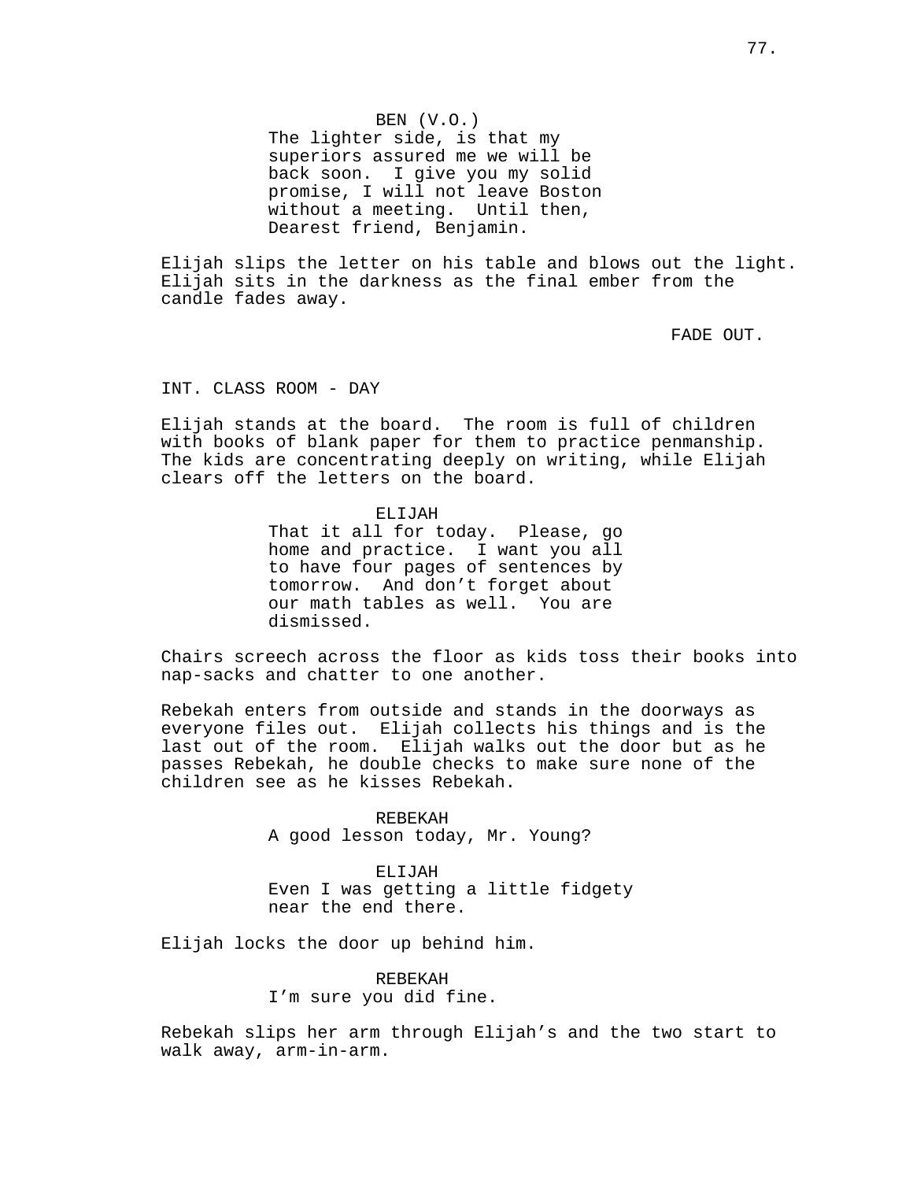BEN (V.O.)
The lighter side, is that my superiors assured me we will be back soon. I give you my solid promise, I will not leave Boston without a meeting. Until then, Dearest friend, Benjamin.

Elijah slips the letter on his table and blows out the light. Elijah sits in the darkness as the final ember from the candle fades away.

FADE OUT.

INT. CLASS ROOM - DAY

Elijah stands at the board. The room is full of children with books of blank paper for them to practice penmanship. The kids are concentrating deeply on writing, while Elijah clears off the letters on the board.

ELIJAH
That it all for today. Please, go home and practice. I want you all to have four pages of sentences by tomorrow. And don't forget about our math tables as well. You are dismissed.

Chairs screech across the floor as kids toss their books into nap-sacks and chatter to one another.

Rebekah enters from outside and stands in the doorways as everyone files out. Elijah collects his things and is the last out of the room. Elijah walks out the door but as he passes Rebekah, he double checks to make sure none of the children see as he kisses Rebekah.

REBEKAH
A good lesson today, Mr. Young?

ELIJAH
Even I was getting a little fidgety near the end there.

Elijah locks the door up behind him.

REBEKAH
I'm sure you did fine.

Rebekah slips her arm through Elijah's and the two start to walk away, arm-in-arm.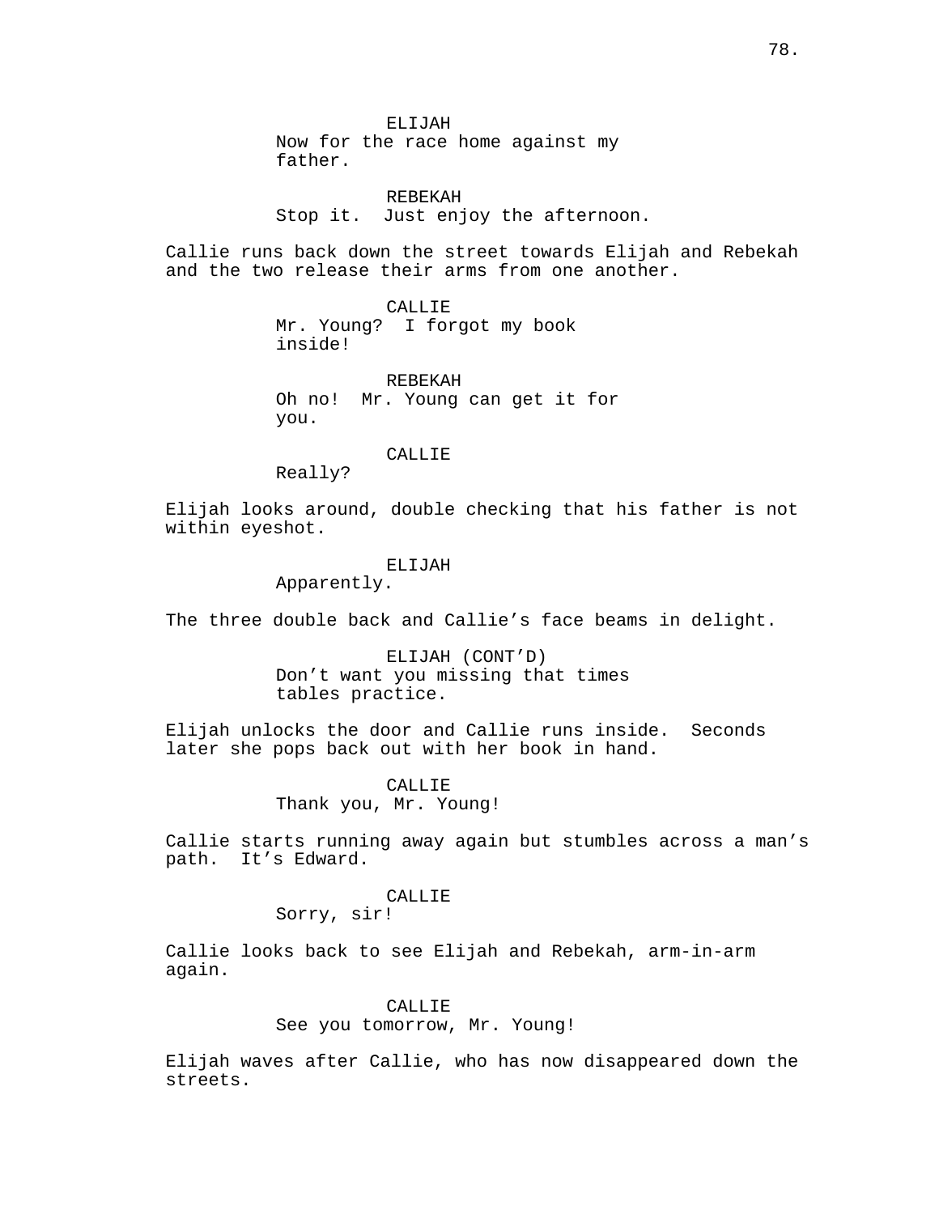ELIJAH
Now for the race home against my father.

REBEKAH
Stop it.  Just enjoy the afternoon.

Callie runs back down the street towards Elijah and Rebekah and the two release their arms from one another.

CALLIE
Mr. Young?  I forgot my book inside!

REBEKAH
Oh no!  Mr. Young can get it for you.

CALLIE
Really?

Elijah looks around, double checking that his father is not within eyeshot.

ELIJAH
Apparently.

The three double back and Callie's face beams in delight.

ELIJAH (CONT'D)
Don't want you missing that times tables practice.

Elijah unlocks the door and Callie runs inside.  Seconds later she pops back out with her book in hand.

CALLIE
Thank you, Mr. Young!

Callie starts running away again but stumbles across a man's path.  It's Edward.

CALLIE
Sorry, sir!

Callie looks back to see Elijah and Rebekah, arm-in-arm again.

CALLIE
See you tomorrow, Mr. Young!

Elijah waves after Callie, who has now disappeared down the streets.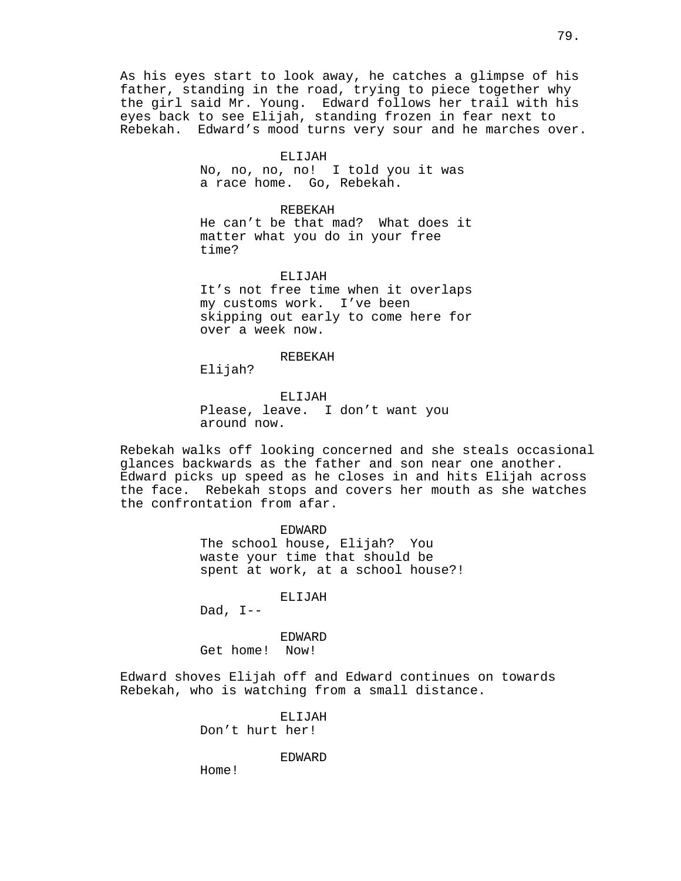As his eyes start to look away, he catches a glimpse of his father, standing in the road, trying to piece together why the girl said Mr. Young. Edward follows her trail with his eyes back to see Elijah, standing frozen in fear next to Rebekah. Edward's mood turns very sour and he marches over.

ELIJAH

No, no, no, no! I told you it was a race home. Go, Rebekah.

REBEKAH

He can't be that mad? What does it matter what you do in your free time?

ELIJAH

It's not free time when it overlaps my customs work. I've been skipping out early to come here for over a week now.

REBEKAH

Elijah?

ELIJAH

Please, leave. I don't want you around now.

Rebekah walks off looking concerned and she steals occasional glances backwards as the father and son near one another. Edward picks up speed as he closes in and hits Elijah across the face. Rebekah stops and covers her mouth as she watches the confrontation from afar.

EDWARD

The school house, Elijah? You waste your time that should be spent at work, at a school house?!

ELIJAH

Dad, I--

EDWARD

Get home! Now!

Edward shoves Elijah off and Edward continues on towards Rebekah, who is watching from a small distance.

ELIJAH

Don't hurt her!

EDWARD

Home!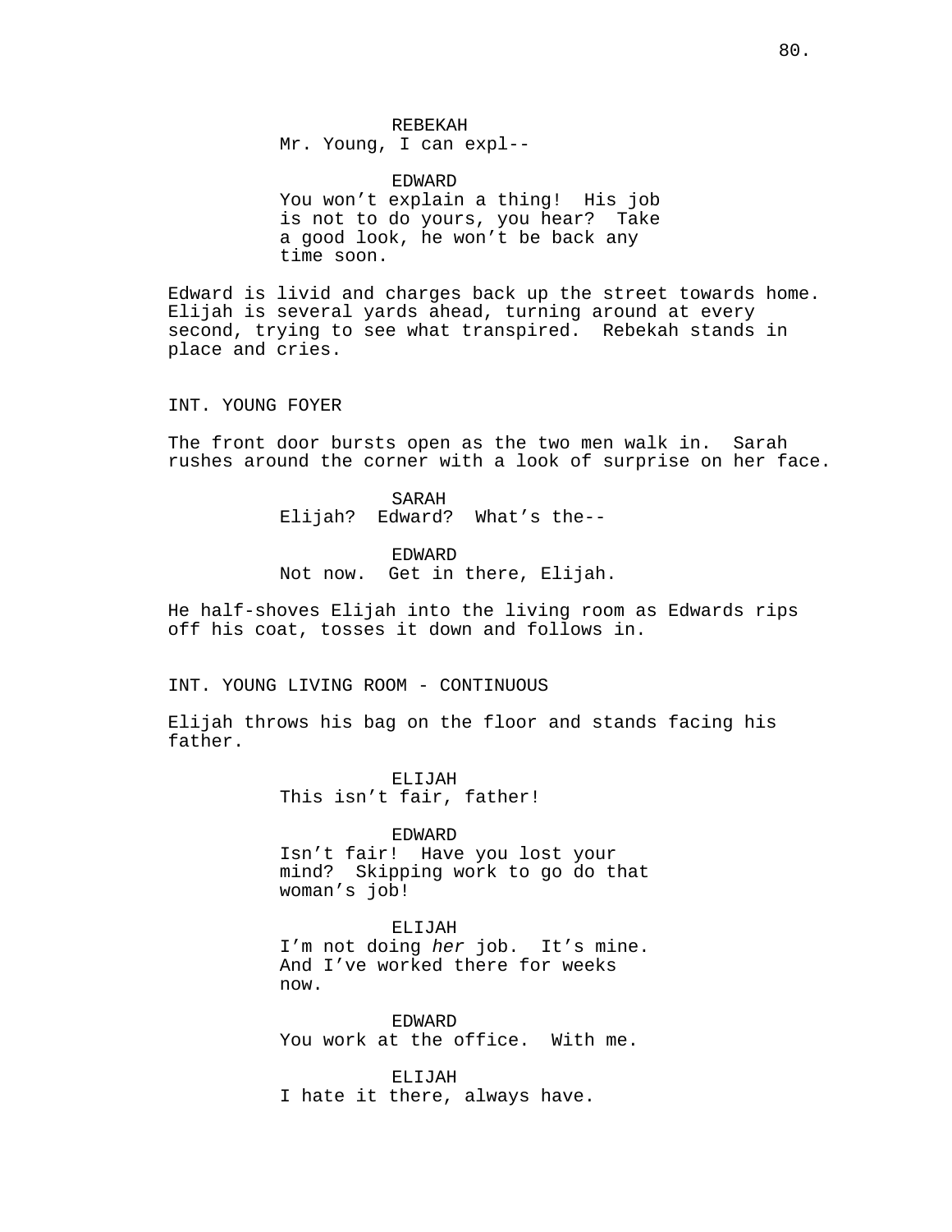REBEKAH
Mr. Young, I can expl--

EDWARD
You won't explain a thing! His job is not to do yours, you hear? Take a good look, he won't be back any time soon.

Edward is livid and charges back up the street towards home. Elijah is several yards ahead, turning around at every second, trying to see what transpired. Rebekah stands in place and cries.

INT. YOUNG FOYER

The front door bursts open as the two men walk in. Sarah rushes around the corner with a look of surprise on her face.

SARAH
Elijah? Edward? What's the--

EDWARD
Not now. Get in there, Elijah.

He half-shoves Elijah into the living room as Edwards rips off his coat, tosses it down and follows in.

INT. YOUNG LIVING ROOM - CONTINUOUS

Elijah throws his bag on the floor and stands facing his father.

ELIJAH
This isn't fair, father!

EDWARD
Isn't fair! Have you lost your mind? Skipping work to go do that woman's job!

ELIJAH
I'm not doing *her* job. It's mine. And I've worked there for weeks now.

EDWARD
You work at the office. With me.

ELIJAH
I hate it there, always have.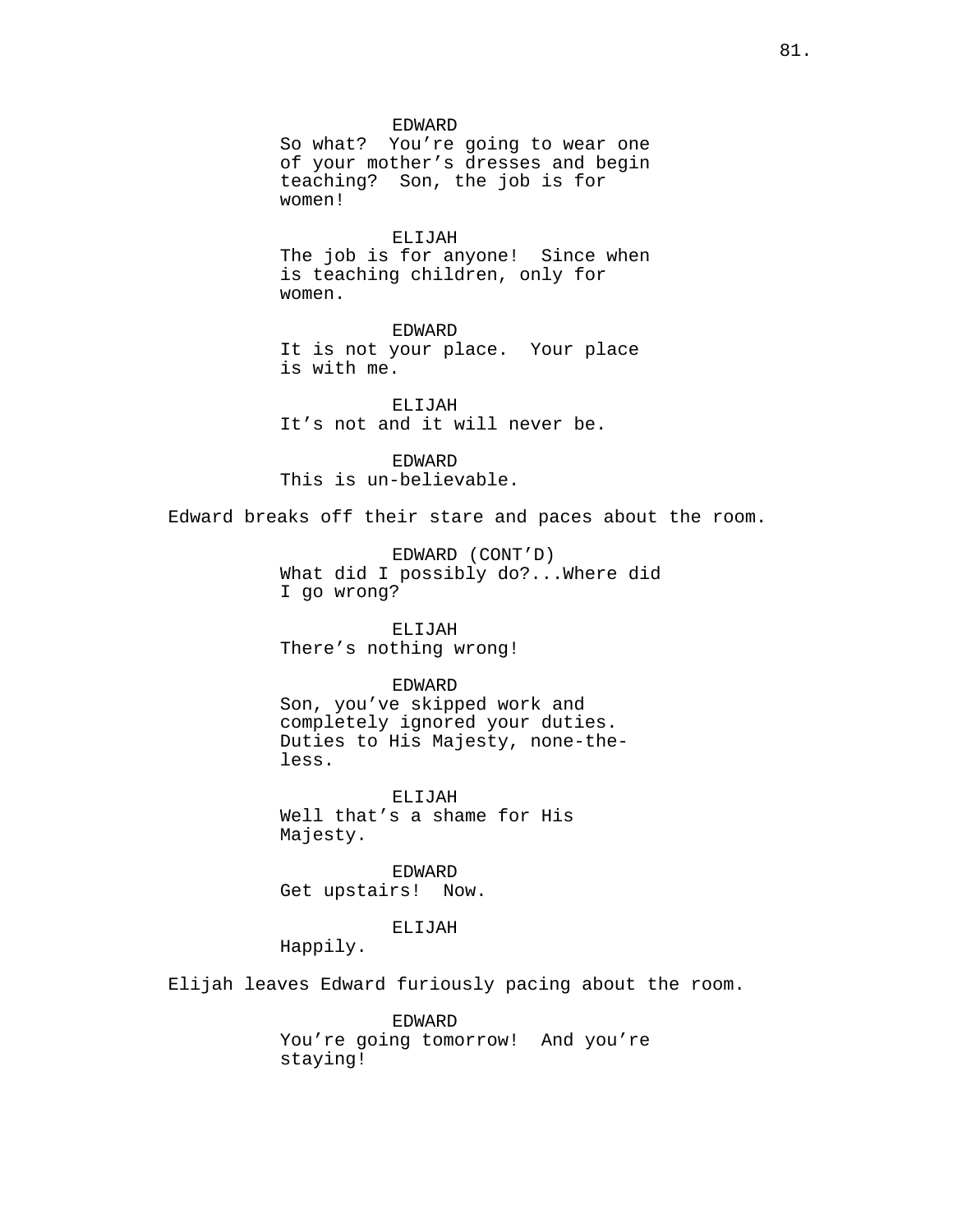EDWARD
So what?  You're going to wear one of your mother's dresses and begin teaching?  Son, the job is for women!

ELIJAH
The job is for anyone!  Since when is teaching children, only for women.

EDWARD
It is not your place.  Your place is with me.

ELIJAH
It's not and it will never be.

EDWARD
This is un-believable.

Edward breaks off their stare and paces about the room.

EDWARD (CONT'D)
What did I possibly do?...Where did I go wrong?

ELIJAH
There's nothing wrong!

EDWARD
Son, you've skipped work and completely ignored your duties. Duties to His Majesty, none-the-less.

ELIJAH
Well that's a shame for His Majesty.

EDWARD
Get upstairs!  Now.

ELIJAH
Happily.

Elijah leaves Edward furiously pacing about the room.

EDWARD
You're going tomorrow!  And you're staying!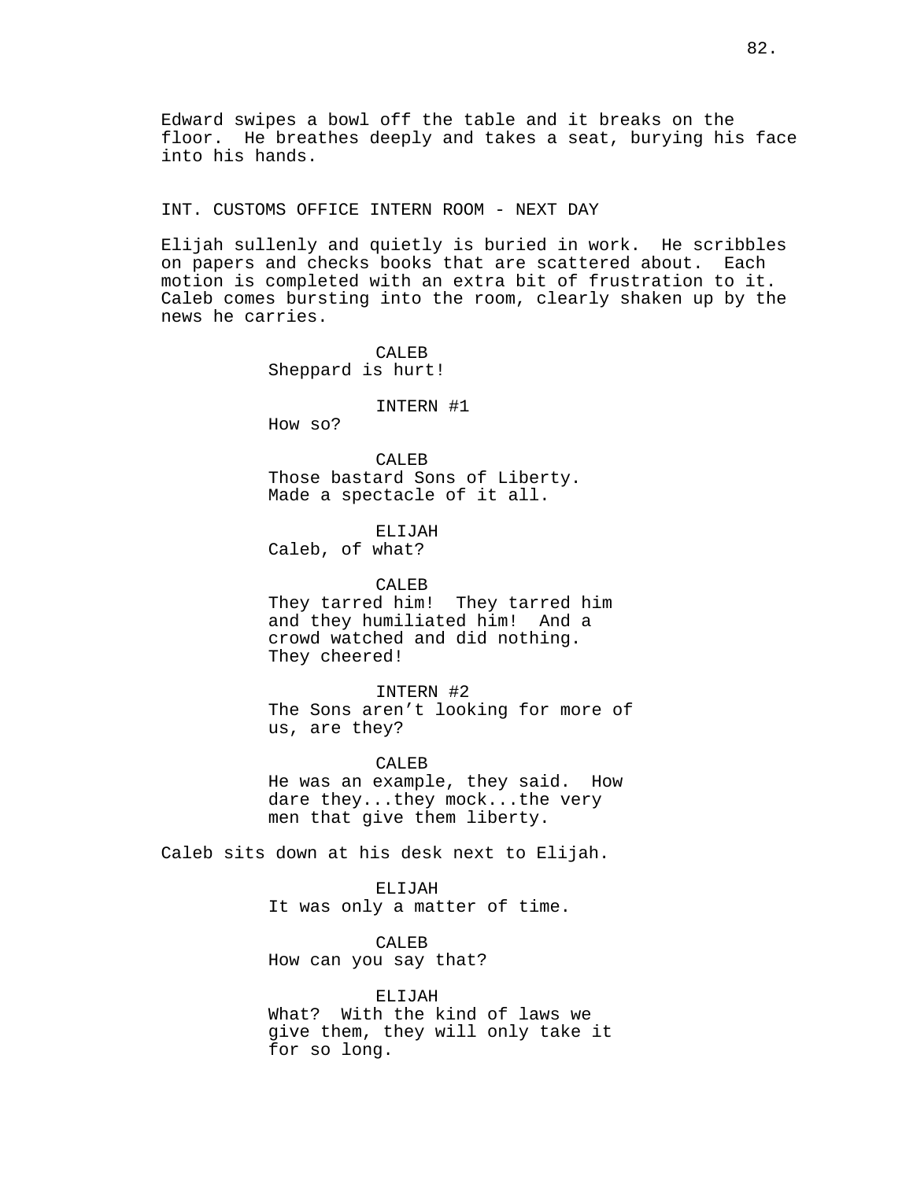Edward swipes a bowl off the table and it breaks on the floor. He breathes deeply and takes a seat, burying his face into his hands.

INT. CUSTOMS OFFICE INTERN ROOM - NEXT DAY

Elijah sullenly and quietly is buried in work. He scribbles on papers and checks books that are scattered about. Each motion is completed with an extra bit of frustration to it. Caleb comes bursting into the room, clearly shaken up by the news he carries.

CALEB
Sheppard is hurt!

INTERN #1
How so?

CALEB
Those bastard Sons of Liberty. Made a spectacle of it all.

ELIJAH
Caleb, of what?

CALEB
They tarred him! They tarred him and they humiliated him! And a crowd watched and did nothing. They cheered!

INTERN #2
The Sons aren't looking for more of us, are they?

CALEB
He was an example, they said. How dare they...they mock...the very men that give them liberty.

Caleb sits down at his desk next to Elijah.

ELIJAH
It was only a matter of time.

CALEB
How can you say that?

ELIJAH
What? With the kind of laws we give them, they will only take it for so long.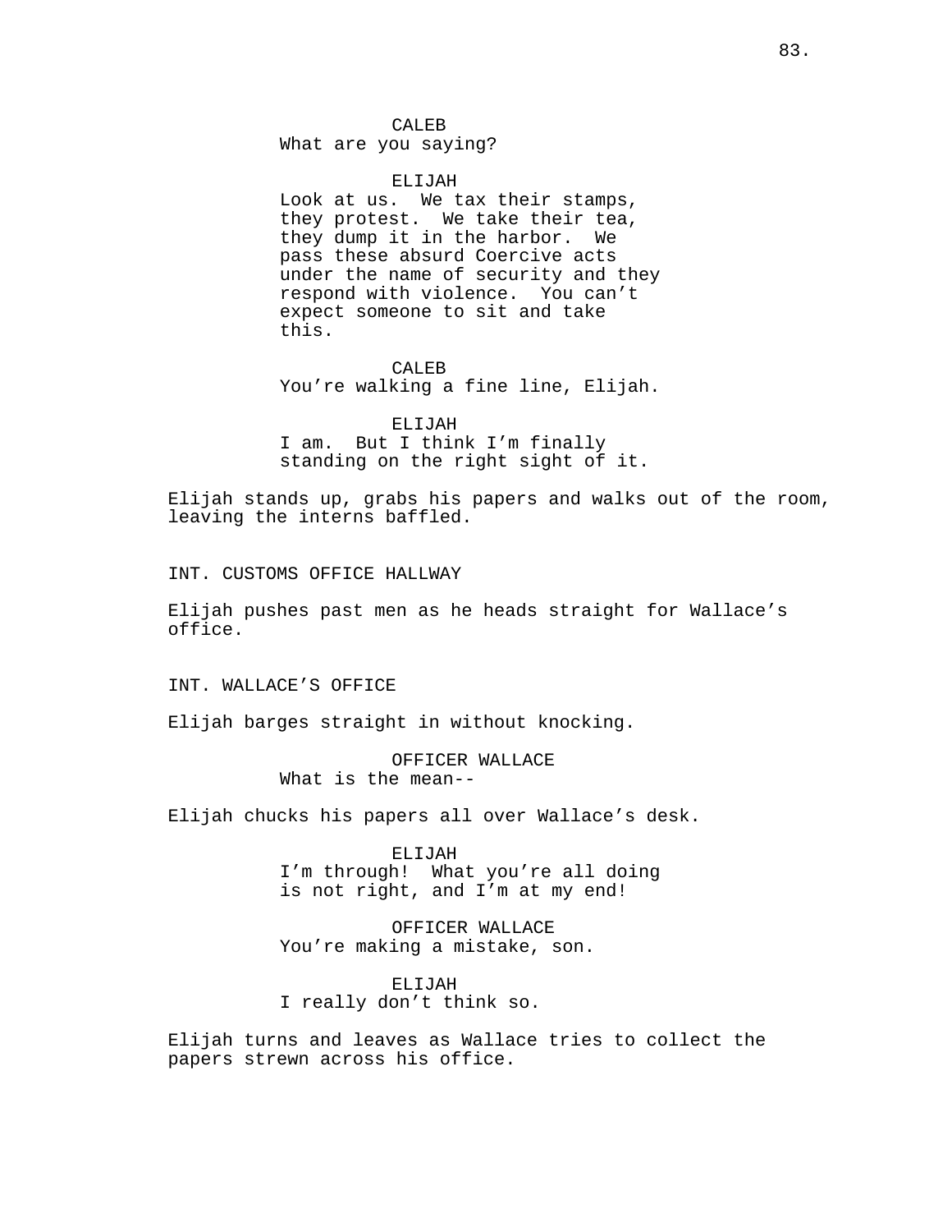CALEB
What are you saying?

ELIJAH
Look at us. We tax their stamps, they protest. We take their tea, they dump it in the harbor. We pass these absurd Coercive acts under the name of security and they respond with violence. You can't expect someone to sit and take this.

CALEB
You're walking a fine line, Elijah.

ELIJAH
I am. But I think I'm finally standing on the right sight of it.

Elijah stands up, grabs his papers and walks out of the room, leaving the interns baffled.

INT. CUSTOMS OFFICE HALLWAY

Elijah pushes past men as he heads straight for Wallace's office.

INT. WALLACE'S OFFICE

Elijah barges straight in without knocking.

OFFICER WALLACE
What is the mean--

Elijah chucks his papers all over Wallace's desk.

ELIJAH
I'm through! What you're all doing is not right, and I'm at my end!

OFFICER WALLACE
You're making a mistake, son.

ELIJAH
I really don't think so.

Elijah turns and leaves as Wallace tries to collect the papers strewn across his office.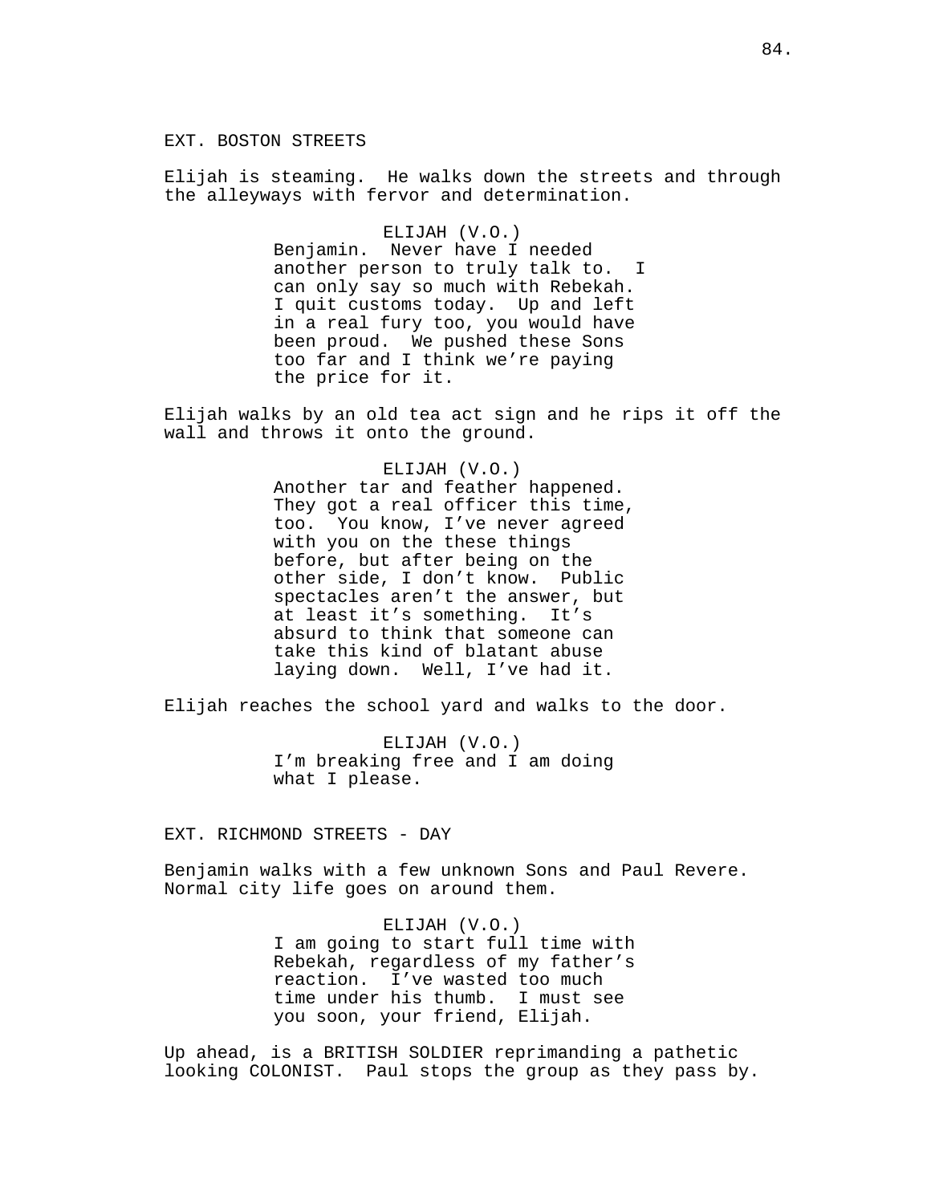EXT. BOSTON STREETS

Elijah is steaming. He walks down the streets and through the alleyways with fervor and determination.

ELIJAH (V.O.)
Benjamin. Never have I needed another person to truly talk to. I can only say so much with Rebekah. I quit customs today. Up and left in a real fury too, you would have been proud. We pushed these Sons too far and I think we're paying the price for it.

Elijah walks by an old tea act sign and he rips it off the wall and throws it onto the ground.

ELIJAH (V.O.)
Another tar and feather happened. They got a real officer this time, too. You know, I've never agreed with you on the these things before, but after being on the other side, I don't know. Public spectacles aren't the answer, but at least it's something. It's absurd to think that someone can take this kind of blatant abuse laying down. Well, I've had it.

Elijah reaches the school yard and walks to the door.

ELIJAH (V.O.)
I'm breaking free and I am doing what I please.

EXT. RICHMOND STREETS - DAY

Benjamin walks with a few unknown Sons and Paul Revere. Normal city life goes on around them.

ELIJAH (V.O.)
I am going to start full time with Rebekah, regardless of my father's reaction. I've wasted too much time under his thumb. I must see you soon, your friend, Elijah.

Up ahead, is a BRITISH SOLDIER reprimanding a pathetic looking COLONIST. Paul stops the group as they pass by.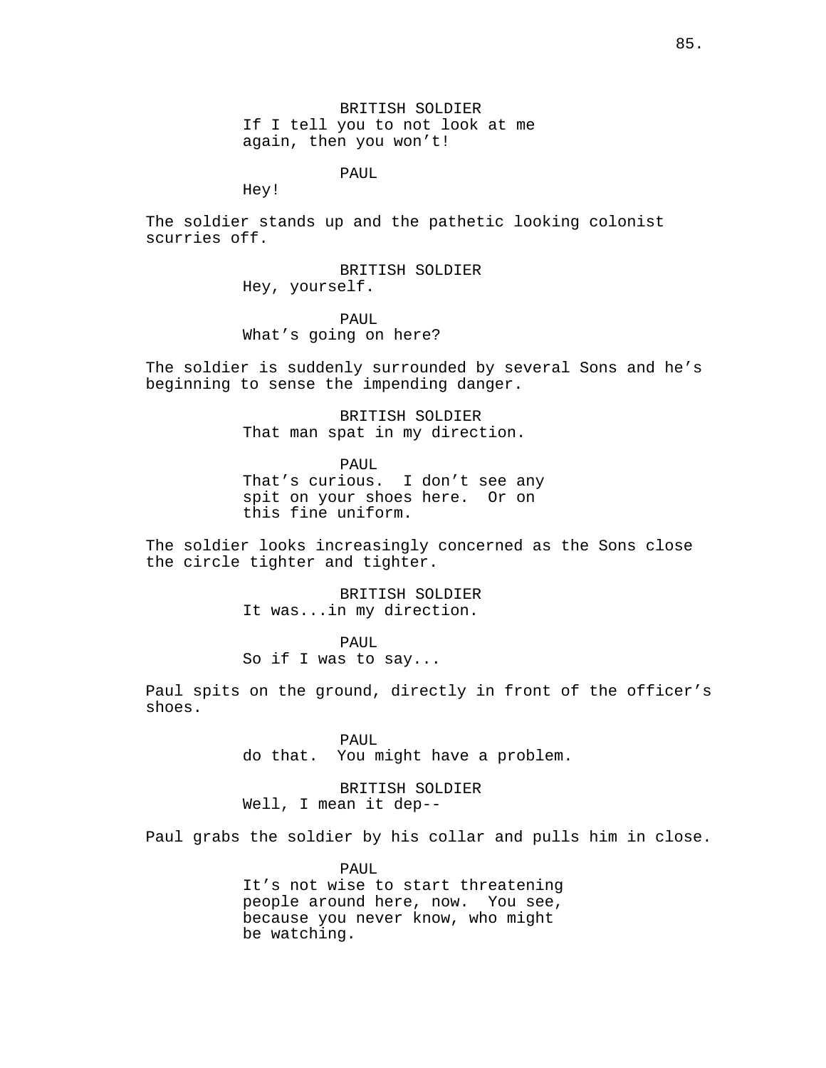BRITISH SOLDIER
If I tell you to not look at me again, then you won't!

PAUL
Hey!

The soldier stands up and the pathetic looking colonist scurries off.

BRITISH SOLDIER
Hey, yourself.

PAUL
What's going on here?

The soldier is suddenly surrounded by several Sons and he's beginning to sense the impending danger.

BRITISH SOLDIER
That man spat in my direction.

PAUL
That's curious. I don't see any spit on your shoes here. Or on this fine uniform.

The soldier looks increasingly concerned as the Sons close the circle tighter and tighter.

BRITISH SOLDIER
It was...in my direction.

PAUL
So if I was to say...

Paul spits on the ground, directly in front of the officer's shoes.

PAUL
do that. You might have a problem.

BRITISH SOLDIER
Well, I mean it dep--

Paul grabs the soldier by his collar and pulls him in close.

PAUL
It's not wise to start threatening people around here, now. You see, because you never know, who might be watching.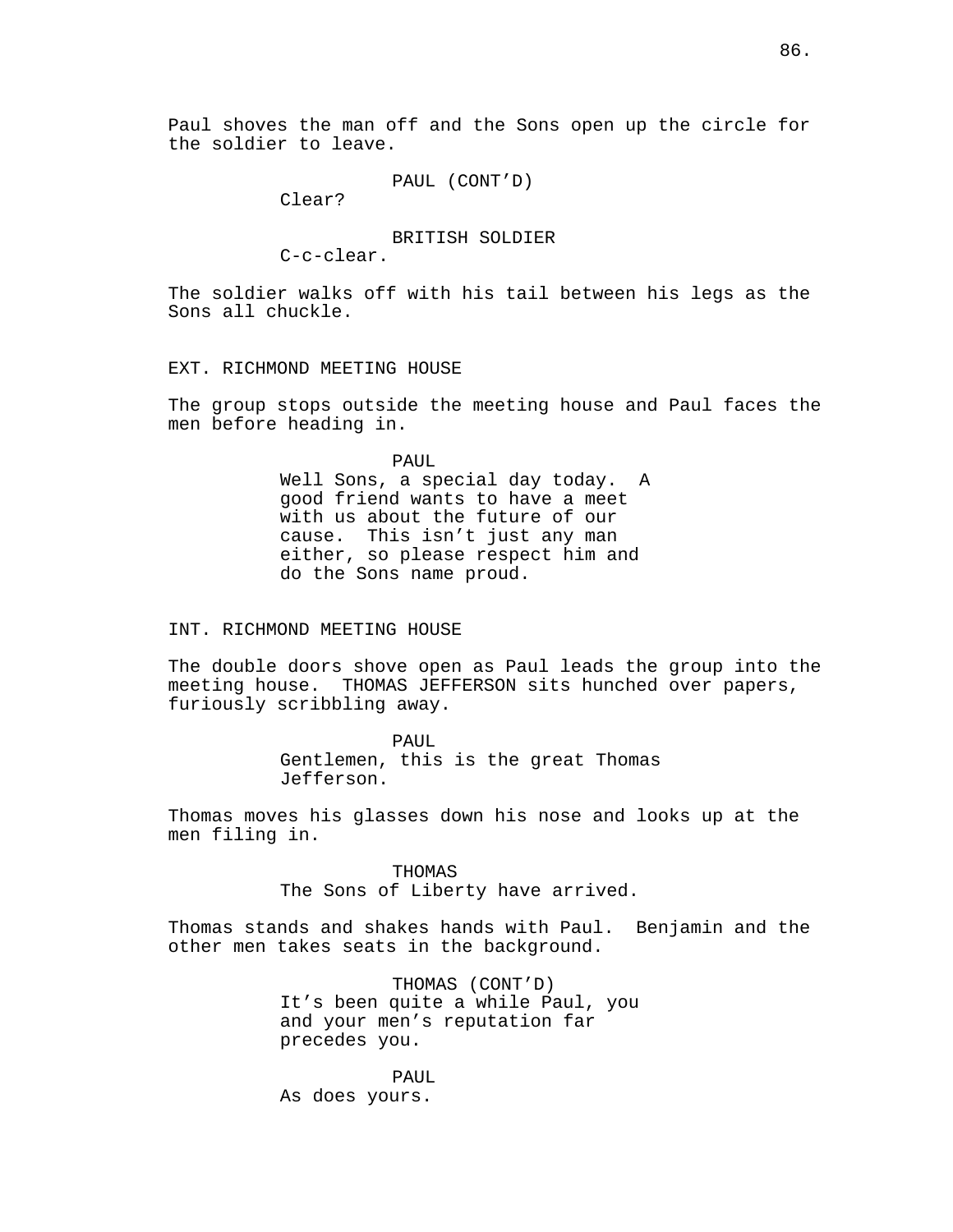Paul shoves the man off and the Sons open up the circle for the soldier to leave.

PAUL (CONT'D)
Clear?

BRITISH SOLDIER
C-c-clear.

The soldier walks off with his tail between his legs as the Sons all chuckle.

EXT. RICHMOND MEETING HOUSE

The group stops outside the meeting house and Paul faces the men before heading in.

PAUL
Well Sons, a special day today. A good friend wants to have a meet with us about the future of our cause. This isn't just any man either, so please respect him and do the Sons name proud.

INT. RICHMOND MEETING HOUSE

The double doors shove open as Paul leads the group into the meeting house. THOMAS JEFFERSON sits hunched over papers, furiously scribbling away.

PAUL
Gentlemen, this is the great Thomas Jefferson.

Thomas moves his glasses down his nose and looks up at the men filing in.

THOMAS
The Sons of Liberty have arrived.

Thomas stands and shakes hands with Paul. Benjamin and the other men takes seats in the background.

THOMAS (CONT'D)
It's been quite a while Paul, you and your men's reputation far precedes you.

PAUL
As does yours.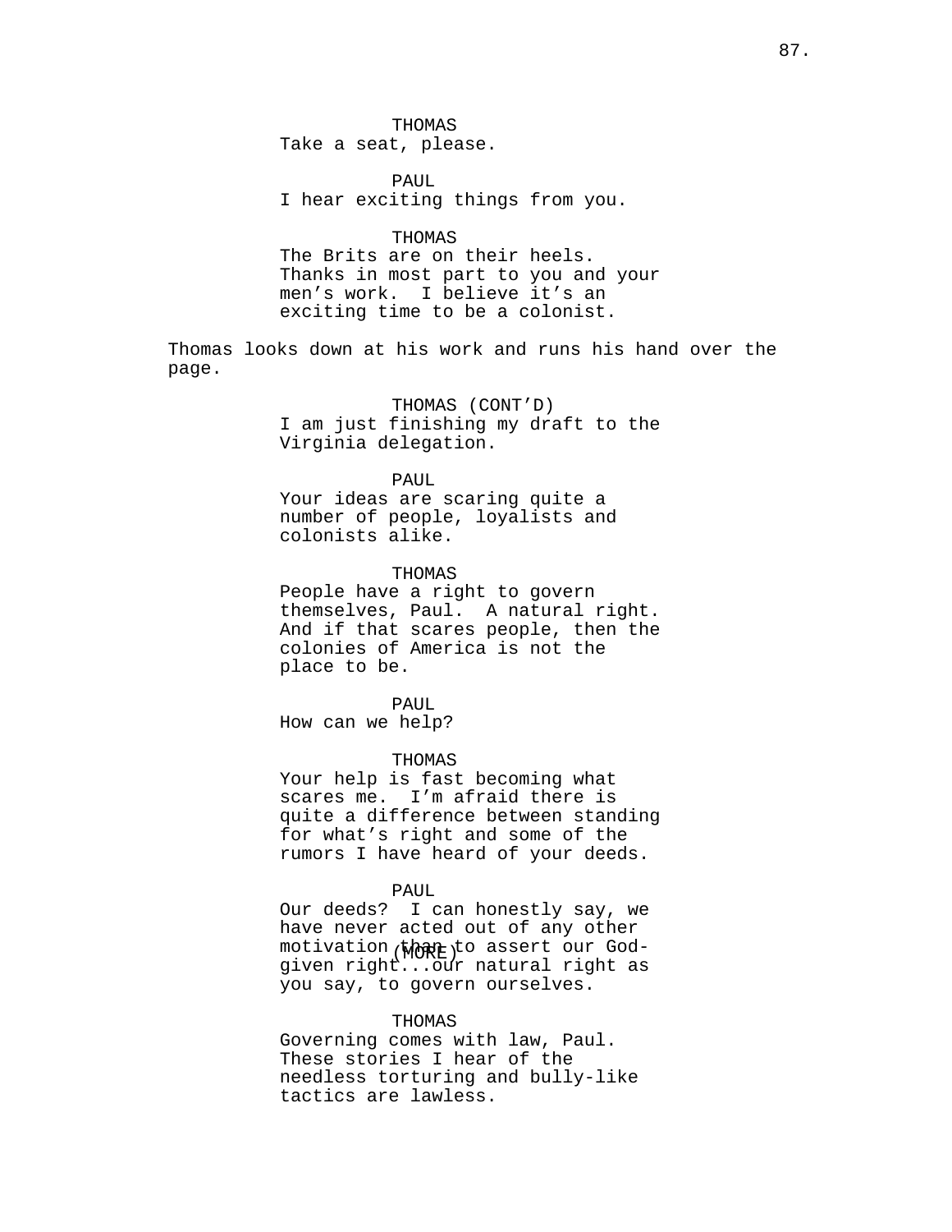THOMAS
Take a seat, please.

PAUL
I hear exciting things from you.

THOMAS
The Brits are on their heels. Thanks in most part to you and your men's work. I believe it's an exciting time to be a colonist.

Thomas looks down at his work and runs his hand over the page.

THOMAS (CONT'D)
I am just finishing my draft to the Virginia delegation.

PAUL
Your ideas are scaring quite a number of people, loyalists and colonists alike.

THOMAS
People have a right to govern themselves, Paul. A natural right. And if that scares people, then the colonies of America is not the place to be.

PAUL
How can we help?

THOMAS
Your help is fast becoming what scares me. I'm afraid there is quite a difference between standing for what's right and some of the rumors I have heard of your deeds.

PAUL
Our deeds? I can honestly say, we have never acted out of any other motivation than to assert our God-given right...our natural right as you say, to govern ourselves.

THOMAS
Governing comes with law, Paul. These stories I hear of the needless torturing and bully-like tactics are lawless.

(MORE)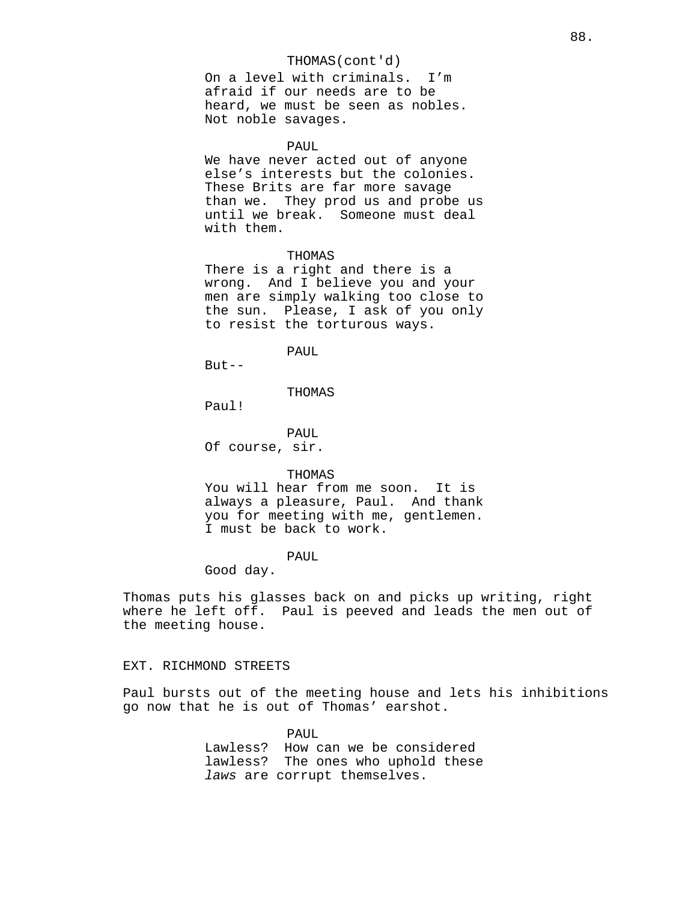THOMAS(cont'd)
On a level with criminals. I'm afraid if our needs are to be heard, we must be seen as nobles. Not noble savages.

PAUL
We have never acted out of anyone else's interests but the colonies. These Brits are far more savage than we. They prod us and probe us until we break. Someone must deal with them.

THOMAS
There is a right and there is a wrong. And I believe you and your men are simply walking too close to the sun. Please, I ask of you only to resist the torturous ways.

PAUL
But--

THOMAS
Paul!

PAUL
Of course, sir.

THOMAS
You will hear from me soon. It is always a pleasure, Paul. And thank you for meeting with me, gentlemen. I must be back to work.

PAUL
Good day.

Thomas puts his glasses back on and picks up writing, right where he left off. Paul is peeved and leads the men out of the meeting house.

EXT. RICHMOND STREETS

Paul bursts out of the meeting house and lets his inhibitions go now that he is out of Thomas' earshot.

PAUL
Lawless? How can we be considered lawless? The ones who uphold these *laws* are corrupt themselves.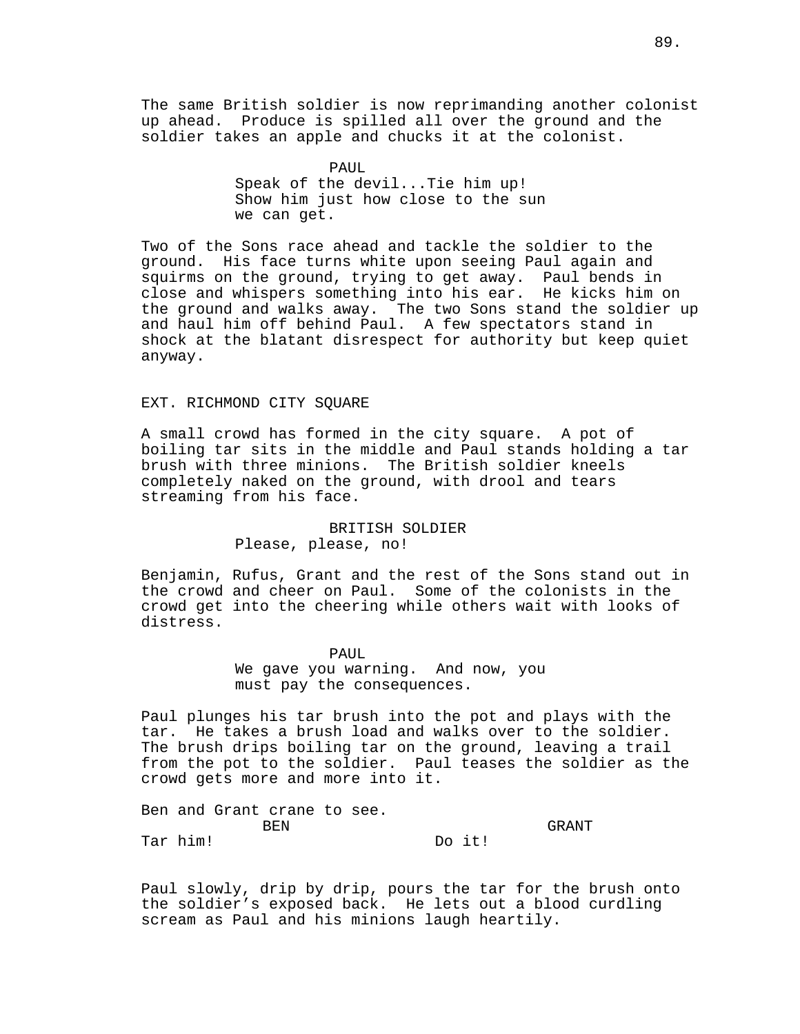The same British soldier is now reprimanding another colonist up ahead. Produce is spilled all over the ground and the soldier takes an apple and chucks it at the colonist.

PAUL
Speak of the devil...Tie him up! Show him just how close to the sun we can get.

Two of the Sons race ahead and tackle the soldier to the ground. His face turns white upon seeing Paul again and squirms on the ground, trying to get away. Paul bends in close and whispers something into his ear. He kicks him on the ground and walks away. The two Sons stand the soldier up and haul him off behind Paul. A few spectators stand in shock at the blatant disrespect for authority but keep quiet anyway.

EXT. RICHMOND CITY SQUARE

A small crowd has formed in the city square. A pot of boiling tar sits in the middle and Paul stands holding a tar brush with three minions. The British soldier kneels completely naked on the ground, with drool and tears streaming from his face.

BRITISH SOLDIER
Please, please, no!

Benjamin, Rufus, Grant and the rest of the Sons stand out in the crowd and cheer on Paul. Some of the colonists in the crowd get into the cheering while others wait with looks of distress.

PAUL
We gave you warning. And now, you must pay the consequences.

Paul plunges his tar brush into the pot and plays with the tar. He takes a brush load and walks over to the soldier. The brush drips boiling tar on the ground, leaving a trail from the pot to the soldier. Paul teases the soldier as the crowd gets more and more into it.

Ben and Grant crane to see.

BEN
Tar him!

GRANT
Do it!

Paul slowly, drip by drip, pours the tar for the brush onto the soldier's exposed back. He lets out a blood curdling scream as Paul and his minions laugh heartily.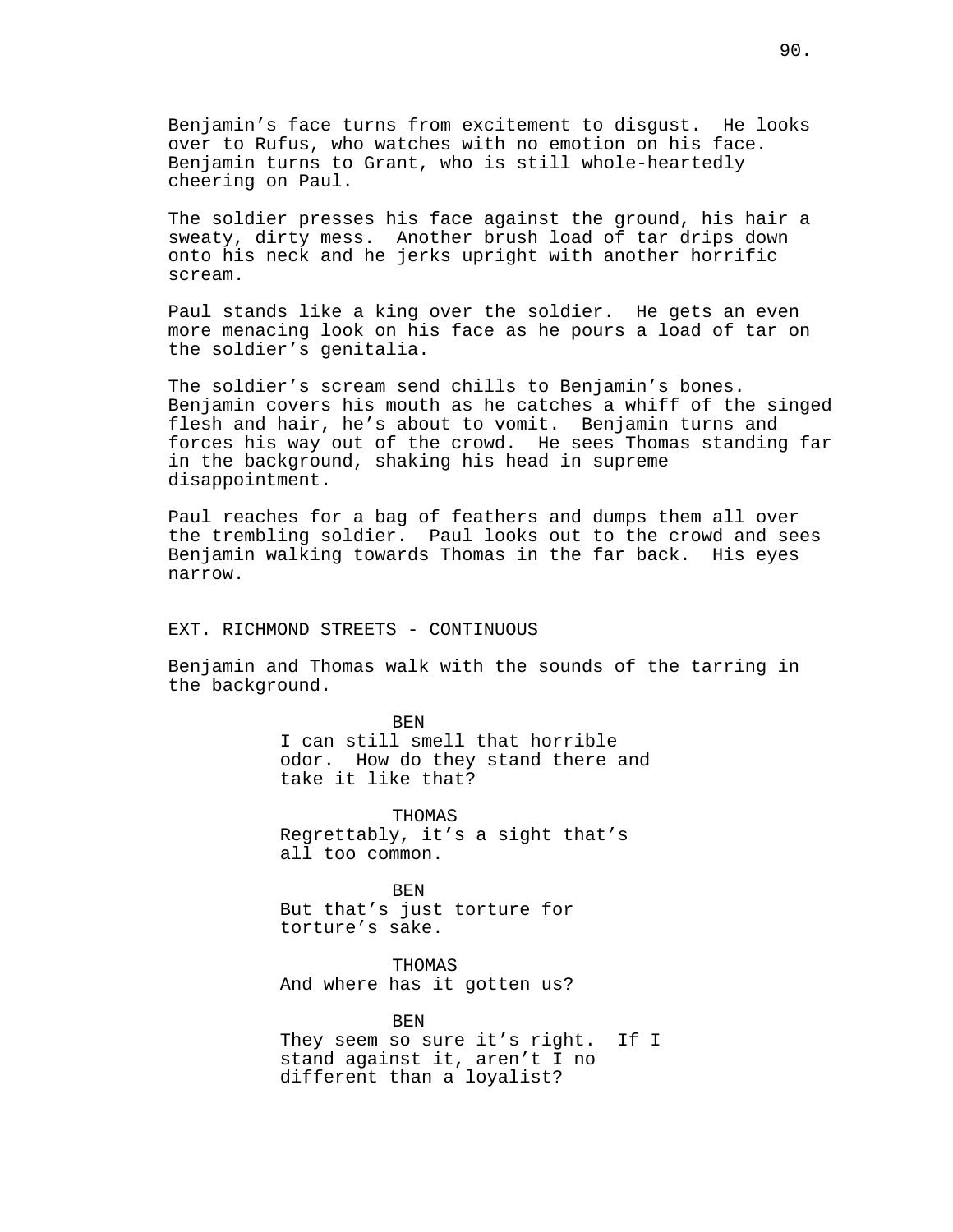Benjamin's face turns from excitement to disgust. He looks over to Rufus, who watches with no emotion on his face. Benjamin turns to Grant, who is still whole-heartedly cheering on Paul.

The soldier presses his face against the ground, his hair a sweaty, dirty mess. Another brush load of tar drips down onto his neck and he jerks upright with another horrific scream.

Paul stands like a king over the soldier. He gets an even more menacing look on his face as he pours a load of tar on the soldier's genitalia.

The soldier's scream send chills to Benjamin's bones. Benjamin covers his mouth as he catches a whiff of the singed flesh and hair, he's about to vomit. Benjamin turns and forces his way out of the crowd. He sees Thomas standing far in the background, shaking his head in supreme disappointment.

Paul reaches for a bag of feathers and dumps them all over the trembling soldier. Paul looks out to the crowd and sees Benjamin walking towards Thomas in the far back. His eyes narrow.

EXT. RICHMOND STREETS - CONTINUOUS

Benjamin and Thomas walk with the sounds of the tarring in the background.

BEN
I can still smell that horrible odor. How do they stand there and take it like that?

THOMAS
Regrettably, it's a sight that's all too common.

BEN
But that's just torture for torture's sake.

THOMAS
And where has it gotten us?

BEN
They seem so sure it's right. If I stand against it, aren't I no different than a loyalist?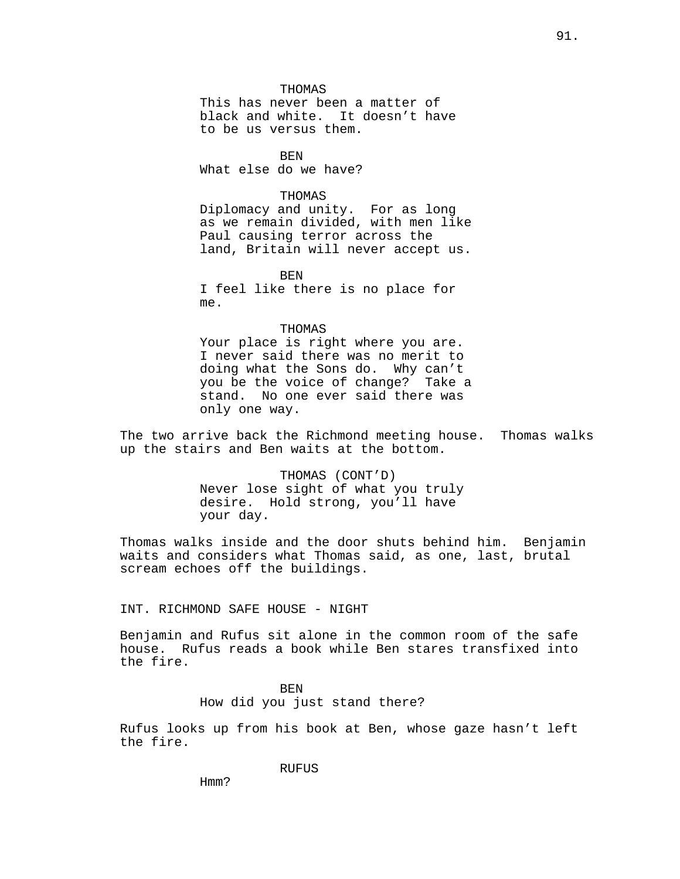THOMAS
This has never been a matter of black and white. It doesn't have to be us versus them.

BEN
What else do we have?

THOMAS
Diplomacy and unity. For as long as we remain divided, with men like Paul causing terror across the land, Britain will never accept us.

BEN
I feel like there is no place for me.

THOMAS
Your place is right where you are. I never said there was no merit to doing what the Sons do. Why can't you be the voice of change? Take a stand. No one ever said there was only one way.

The two arrive back the Richmond meeting house. Thomas walks up the stairs and Ben waits at the bottom.

THOMAS (CONT'D)
Never lose sight of what you truly desire. Hold strong, you'll have your day.

Thomas walks inside and the door shuts behind him. Benjamin waits and considers what Thomas said, as one, last, brutal scream echoes off the buildings.

INT. RICHMOND SAFE HOUSE - NIGHT

Benjamin and Rufus sit alone in the common room of the safe house. Rufus reads a book while Ben stares transfixed into the fire.

BEN
How did you just stand there?

Rufus looks up from his book at Ben, whose gaze hasn't left the fire.

RUFUS
Hmm?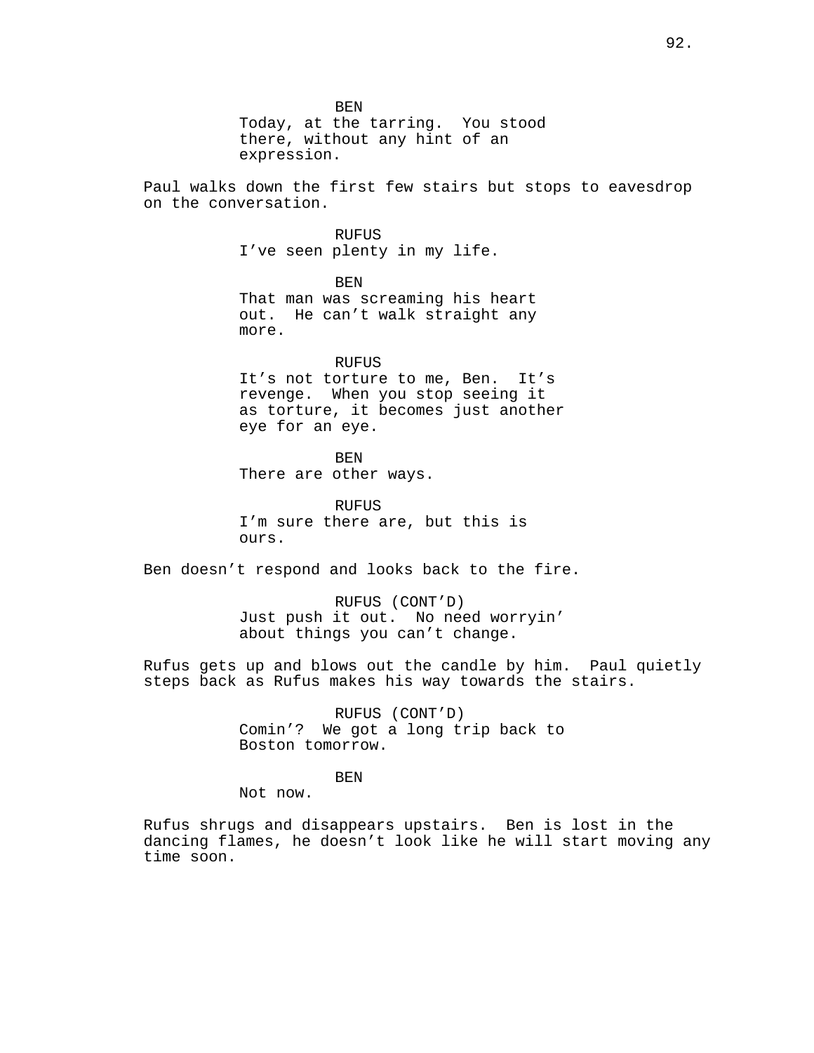BEN
Today, at the tarring. You stood there, without any hint of an expression.

Paul walks down the first few stairs but stops to eavesdrop on the conversation.

RUFUS
I've seen plenty in my life.

BEN
That man was screaming his heart out. He can't walk straight any more.

RUFUS
It's not torture to me, Ben. It's revenge. When you stop seeing it as torture, it becomes just another eye for an eye.

BEN
There are other ways.

RUFUS
I'm sure there are, but this is ours.

Ben doesn't respond and looks back to the fire.

RUFUS (CONT'D)
Just push it out. No need worryin' about things you can't change.

Rufus gets up and blows out the candle by him. Paul quietly steps back as Rufus makes his way towards the stairs.

RUFUS (CONT'D)
Comin'? We got a long trip back to Boston tomorrow.

BEN
Not now.

Rufus shrugs and disappears upstairs. Ben is lost in the dancing flames, he doesn't look like he will start moving any time soon.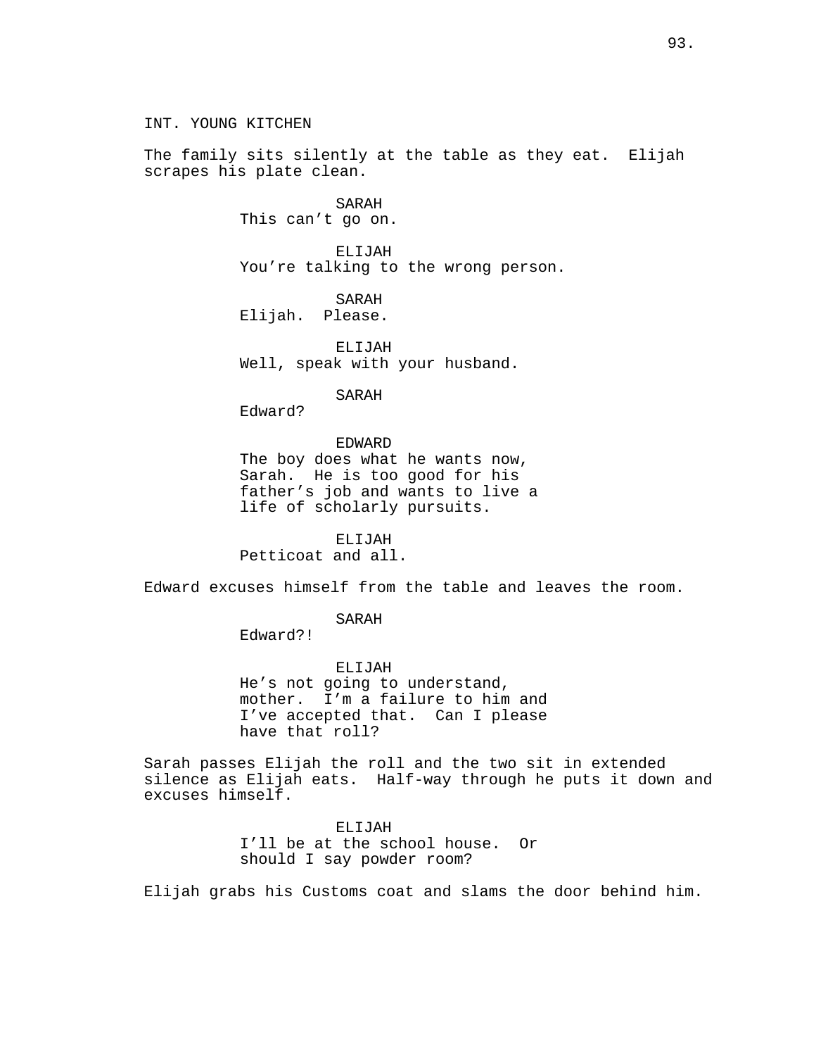INT. YOUNG KITCHEN

The family sits silently at the table as they eat. Elijah scrapes his plate clean.

SARAH
This can't go on.

ELIJAH
You're talking to the wrong person.

SARAH
Elijah. Please.

ELIJAH
Well, speak with your husband.

SARAH
Edward?

EDWARD
The boy does what he wants now, Sarah. He is too good for his father's job and wants to live a life of scholarly pursuits.

ELIJAH
Petticoat and all.

Edward excuses himself from the table and leaves the room.

SARAH
Edward?!

ELIJAH
He's not going to understand, mother. I'm a failure to him and I've accepted that. Can I please have that roll?

Sarah passes Elijah the roll and the two sit in extended silence as Elijah eats. Half-way through he puts it down and excuses himself.

ELIJAH
I'll be at the school house. Or should I say powder room?

Elijah grabs his Customs coat and slams the door behind him.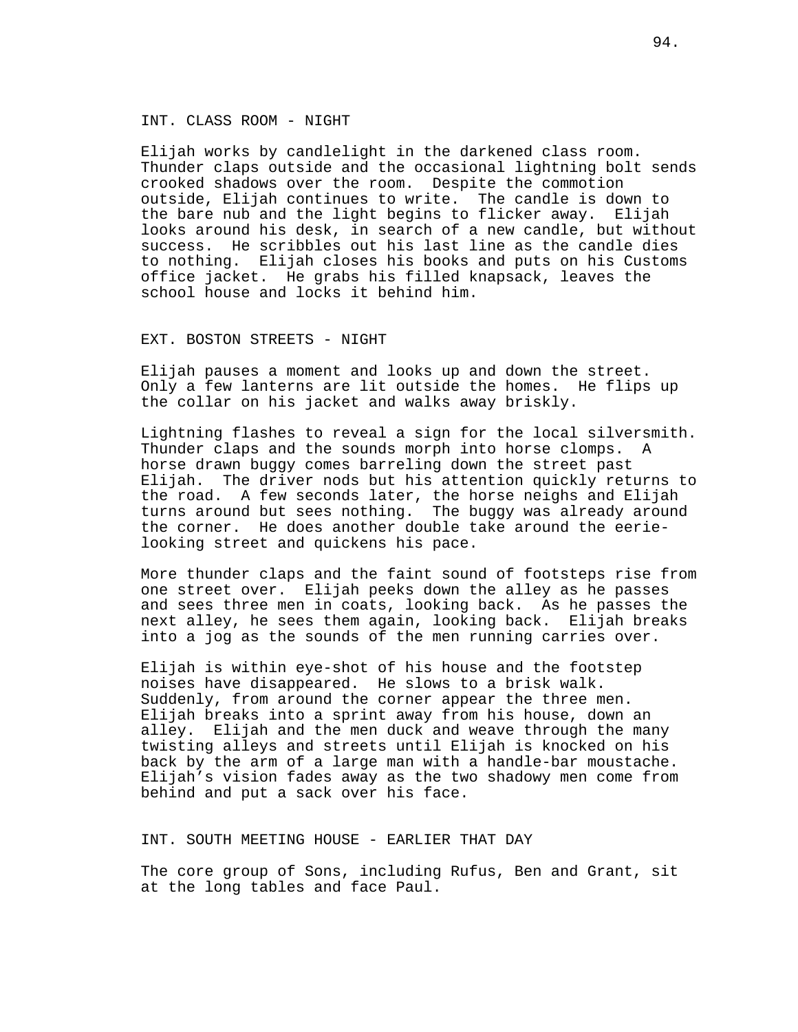INT. CLASS ROOM - NIGHT

Elijah works by candlelight in the darkened class room. Thunder claps outside and the occasional lightning bolt sends crooked shadows over the room. Despite the commotion outside, Elijah continues to write. The candle is down to the bare nub and the light begins to flicker away. Elijah looks around his desk, in search of a new candle, but without success. He scribbles out his last line as the candle dies to nothing. Elijah closes his books and puts on his Customs office jacket. He grabs his filled knapsack, leaves the school house and locks it behind him.

EXT. BOSTON STREETS - NIGHT

Elijah pauses a moment and looks up and down the street. Only a few lanterns are lit outside the homes. He flips up the collar on his jacket and walks away briskly.

Lightning flashes to reveal a sign for the local silversmith. Thunder claps and the sounds morph into horse clomps. A horse drawn buggy comes barreling down the street past Elijah. The driver nods but his attention quickly returns to the road. A few seconds later, the horse neighs and Elijah turns around but sees nothing. The buggy was already around the corner. He does another double take around the eerie-looking street and quickens his pace.

More thunder claps and the faint sound of footsteps rise from one street over. Elijah peeks down the alley as he passes and sees three men in coats, looking back. As he passes the next alley, he sees them again, looking back. Elijah breaks into a jog as the sounds of the men running carries over.

Elijah is within eye-shot of his house and the footstep noises have disappeared. He slows to a brisk walk. Suddenly, from around the corner appear the three men. Elijah breaks into a sprint away from his house, down an alley. Elijah and the men duck and weave through the many twisting alleys and streets until Elijah is knocked on his back by the arm of a large man with a handle-bar moustache. Elijah’s vision fades away as the two shadowy men come from behind and put a sack over his face.

INT. SOUTH MEETING HOUSE - EARLIER THAT DAY

The core group of Sons, including Rufus, Ben and Grant, sit at the long tables and face Paul.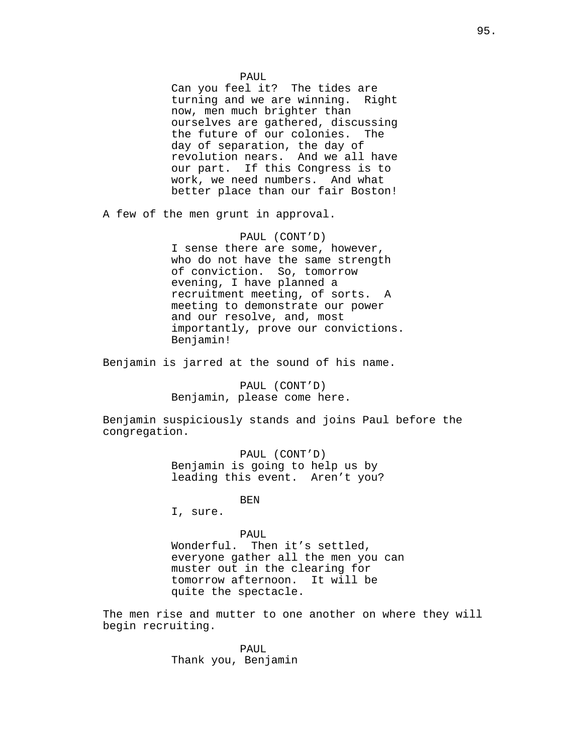PAUL
Can you feel it?  The tides are turning and we are winning.  Right now, men much brighter than ourselves are gathered, discussing the future of our colonies.  The day of separation, the day of revolution nears.  And we all have our part.  If this Congress is to work, we need numbers.  And what better place than our fair Boston!

A few of the men grunt in approval.

PAUL (CONT'D)
I sense there are some, however, who do not have the same strength of conviction.  So, tomorrow evening, I have planned a recruitment meeting, of sorts.  A meeting to demonstrate our power and our resolve, and, most importantly, prove our convictions.  Benjamin!

Benjamin is jarred at the sound of his name.

PAUL (CONT'D)
Benjamin, please come here.

Benjamin suspiciously stands and joins Paul before the congregation.

PAUL (CONT'D)
Benjamin is going to help us by leading this event.  Aren't you?

BEN
I, sure.

PAUL
Wonderful.  Then it's settled, everyone gather all the men you can muster out in the clearing for tomorrow afternoon.  It will be quite the spectacle.

The men rise and mutter to one another on where they will begin recruiting.

PAUL
Thank you, Benjamin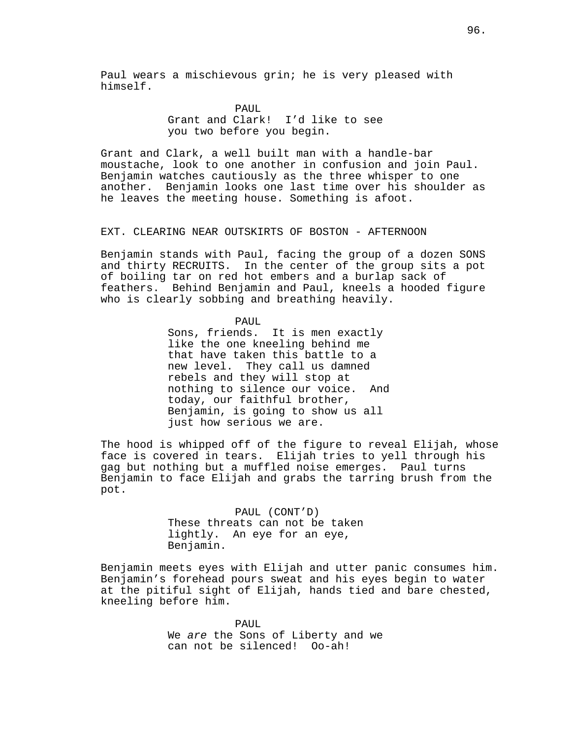Paul wears a mischievous grin; he is very pleased with himself.

PAUL
Grant and Clark! I'd like to see you two before you begin.

Grant and Clark, a well built man with a handle-bar moustache, look to one another in confusion and join Paul. Benjamin watches cautiously as the three whisper to one another. Benjamin looks one last time over his shoulder as he leaves the meeting house. Something is afoot.

EXT. CLEARING NEAR OUTSKIRTS OF BOSTON - AFTERNOON

Benjamin stands with Paul, facing the group of a dozen SONS and thirty RECRUITS. In the center of the group sits a pot of boiling tar on red hot embers and a burlap sack of feathers. Behind Benjamin and Paul, kneels a hooded figure who is clearly sobbing and breathing heavily.

PAUL
Sons, friends. It is men exactly like the one kneeling behind me that have taken this battle to a new level. They call us damned rebels and they will stop at nothing to silence our voice. And today, our faithful brother, Benjamin, is going to show us all just how serious we are.

The hood is whipped off of the figure to reveal Elijah, whose face is covered in tears. Elijah tries to yell through his gag but nothing but a muffled noise emerges. Paul turns Benjamin to face Elijah and grabs the tarring brush from the pot.

PAUL (CONT'D)
These threats can not be taken lightly. An eye for an eye, Benjamin.

Benjamin meets eyes with Elijah and utter panic consumes him. Benjamin's forehead pours sweat and his eyes begin to water at the pitiful sight of Elijah, hands tied and bare chested, kneeling before him.

PAUL
We *are* the Sons of Liberty and we can not be silenced! Oo-ah!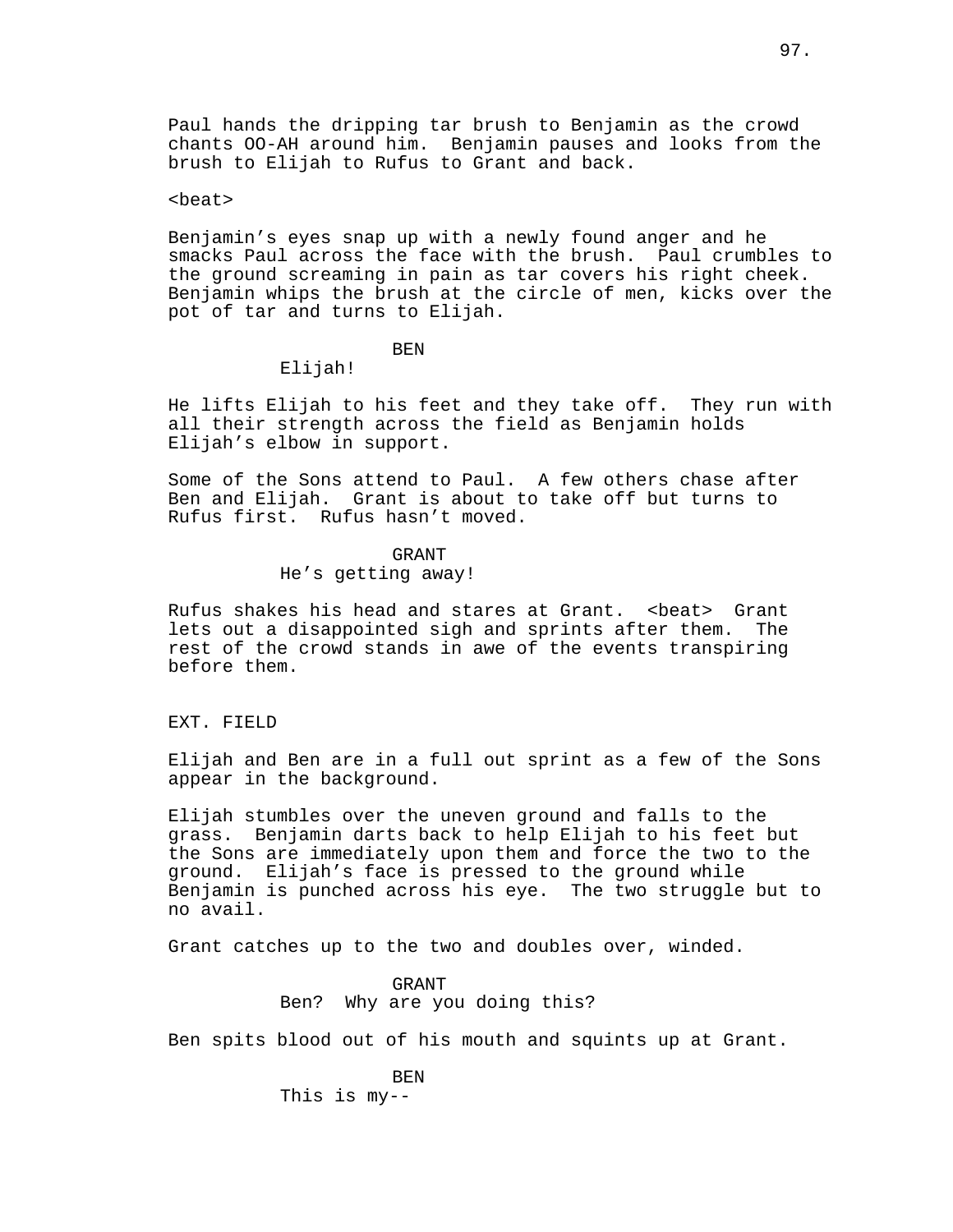Paul hands the dripping tar brush to Benjamin as the crowd chants OO-AH around him. Benjamin pauses and looks from the brush to Elijah to Rufus to Grant and back.

<beat>

Benjamin's eyes snap up with a newly found anger and he smacks Paul across the face with the brush. Paul crumbles to the ground screaming in pain as tar covers his right cheek. Benjamin whips the brush at the circle of men, kicks over the pot of tar and turns to Elijah.

BEN

Elijah!

He lifts Elijah to his feet and they take off. They run with all their strength across the field as Benjamin holds Elijah's elbow in support.

Some of the Sons attend to Paul. A few others chase after Ben and Elijah. Grant is about to take off but turns to Rufus first. Rufus hasn't moved.

GRANT

He's getting away!

Rufus shakes his head and stares at Grant. <beat> Grant lets out a disappointed sigh and sprints after them. The rest of the crowd stands in awe of the events transpiring before them.

EXT. FIELD

Elijah and Ben are in a full out sprint as a few of the Sons appear in the background.

Elijah stumbles over the uneven ground and falls to the grass. Benjamin darts back to help Elijah to his feet but the Sons are immediately upon them and force the two to the ground. Elijah's face is pressed to the ground while Benjamin is punched across his eye. The two struggle but to no avail.

Grant catches up to the two and doubles over, winded.

GRANT

Ben? Why are you doing this?

Ben spits blood out of his mouth and squints up at Grant.

BEN

This is my--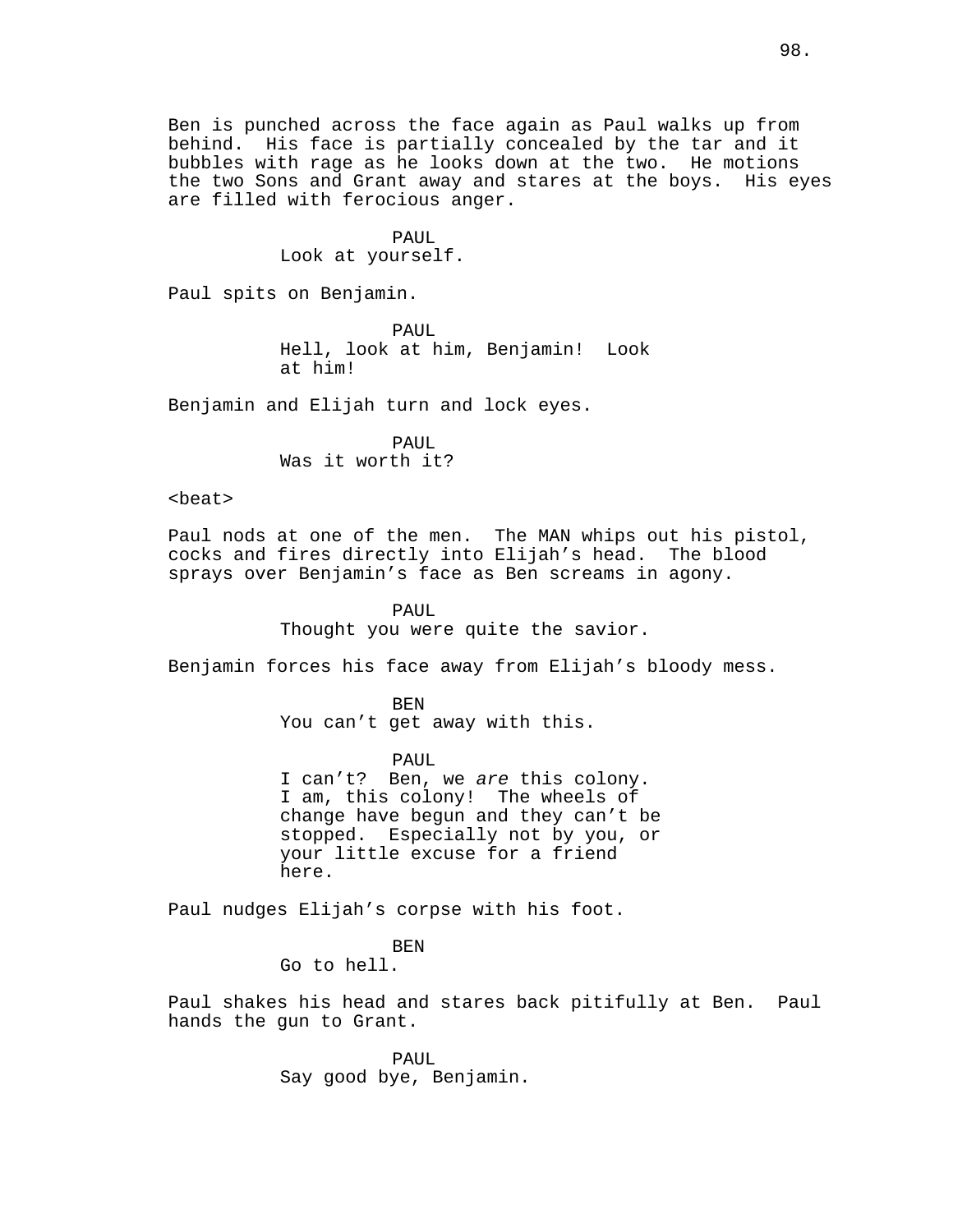Ben is punched across the face again as Paul walks up from behind. His face is partially concealed by the tar and it bubbles with rage as he looks down at the two. He motions the two Sons and Grant away and stares at the boys. His eyes are filled with ferocious anger.

PAUL
Look at yourself.

Paul spits on Benjamin.

PAUL
Hell, look at him, Benjamin! Look at him!

Benjamin and Elijah turn and lock eyes.

PAUL
Was it worth it?

<beat>

Paul nods at one of the men. The MAN whips out his pistol, cocks and fires directly into Elijah's head. The blood sprays over Benjamin's face as Ben screams in agony.

PAUL
Thought you were quite the savior.

Benjamin forces his face away from Elijah's bloody mess.

BEN
You can't get away with this.

PAUL
I can't? Ben, we *are* this colony. I am, this colony! The wheels of change have begun and they can't be stopped. Especially not by you, or your little excuse for a friend here.

Paul nudges Elijah's corpse with his foot.

BEN
Go to hell.

Paul shakes his head and stares back pitifully at Ben. Paul hands the gun to Grant.

PAUL
Say good bye, Benjamin.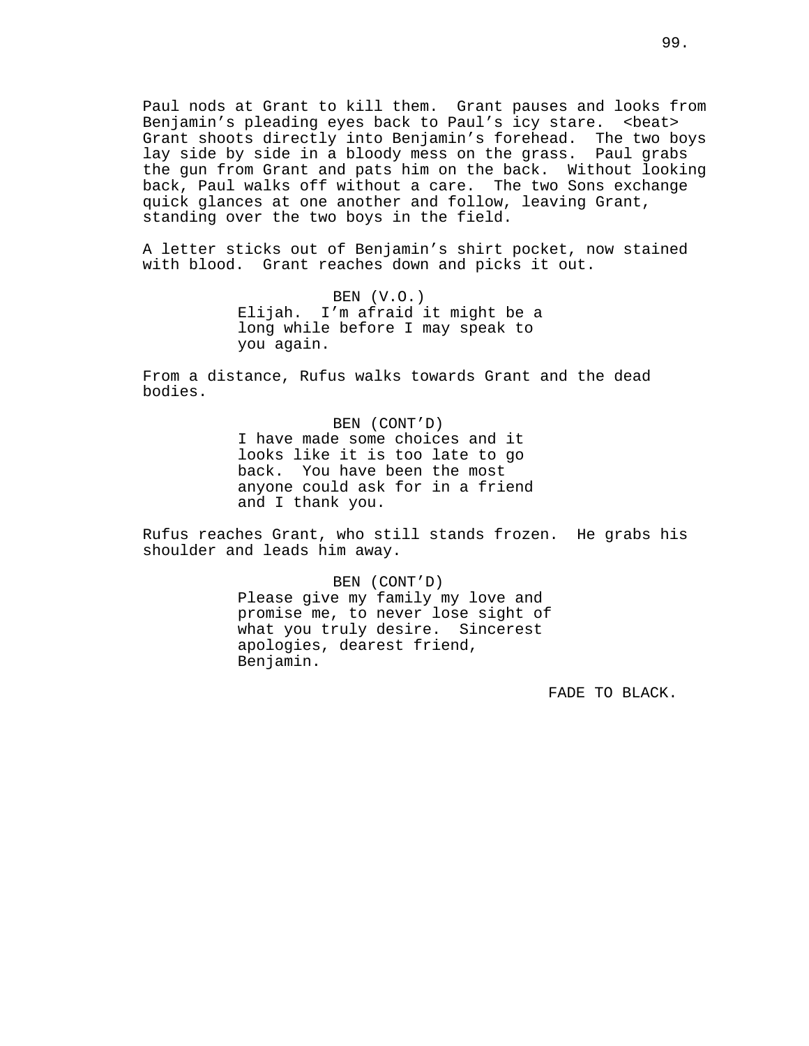Paul nods at Grant to kill them. Grant pauses and looks from Benjamin's pleading eyes back to Paul's icy stare. <beat> Grant shoots directly into Benjamin's forehead. The two boys lay side by side in a bloody mess on the grass. Paul grabs the gun from Grant and pats him on the back. Without looking back, Paul walks off without a care. The two Sons exchange quick glances at one another and follow, leaving Grant, standing over the two boys in the field.

A letter sticks out of Benjamin's shirt pocket, now stained with blood. Grant reaches down and picks it out.

BEN (V.O.)
Elijah. I'm afraid it might be a long while before I may speak to you again.

From a distance, Rufus walks towards Grant and the dead bodies.

BEN (CONT'D)
I have made some choices and it looks like it is too late to go back. You have been the most anyone could ask for in a friend and I thank you.

Rufus reaches Grant, who still stands frozen. He grabs his shoulder and leads him away.

BEN (CONT'D)
Please give my family my love and promise me, to never lose sight of what you truly desire. Sincerest apologies, dearest friend, Benjamin.

FADE TO BLACK.